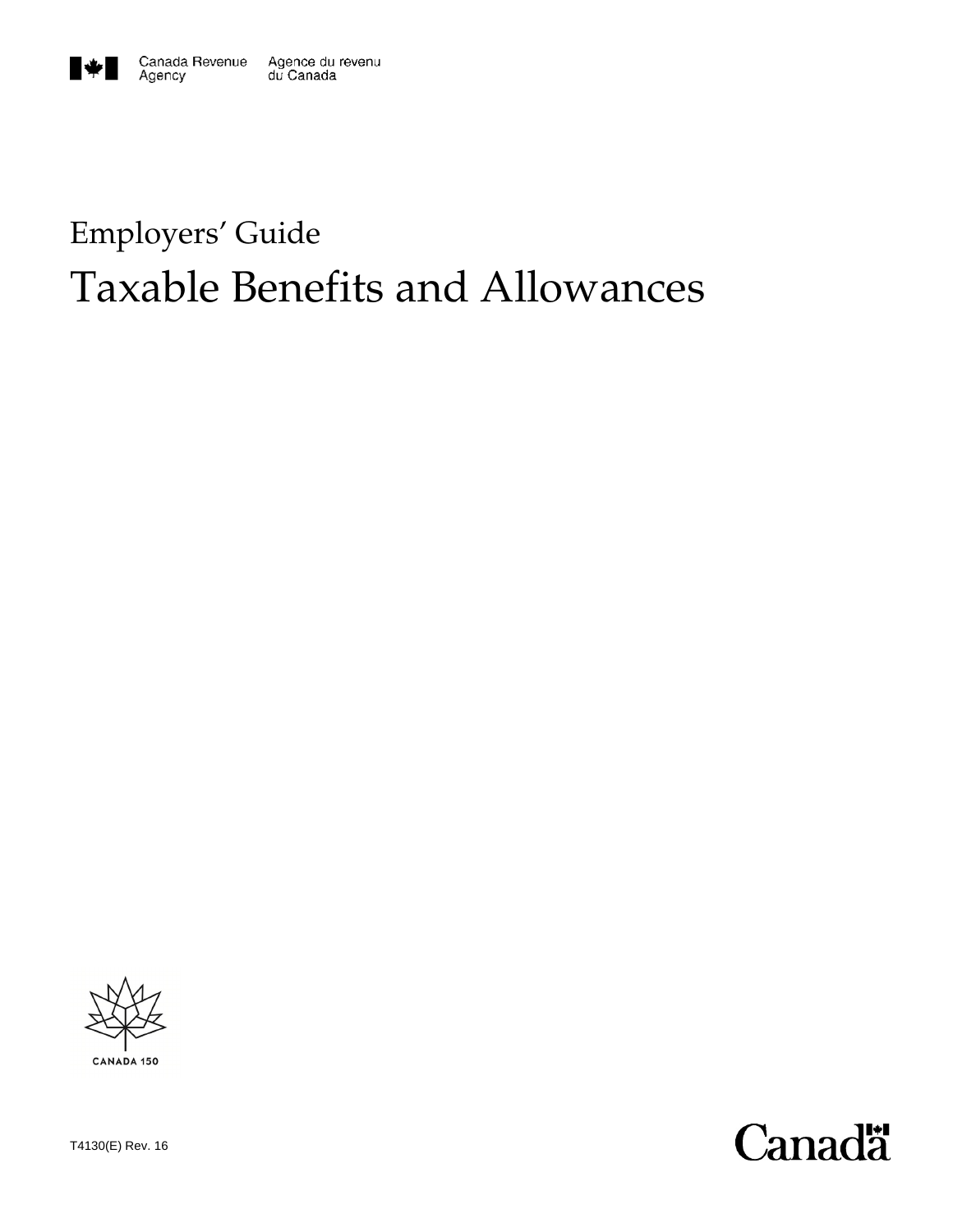Canada Revenue Agency / Agence du revenu du Canada

Employers' Guide

# Taxable Benefits and Allowances

CANADA 150

T4130(E) Rev. 16

Canada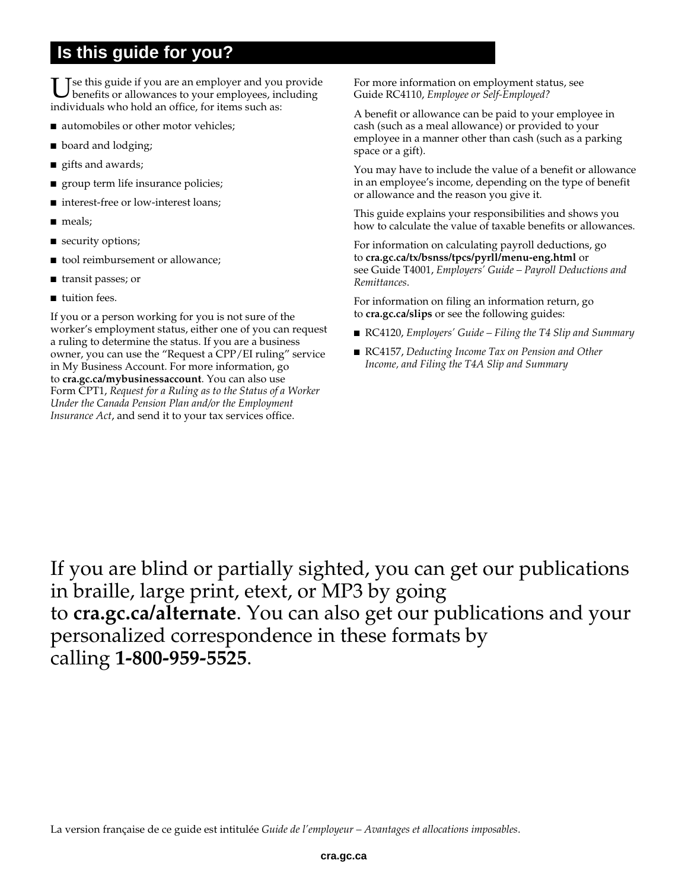## Is this guide for you?

Use this guide if you are an employer and you provide benefits or allowances to your employees, including individuals who hold an office, for items such as:

- automobiles or other motor vehicles;
- board and lodging;
- gifts and awards;
- group term life insurance policies;
- interest-free or low-interest loans;
- meals;
- security options;
- tool reimbursement or allowance;
- transit passes; or
- tuition fees.

If you or a person working for you is not sure of the worker's employment status, either one of you can request a ruling to determine the status. If you are a business owner, you can use the "Request a CPP/EI ruling" service in My Business Account. For more information, go to **cra.gc.ca/mybusinessaccount**. You can also use Form CPT1, *Request for a Ruling as to the Status of a Worker Under the Canada Pension Plan and/or the Employment Insurance Act*, and send it to your tax services office.

For more information on employment status, see Guide RC4110, *Employee or Self-Employed?*

A benefit or allowance can be paid to your employee in cash (such as a meal allowance) or provided to your employee in a manner other than cash (such as a parking space or a gift).

You may have to include the value of a benefit or allowance in an employee's income, depending on the type of benefit or allowance and the reason you give it.

This guide explains your responsibilities and shows you how to calculate the value of taxable benefits or allowances.

For information on calculating payroll deductions, go to **cra.gc.ca/tx/bsnss/tpcs/pyrll/menu-eng.html** or see Guide T4001, *Employers' Guide – Payroll Deductions and Remittances*.

For information on filing an information return, go to **cra.gc.ca/slips** or see the following guides:

- RC4120, *Employers' Guide – Filing the T4 Slip and Summary*
- RC4157, *Deducting Income Tax on Pension and Other Income, and Filing the T4A Slip and Summary*

If you are blind or partially sighted, you can get our publications in braille, large print, etext, or MP3 by going to **cra.gc.ca/alternate**. You can also get our publications and your personalized correspondence in these formats by calling **1-800-959-5525**.

La version française de ce guide est intitulée *Guide de l'employeur – Avantages et allocations imposables*.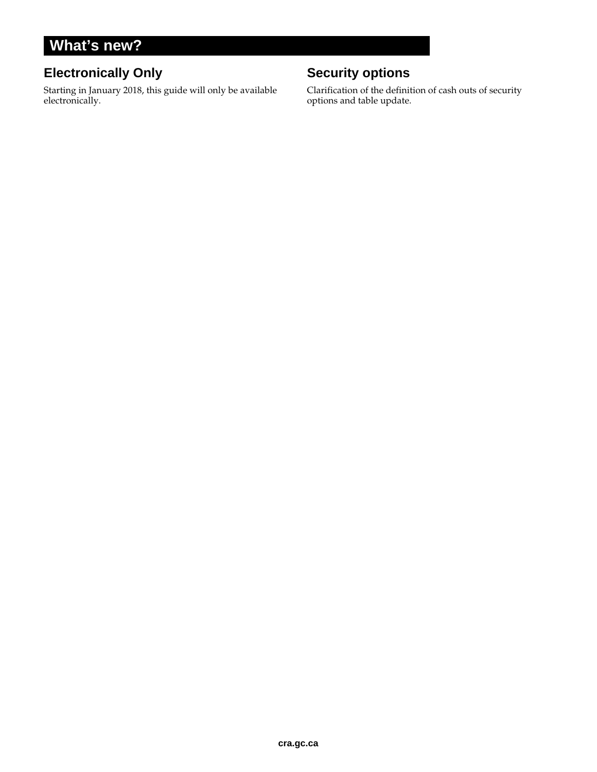# What's new?

## Electronically Only

Starting in January 2018, this guide will only be available electronically.

## Security options

Clarification of the definition of cash outs of security options and table update.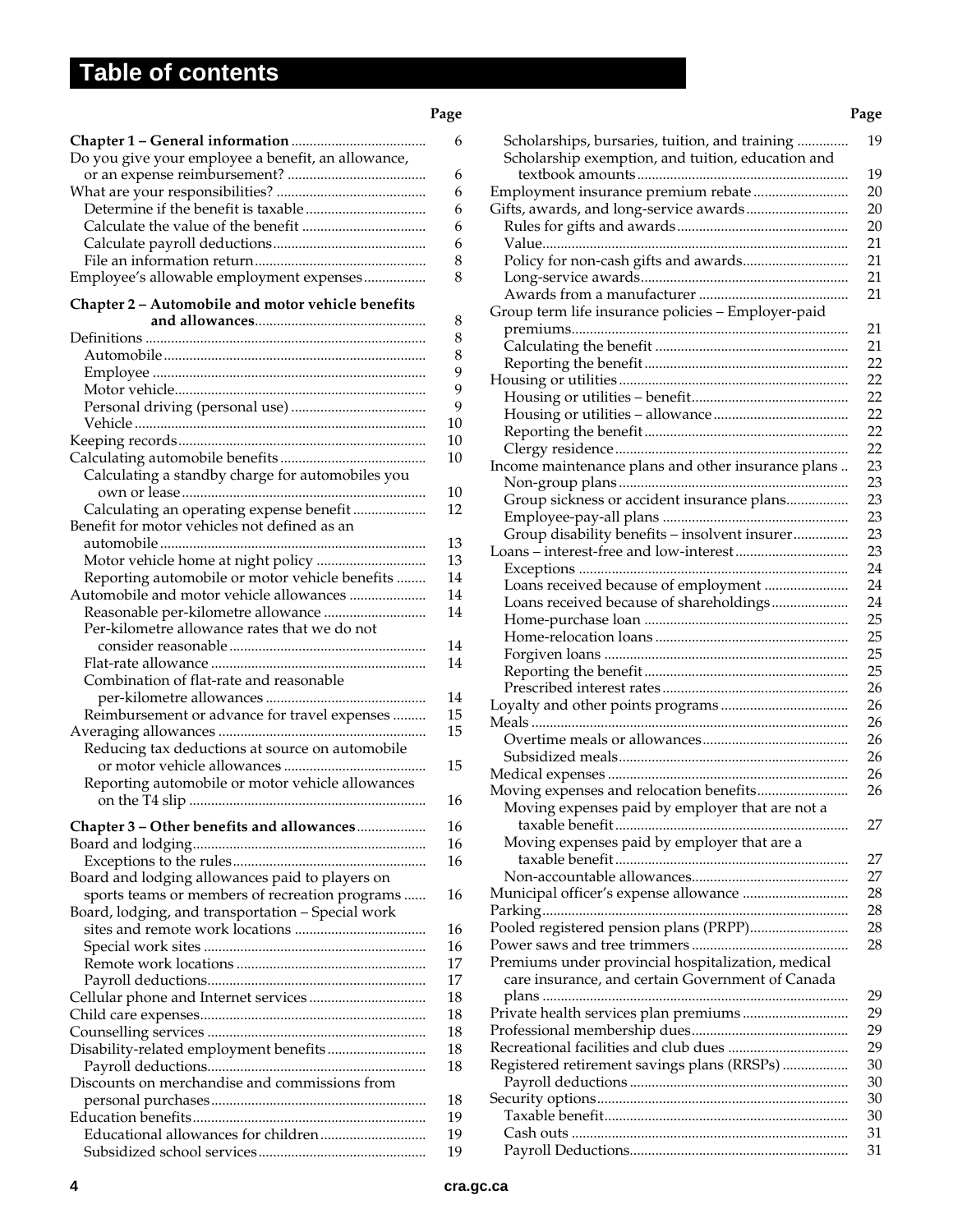# Table of contents

| | Page |
|---|---|
| **Chapter 1 – General information** | 6 |
| Do you give your employee a benefit, an allowance, or an expense reimbursement? | 6 |
| What are your responsibilities? | 6 |
| Determine if the benefit is taxable | 6 |
| Calculate the value of the benefit | 6 |
| Calculate payroll deductions | 6 |
| File an information return | 8 |
| Employee's allowable employment expenses | 8 |
| **Chapter 2 – Automobile and motor vehicle benefits and allowances** | 8 |
| Definitions | 8 |
| Automobile | 8 |
| Employee | 9 |
| Motor vehicle | 9 |
| Personal driving (personal use) | 9 |
| Vehicle | 10 |
| Keeping records | 10 |
| Calculating automobile benefits | 10 |
| Calculating a standby charge for automobiles you own or lease | 10 |
| Calculating an operating expense benefit | 12 |
| Benefit for motor vehicles not defined as an automobile | 13 |
| Motor vehicle home at night policy | 13 |
| Reporting automobile or motor vehicle benefits | 14 |
| Automobile and motor vehicle allowances | 14 |
| Reasonable per-kilometre allowance | 14 |
| Per-kilometre allowance rates that we do not consider reasonable | 14 |
| Flat-rate allowance | 14 |
| Combination of flat-rate and reasonable per-kilometre allowances | 14 |
| Reimbursement or advance for travel expenses | 15 |
| Averaging allowances | 15 |
| Reducing tax deductions at source on automobile or motor vehicle allowances | 15 |
| Reporting automobile or motor vehicle allowances on the T4 slip | 16 |
| **Chapter 3 – Other benefits and allowances** | 16 |
| Board and lodging | 16 |
| Exceptions to the rules | 16 |
| Board and lodging allowances paid to players on sports teams or members of recreation programs | 16 |
| Board, lodging, and transportation – Special work sites and remote work locations | 16 |
| Special work sites | 16 |
| Remote work locations | 17 |
| Payroll deductions | 17 |
| Cellular phone and Internet services | 18 |
| Child care expenses | 18 |
| Counselling services | 18 |
| Disability-related employment benefits | 18 |
| Payroll deductions | 18 |
| Discounts on merchandise and commissions from personal purchases | 18 |
| Education benefits | 19 |
| Educational allowances for children | 19 |
| Subsidized school services | 19 |
| Scholarships, bursaries, tuition, and training | 19 |
| Scholarship exemption, and tuition, education and textbook amounts | 19 |
| Employment insurance premium rebate | 20 |
| Gifts, awards, and long-service awards | 20 |
| Rules for gifts and awards | 20 |
| Value | 21 |
| Policy for non-cash gifts and awards | 21 |
| Long-service awards | 21 |
| Awards from a manufacturer | 21 |
| Group term life insurance policies – Employer-paid premiums | 21 |
| Calculating the benefit | 21 |
| Reporting the benefit | 22 |
| Housing or utilities | 22 |
| Housing or utilities – benefit | 22 |
| Housing or utilities – allowance | 22 |
| Reporting the benefit | 22 |
| Clergy residence | 22 |
| Income maintenance plans and other insurance plans | 23 |
| Non-group plans | 23 |
| Group sickness or accident insurance plans | 23 |
| Employee-pay-all plans | 23 |
| Group disability benefits – insolvent insurer | 23 |
| Loans – interest-free and low-interest | 23 |
| Exceptions | 24 |
| Loans received because of employment | 24 |
| Loans received because of shareholdings | 24 |
| Home-purchase loan | 25 |
| Home-relocation loans | 25 |
| Forgiven loans | 25 |
| Reporting the benefit | 25 |
| Prescribed interest rates | 26 |
| Loyalty and other points programs | 26 |
| Meals | 26 |
| Overtime meals or allowances | 26 |
| Subsidized meals | 26 |
| Medical expenses | 26 |
| Moving expenses and relocation benefits | 26 |
| Moving expenses paid by employer that are not a taxable benefit | 27 |
| Moving expenses paid by employer that are a taxable benefit | 27 |
| Non-accountable allowances | 27 |
| Municipal officer's expense allowance | 28 |
| Parking | 28 |
| Pooled registered pension plans (PRPP) | 28 |
| Power saws and tree trimmers | 28 |
| Premiums under provincial hospitalization, medical care insurance, and certain Government of Canada plans | 29 |
| Private health services plan premiums | 29 |
| Professional membership dues | 29 |
| Recreational facilities and club dues | 29 |
| Registered retirement savings plans (RRSPs) | 30 |
| Payroll deductions | 30 |
| Security options | 30 |
| Taxable benefit | 30 |
| Cash outs | 31 |
| Payroll Deductions | 31 |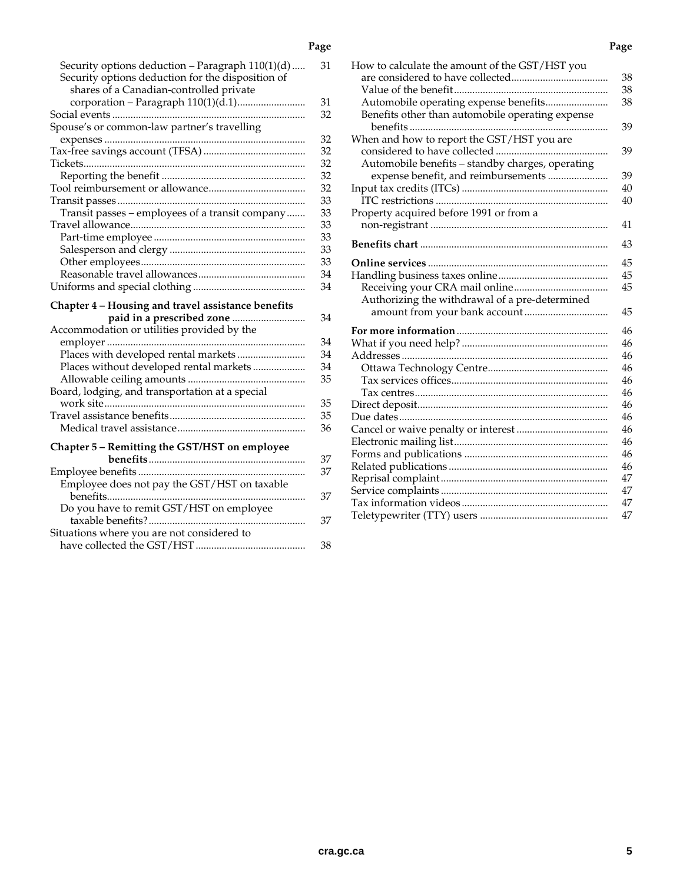| | Page |
|---|---|
| Security options deduction – Paragraph 110(1)(d) | 31 |
| Security options deduction for the disposition of shares of a Canadian-controlled private corporation – Paragraph 110(1)(d.1) | 31 |
| Social events | 32 |
| Spouse's or common-law partner's travelling expenses | 32 |
| Tax-free savings account (TFSA) | 32 |
| Tickets | 32 |
| Reporting the benefit | 32 |
| Tool reimbursement or allowance | 32 |
| Transit passes | 33 |
| Transit passes – employees of a transit company | 33 |
| Travel allowance | 33 |
| Part-time employee | 33 |
| Salesperson and clergy | 33 |
| Other employees | 33 |
| Reasonable travel allowances | 34 |
| Uniforms and special clothing | 34 |
| **Chapter 4 – Housing and travel assistance benefits paid in a prescribed zone** | 34 |
| Accommodation or utilities provided by the employer | 34 |
| Places with developed rental markets | 34 |
| Places without developed rental markets | 34 |
| Allowable ceiling amounts | 35 |
| Board, lodging, and transportation at a special work site | 35 |
| Travel assistance benefits | 35 |
| Medical travel assistance | 36 |
| **Chapter 5 – Remitting the GST/HST on employee benefits** | 37 |
| Employee benefits | 37 |
| Employee does not pay the GST/HST on taxable benefits | 37 |
| Do you have to remit GST/HST on employee taxable benefits? | 37 |
| Situations where you are not considered to have collected the GST/HST | 38 |
| How to calculate the amount of the GST/HST you are considered to have collected | 38 |
| Value of the benefit | 38 |
| Automobile operating expense benefits | 38 |
| Benefits other than automobile operating expense benefits | 39 |
| When and how to report the GST/HST you are considered to have collected | 39 |
| Automobile benefits – standby charges, operating expense benefit, and reimbursements | 39 |
| Input tax credits (ITCs) | 40 |
| ITC restrictions | 40 |
| Property acquired before 1991 or from a non-registrant | 41 |
| **Benefits chart** | 43 |
| **Online services** | 45 |
| Handling business taxes online | 45 |
| Receiving your CRA mail online | 45 |
| Authorizing the withdrawal of a pre-determined amount from your bank account | 45 |
| **For more information** | 46 |
| What if you need help? | 46 |
| Addresses | 46 |
| Ottawa Technology Centre | 46 |
| Tax services offices | 46 |
| Tax centres | 46 |
| Direct deposit | 46 |
| Due dates | 46 |
| Cancel or waive penalty or interest | 46 |
| Electronic mailing list | 46 |
| Forms and publications | 46 |
| Related publications | 46 |
| Reprisal complaint | 47 |
| Service complaints | 47 |
| Tax information videos | 47 |
| Teletypewriter (TTY) users | 47 |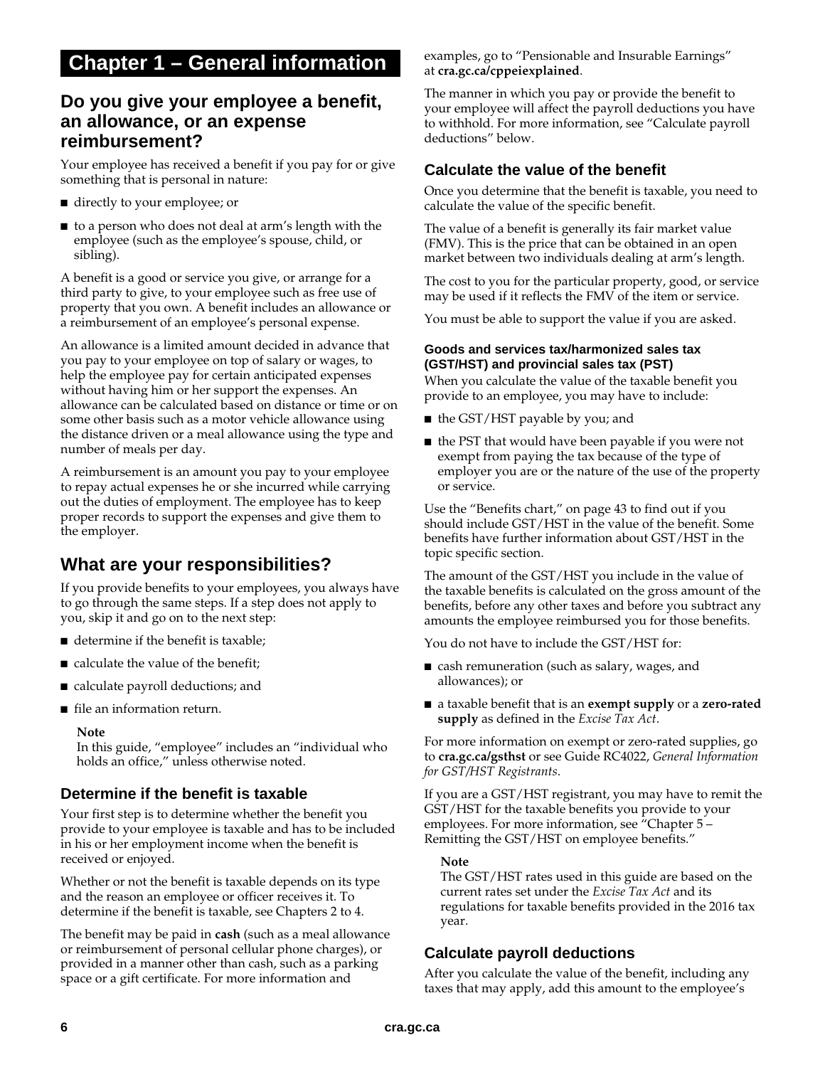# Chapter 1 – General information

## Do you give your employee a benefit, an allowance, or an expense reimbursement?

Your employee has received a benefit if you pay for or give something that is personal in nature:

- directly to your employee; or
- to a person who does not deal at arm's length with the employee (such as the employee's spouse, child, or sibling).

A benefit is a good or service you give, or arrange for a third party to give, to your employee such as free use of property that you own. A benefit includes an allowance or a reimbursement of an employee's personal expense.

An allowance is a limited amount decided in advance that you pay to your employee on top of salary or wages, to help the employee pay for certain anticipated expenses without having him or her support the expenses. An allowance can be calculated based on distance or time or on some other basis such as a motor vehicle allowance using the distance driven or a meal allowance using the type and number of meals per day.

A reimbursement is an amount you pay to your employee to repay actual expenses he or she incurred while carrying out the duties of employment. The employee has to keep proper records to support the expenses and give them to the employer.

## What are your responsibilities?

If you provide benefits to your employees, you always have to go through the same steps. If a step does not apply to you, skip it and go on to the next step:

- determine if the benefit is taxable;
- calculate the value of the benefit;
- calculate payroll deductions; and
- file an information return.

**Note**
In this guide, "employee" includes an "individual who holds an office," unless otherwise noted.

### Determine if the benefit is taxable

Your first step is to determine whether the benefit you provide to your employee is taxable and has to be included in his or her employment income when the benefit is received or enjoyed.

Whether or not the benefit is taxable depends on its type and the reason an employee or officer receives it. To determine if the benefit is taxable, see Chapters 2 to 4.

The benefit may be paid in **cash** (such as a meal allowance or reimbursement of personal cellular phone charges), or provided in a manner other than cash, such as a parking space or a gift certificate. For more information and examples, go to "Pensionable and Insurable Earnings" at **cra.gc.ca/cppeiexplained**.

The manner in which you pay or provide the benefit to your employee will affect the payroll deductions you have to withhold. For more information, see "Calculate payroll deductions" below.

### Calculate the value of the benefit

Once you determine that the benefit is taxable, you need to calculate the value of the specific benefit.

The value of a benefit is generally its fair market value (FMV). This is the price that can be obtained in an open market between two individuals dealing at arm's length.

The cost to you for the particular property, good, or service may be used if it reflects the FMV of the item or service.

You must be able to support the value if you are asked.

#### Goods and services tax/harmonized sales tax (GST/HST) and provincial sales tax (PST)

When you calculate the value of the taxable benefit you provide to an employee, you may have to include:

- the GST/HST payable by you; and
- the PST that would have been payable if you were not exempt from paying the tax because of the type of employer you are or the nature of the use of the property or service.

Use the "Benefits chart," on page 43 to find out if you should include GST/HST in the value of the benefit. Some benefits have further information about GST/HST in the topic specific section.

The amount of the GST/HST you include in the value of the taxable benefits is calculated on the gross amount of the benefits, before any other taxes and before you subtract any amounts the employee reimbursed you for those benefits.

You do not have to include the GST/HST for:

- cash remuneration (such as salary, wages, and allowances); or
- a taxable benefit that is an **exempt supply** or a **zero-rated supply** as defined in the *Excise Tax Act*.

For more information on exempt or zero-rated supplies, go to **cra.gc.ca/gsthst** or see Guide RC4022, *General Information for GST/HST Registrants*.

If you are a GST/HST registrant, you may have to remit the GST/HST for the taxable benefits you provide to your employees. For more information, see "Chapter 5 – Remitting the GST/HST on employee benefits."

**Note**
The GST/HST rates used in this guide are based on the current rates set under the *Excise Tax Act* and its regulations for taxable benefits provided in the 2016 tax year.

### Calculate payroll deductions

After you calculate the value of the benefit, including any taxes that may apply, add this amount to the employee's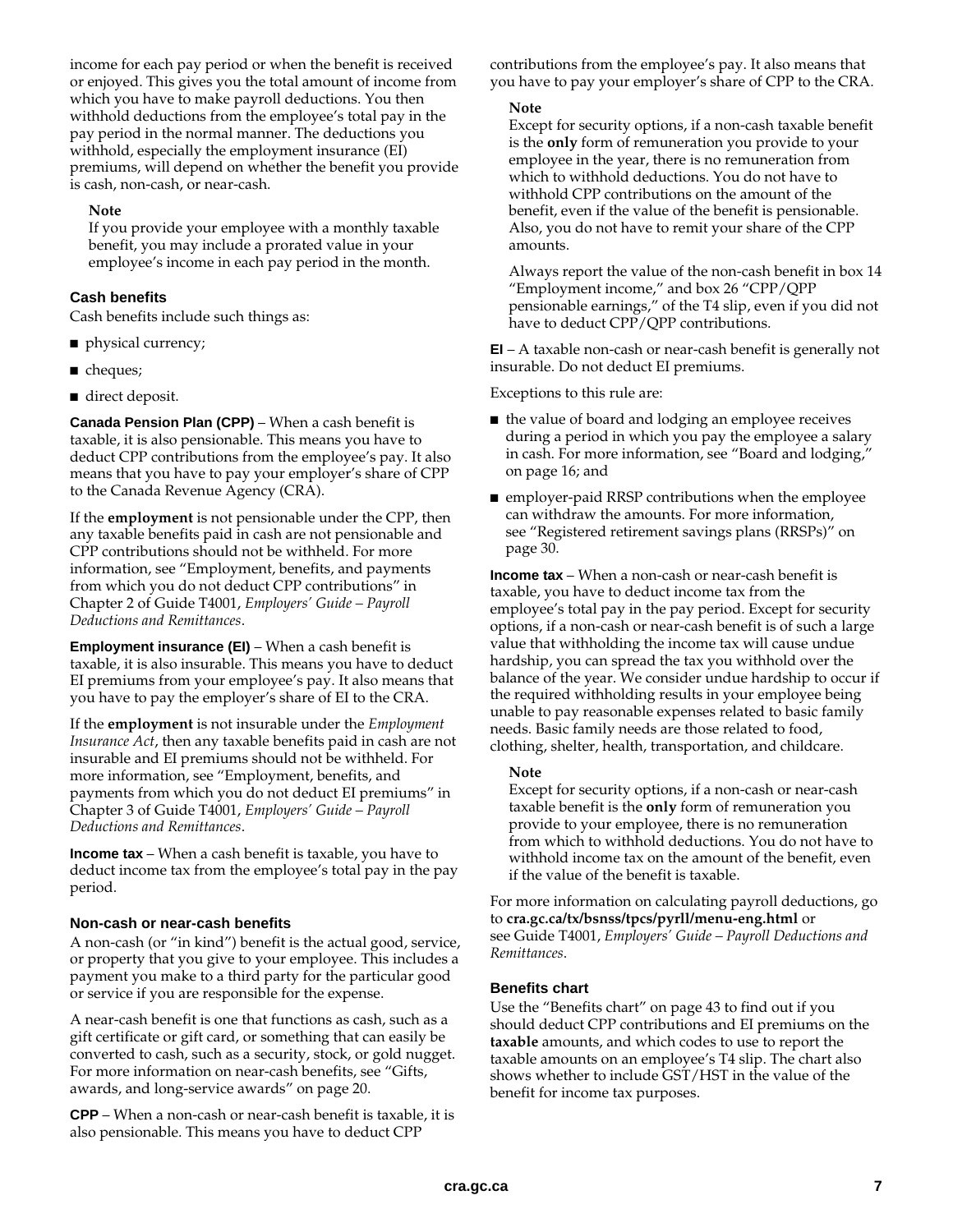income for each pay period or when the benefit is received or enjoyed. This gives you the total amount of income from which you have to make payroll deductions. You then withhold deductions from the employee's total pay in the pay period in the normal manner. The deductions you withhold, especially the employment insurance (EI) premiums, will depend on whether the benefit you provide is cash, non-cash, or near-cash.

**Note**

If you provide your employee with a monthly taxable benefit, you may include a prorated value in your employee's income in each pay period in the month.

### Cash benefits

Cash benefits include such things as:

- physical currency;
- cheques;
- direct deposit.

**Canada Pension Plan (CPP)** – When a cash benefit is taxable, it is also pensionable. This means you have to deduct CPP contributions from the employee's pay. It also means that you have to pay your employer's share of CPP to the Canada Revenue Agency (CRA).

If the **employment** is not pensionable under the CPP, then any taxable benefits paid in cash are not pensionable and CPP contributions should not be withheld. For more information, see "Employment, benefits, and payments from which you do not deduct CPP contributions" in Chapter 2 of Guide T4001, *Employers' Guide – Payroll Deductions and Remittances*.

**Employment insurance (EI)** – When a cash benefit is taxable, it is also insurable. This means you have to deduct EI premiums from your employee's pay. It also means that you have to pay the employer's share of EI to the CRA.

If the **employment** is not insurable under the *Employment Insurance Act*, then any taxable benefits paid in cash are not insurable and EI premiums should not be withheld. For more information, see "Employment, benefits, and payments from which you do not deduct EI premiums" in Chapter 3 of Guide T4001, *Employers' Guide – Payroll Deductions and Remittances*.

**Income tax** – When a cash benefit is taxable, you have to deduct income tax from the employee's total pay in the pay period.

### Non-cash or near-cash benefits

A non-cash (or "in kind") benefit is the actual good, service, or property that you give to your employee. This includes a payment you make to a third party for the particular good or service if you are responsible for the expense.

A near-cash benefit is one that functions as cash, such as a gift certificate or gift card, or something that can easily be converted to cash, such as a security, stock, or gold nugget. For more information on near-cash benefits, see "Gifts, awards, and long-service awards" on page 20.

**CPP** – When a non-cash or near-cash benefit is taxable, it is also pensionable. This means you have to deduct CPP contributions from the employee's pay. It also means that you have to pay your employer's share of CPP to the CRA.

**Note**

Except for security options, if a non-cash taxable benefit is the **only** form of remuneration you provide to your employee in the year, there is no remuneration from which to withhold deductions. You do not have to withhold CPP contributions on the amount of the benefit, even if the value of the benefit is pensionable. Also, you do not have to remit your share of the CPP amounts.

Always report the value of the non-cash benefit in box 14 "Employment income," and box 26 "CPP/QPP pensionable earnings," of the T4 slip, even if you did not have to deduct CPP/QPP contributions.

**EI** – A taxable non-cash or near-cash benefit is generally not insurable. Do not deduct EI premiums.

Exceptions to this rule are:

- the value of board and lodging an employee receives during a period in which you pay the employee a salary in cash. For more information, see "Board and lodging," on page 16; and
- employer-paid RRSP contributions when the employee can withdraw the amounts. For more information, see "Registered retirement savings plans (RRSPs)" on page 30.

**Income tax** – When a non-cash or near-cash benefit is taxable, you have to deduct income tax from the employee's total pay in the pay period. Except for security options, if a non-cash or near-cash benefit is of such a large value that withholding the income tax will cause undue hardship, you can spread the tax you withhold over the balance of the year. We consider undue hardship to occur if the required withholding results in your employee being unable to pay reasonable expenses related to basic family needs. Basic family needs are those related to food, clothing, shelter, health, transportation, and childcare.

**Note**

Except for security options, if a non-cash or near-cash taxable benefit is the **only** form of remuneration you provide to your employee, there is no remuneration from which to withhold deductions. You do not have to withhold income tax on the amount of the benefit, even if the value of the benefit is taxable.

For more information on calculating payroll deductions, go to **cra.gc.ca/tx/bsnss/tpcs/pyrll/menu-eng.html** or see Guide T4001, *Employers' Guide – Payroll Deductions and Remittances*.

### Benefits chart

Use the "Benefits chart" on page 43 to find out if you should deduct CPP contributions and EI premiums on the **taxable** amounts, and which codes to use to report the taxable amounts on an employee's T4 slip. The chart also shows whether to include GST/HST in the value of the benefit for income tax purposes.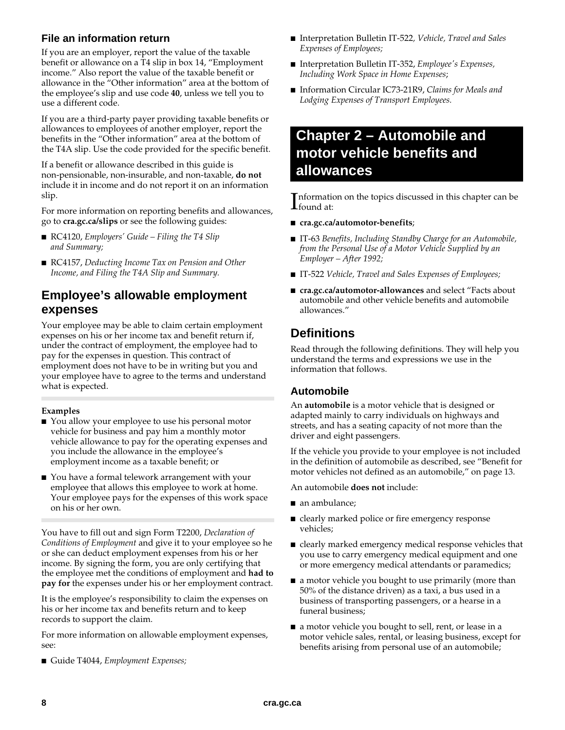### File an information return

If you are an employer, report the value of the taxable benefit or allowance on a T4 slip in box 14, "Employment income." Also report the value of the taxable benefit or allowance in the "Other information" area at the bottom of the employee's slip and use code **40**, unless we tell you to use a different code.

If you are a third-party payer providing taxable benefits or allowances to employees of another employer, report the benefits in the "Other information" area at the bottom of the T4A slip. Use the code provided for the specific benefit.

If a benefit or allowance described in this guide is non-pensionable, non-insurable, and non-taxable, **do not** include it in income and do not report it on an information slip.

For more information on reporting benefits and allowances, go to **cra.gc.ca/slips** or see the following guides:

- RC4120, *Employers' Guide – Filing the T4 Slip and Summary;*
- RC4157, *Deducting Income Tax on Pension and Other Income, and Filing the T4A Slip and Summary.*

## Employee's allowable employment expenses

Your employee may be able to claim certain employment expenses on his or her income tax and benefit return if, under the contract of employment, the employee had to pay for the expenses in question. This contract of employment does not have to be in writing but you and your employee have to agree to the terms and understand what is expected.

**Examples**

- You allow your employee to use his personal motor vehicle for business and pay him a monthly motor vehicle allowance to pay for the operating expenses and you include the allowance in the employee's employment income as a taxable benefit; or
- You have a formal telework arrangement with your employee that allows this employee to work at home. Your employee pays for the expenses of this work space on his or her own.

You have to fill out and sign Form T2200, *Declaration of Conditions of Employment* and give it to your employee so he or she can deduct employment expenses from his or her income. By signing the form, you are only certifying that the employee met the conditions of employment and **had to pay for** the expenses under his or her employment contract.

It is the employee's responsibility to claim the expenses on his or her income tax and benefits return and to keep records to support the claim.

For more information on allowable employment expenses, see:

- Guide T4044, *Employment Expenses;*
- Interpretation Bulletin IT-522, *Vehicle, Travel and Sales Expenses of Employees;*
- Interpretation Bulletin IT-352, *Employee's Expenses, Including Work Space in Home Expenses*;
- Information Circular IC73-21R9, *Claims for Meals and Lodging Expenses of Transport Employees.*

# Chapter 2 – Automobile and motor vehicle benefits and allowances

Information on the topics discussed in this chapter can be found at:

- **cra.gc.ca/automotor-benefits**;
- IT-63 *Benefits, Including Standby Charge for an Automobile, from the Personal Use of a Motor Vehicle Supplied by an Employer – After 1992;*
- IT-522 *Vehicle, Travel and Sales Expenses of Employees;*
- **cra.gc.ca/automotor-allowances** and select "Facts about automobile and other vehicle benefits and automobile allowances."

## Definitions

Read through the following definitions. They will help you understand the terms and expressions we use in the information that follows.

### Automobile

An **automobile** is a motor vehicle that is designed or adapted mainly to carry individuals on highways and streets, and has a seating capacity of not more than the driver and eight passengers.

If the vehicle you provide to your employee is not included in the definition of automobile as described, see "Benefit for motor vehicles not defined as an automobile," on page 13.

An automobile **does not** include:

- an ambulance;
- clearly marked police or fire emergency response vehicles;
- clearly marked emergency medical response vehicles that you use to carry emergency medical equipment and one or more emergency medical attendants or paramedics;
- a motor vehicle you bought to use primarily (more than 50% of the distance driven) as a taxi, a bus used in a business of transporting passengers, or a hearse in a funeral business;
- a motor vehicle you bought to sell, rent, or lease in a motor vehicle sales, rental, or leasing business, except for benefits arising from personal use of an automobile;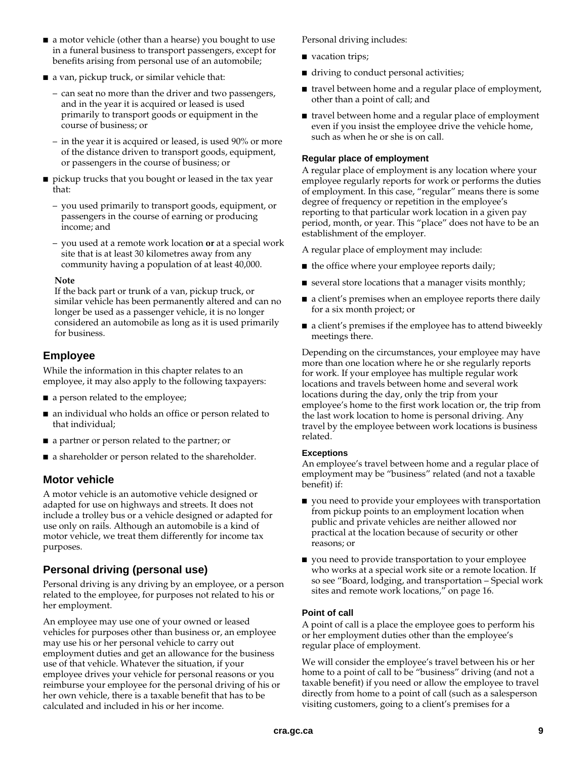- a motor vehicle (other than a hearse) you bought to use in a funeral business to transport passengers, except for benefits arising from personal use of an automobile;
- a van, pickup truck, or similar vehicle that:
  - can seat no more than the driver and two passengers, and in the year it is acquired or leased is used primarily to transport goods or equipment in the course of business; or
  - in the year it is acquired or leased, is used 90% or more of the distance driven to transport goods, equipment, or passengers in the course of business; or
- pickup trucks that you bought or leased in the tax year that:
  - you used primarily to transport goods, equipment, or passengers in the course of earning or producing income; and
  - you used at a remote work location **or** at a special work site that is at least 30 kilometres away from any community having a population of at least 40,000.

**Note**
If the back part or trunk of a van, pickup truck, or similar vehicle has been permanently altered and can no longer be used as a passenger vehicle, it is no longer considered an automobile as long as it is used primarily for business.

## Employee

While the information in this chapter relates to an employee, it may also apply to the following taxpayers:

- a person related to the employee;
- an individual who holds an office or person related to that individual;
- a partner or person related to the partner; or
- a shareholder or person related to the shareholder.

## Motor vehicle

A motor vehicle is an automotive vehicle designed or adapted for use on highways and streets. It does not include a trolley bus or a vehicle designed or adapted for use only on rails. Although an automobile is a kind of motor vehicle, we treat them differently for income tax purposes.

## Personal driving (personal use)

Personal driving is any driving by an employee, or a person related to the employee, for purposes not related to his or her employment.

An employee may use one of your owned or leased vehicles for purposes other than business or, an employee may use his or her personal vehicle to carry out employment duties and get an allowance for the business use of that vehicle. Whatever the situation, if your employee drives your vehicle for personal reasons or you reimburse your employee for the personal driving of his or her own vehicle, there is a taxable benefit that has to be calculated and included in his or her income.

Personal driving includes:

- vacation trips;
- driving to conduct personal activities;
- travel between home and a regular place of employment, other than a point of call; and
- travel between home and a regular place of employment even if you insist the employee drive the vehicle home, such as when he or she is on call.

### Regular place of employment

A regular place of employment is any location where your employee regularly reports for work or performs the duties of employment. In this case, "regular" means there is some degree of frequency or repetition in the employee's reporting to that particular work location in a given pay period, month, or year. This "place" does not have to be an establishment of the employer.

A regular place of employment may include:

- the office where your employee reports daily;
- several store locations that a manager visits monthly;
- a client's premises when an employee reports there daily for a six month project; or
- a client's premises if the employee has to attend biweekly meetings there.

Depending on the circumstances, your employee may have more than one location where he or she regularly reports for work. If your employee has multiple regular work locations and travels between home and several work locations during the day, only the trip from your employee's home to the first work location or, the trip from the last work location to home is personal driving. Any travel by the employee between work locations is business related.

#### Exceptions

An employee's travel between home and a regular place of employment may be "business" related (and not a taxable benefit) if:

- you need to provide your employees with transportation from pickup points to an employment location when public and private vehicles are neither allowed nor practical at the location because of security or other reasons; or
- you need to provide transportation to your employee who works at a special work site or a remote location. If so see "Board, lodging, and transportation – Special work sites and remote work locations," on page 16.

### Point of call

A point of call is a place the employee goes to perform his or her employment duties other than the employee's regular place of employment.

We will consider the employee's travel between his or her home to a point of call to be "business" driving (and not a taxable benefit) if you need or allow the employee to travel directly from home to a point of call (such as a salesperson visiting customers, going to a client's premises for a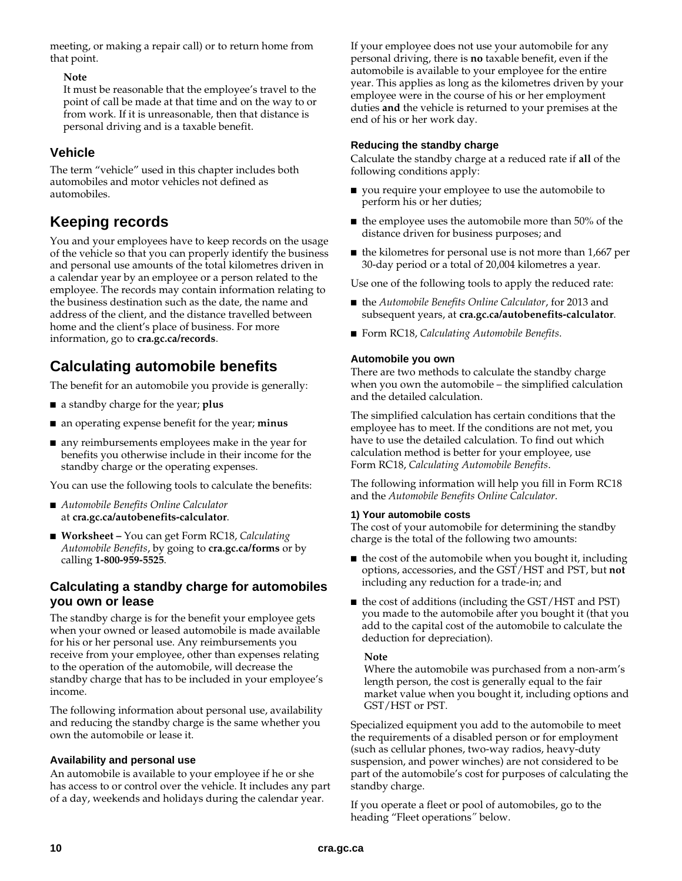meeting, or making a repair call) or to return home from that point.

**Note**
It must be reasonable that the employee's travel to the point of call be made at that time and on the way to or from work. If it is unreasonable, then that distance is personal driving and is a taxable benefit.

### Vehicle

The term "vehicle" used in this chapter includes both automobiles and motor vehicles not defined as automobiles.

## Keeping records

You and your employees have to keep records on the usage of the vehicle so that you can properly identify the business and personal use amounts of the total kilometres driven in a calendar year by an employee or a person related to the employee. The records may contain information relating to the business destination such as the date, the name and address of the client, and the distance travelled between home and the client's place of business. For more information, go to **cra.gc.ca/records**.

## Calculating automobile benefits

The benefit for an automobile you provide is generally:

- a standby charge for the year; **plus**
- an operating expense benefit for the year; **minus**
- any reimbursements employees make in the year for benefits you otherwise include in their income for the standby charge or the operating expenses.

You can use the following tools to calculate the benefits:

- *Automobile Benefits Online Calculator* at **cra.gc.ca/autobenefits-calculator**.
- **Worksheet –** You can get Form RC18, *Calculating Automobile Benefits*, by going to **cra.gc.ca/forms** or by calling **1-800-959-5525**.

### Calculating a standby charge for automobiles you own or lease

The standby charge is for the benefit your employee gets when your owned or leased automobile is made available for his or her personal use. Any reimbursements you receive from your employee, other than expenses relating to the operation of the automobile, will decrease the standby charge that has to be included in your employee's income.

The following information about personal use, availability and reducing the standby charge is the same whether you own the automobile or lease it.

#### Availability and personal use

An automobile is available to your employee if he or she has access to or control over the vehicle. It includes any part of a day, weekends and holidays during the calendar year.

If your employee does not use your automobile for any personal driving, there is **no** taxable benefit, even if the automobile is available to your employee for the entire year. This applies as long as the kilometres driven by your employee were in the course of his or her employment duties **and** the vehicle is returned to your premises at the end of his or her work day.

#### Reducing the standby charge

Calculate the standby charge at a reduced rate if **all** of the following conditions apply:

- you require your employee to use the automobile to perform his or her duties;
- the employee uses the automobile more than 50% of the distance driven for business purposes; and
- the kilometres for personal use is not more than 1,667 per 30-day period or a total of 20,004 kilometres a year.

Use one of the following tools to apply the reduced rate:

- the *Automobile Benefits Online Calculator*, for 2013 and subsequent years, at **cra.gc.ca/autobenefits-calculator**.
- Form RC18, *Calculating Automobile Benefits*.

#### Automobile you own

There are two methods to calculate the standby charge when you own the automobile – the simplified calculation and the detailed calculation.

The simplified calculation has certain conditions that the employee has to meet. If the conditions are not met, you have to use the detailed calculation. To find out which calculation method is better for your employee, use Form RC18, *Calculating Automobile Benefits*.

The following information will help you fill in Form RC18 and the *Automobile Benefits Online Calculator*.

**1) Your automobile costs**
The cost of your automobile for determining the standby charge is the total of the following two amounts:

- the cost of the automobile when you bought it, including options, accessories, and the GST/HST and PST, but **not** including any reduction for a trade-in; and
- the cost of additions (including the GST/HST and PST) you made to the automobile after you bought it (that you add to the capital cost of the automobile to calculate the deduction for depreciation).

**Note**
Where the automobile was purchased from a non-arm's length person, the cost is generally equal to the fair market value when you bought it, including options and GST/HST or PST.

Specialized equipment you add to the automobile to meet the requirements of a disabled person or for employment (such as cellular phones, two-way radios, heavy-duty suspension, and power winches) are not considered to be part of the automobile's cost for purposes of calculating the standby charge.

If you operate a fleet or pool of automobiles, go to the heading "Fleet operations" below.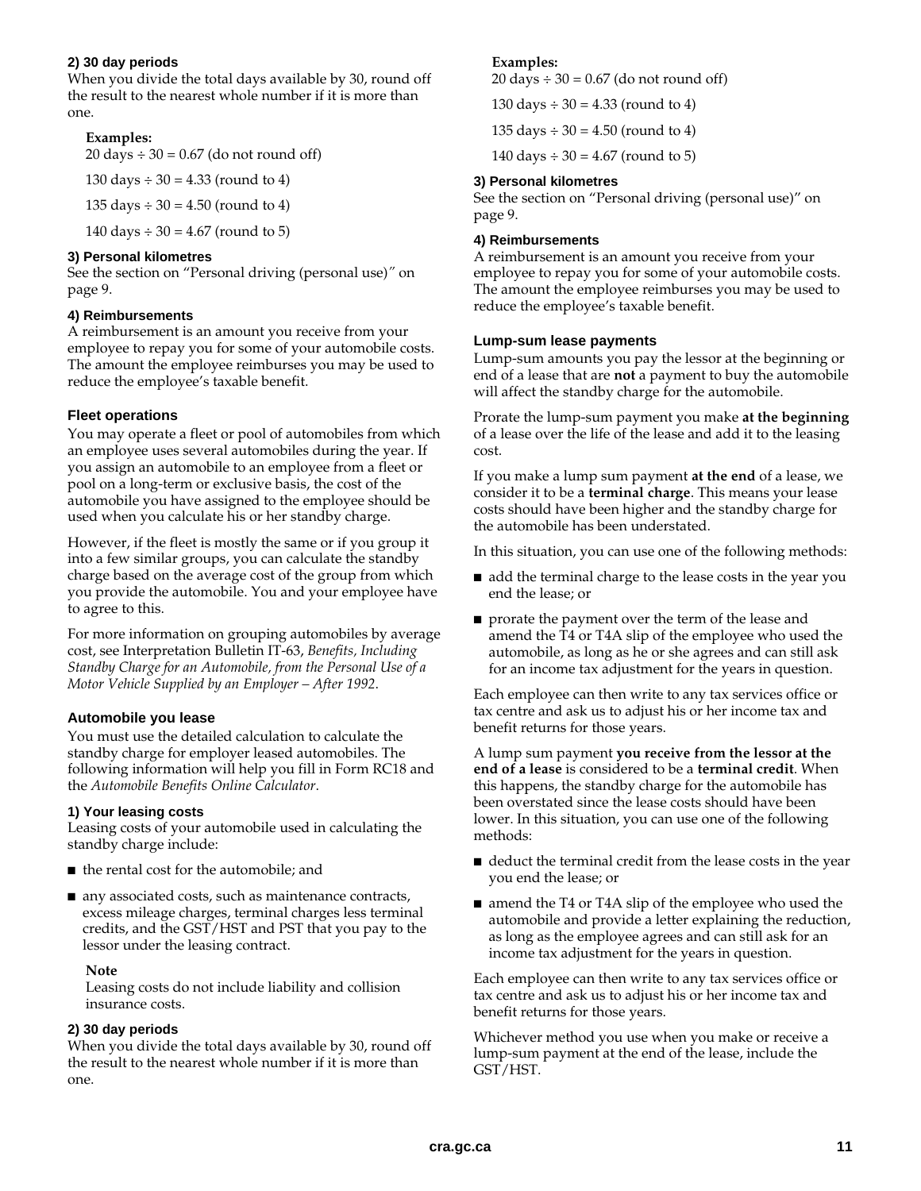#### 2) 30 day periods

When you divide the total days available by 30, round off the result to the nearest whole number if it is more than one.

**Examples:**

20 days ÷ 30 = 0.67 (do not round off)

130 days ÷ 30 = 4.33 (round to 4)

135 days ÷ 30 = 4.50 (round to 4)

140 days ÷ 30 = 4.67 (round to 5)

#### 3) Personal kilometres

See the section on "Personal driving (personal use)" on page 9.

#### 4) Reimbursements

A reimbursement is an amount you receive from your employee to repay you for some of your automobile costs. The amount the employee reimburses you may be used to reduce the employee's taxable benefit.

### Fleet operations

You may operate a fleet or pool of automobiles from which an employee uses several automobiles during the year. If you assign an automobile to an employee from a fleet or pool on a long-term or exclusive basis, the cost of the automobile you have assigned to the employee should be used when you calculate his or her standby charge.

However, if the fleet is mostly the same or if you group it into a few similar groups, you can calculate the standby charge based on the average cost of the group from which you provide the automobile. You and your employee have to agree to this.

For more information on grouping automobiles by average cost, see Interpretation Bulletin IT-63, *Benefits, Including Standby Charge for an Automobile, from the Personal Use of a Motor Vehicle Supplied by an Employer – After 1992*.

### Automobile you lease

You must use the detailed calculation to calculate the standby charge for employer leased automobiles. The following information will help you fill in Form RC18 and the *Automobile Benefits Online Calculator*.

#### 1) Your leasing costs

Leasing costs of your automobile used in calculating the standby charge include:

- the rental cost for the automobile; and
- any associated costs, such as maintenance contracts, excess mileage charges, terminal charges less terminal credits, and the GST/HST and PST that you pay to the lessor under the leasing contract.

**Note**

Leasing costs do not include liability and collision insurance costs.

#### 2) 30 day periods

When you divide the total days available by 30, round off the result to the nearest whole number if it is more than one.

**Examples:**

20 days ÷ 30 = 0.67 (do not round off)

130 days ÷ 30 = 4.33 (round to 4)

135 days ÷ 30 = 4.50 (round to 4)

140 days ÷ 30 = 4.67 (round to 5)

#### 3) Personal kilometres

See the section on "Personal driving (personal use)" on page 9.

#### 4) Reimbursements

A reimbursement is an amount you receive from your employee to repay you for some of your automobile costs. The amount the employee reimburses you may be used to reduce the employee's taxable benefit.

### Lump-sum lease payments

Lump-sum amounts you pay the lessor at the beginning or end of a lease that are **not** a payment to buy the automobile will affect the standby charge for the automobile.

Prorate the lump-sum payment you make **at the beginning** of a lease over the life of the lease and add it to the leasing cost.

If you make a lump sum payment **at the end** of a lease, we consider it to be a **terminal charge**. This means your lease costs should have been higher and the standby charge for the automobile has been understated.

In this situation, you can use one of the following methods:

- add the terminal charge to the lease costs in the year you end the lease; or
- prorate the payment over the term of the lease and amend the T4 or T4A slip of the employee who used the automobile, as long as he or she agrees and can still ask for an income tax adjustment for the years in question.

Each employee can then write to any tax services office or tax centre and ask us to adjust his or her income tax and benefit returns for those years.

A lump sum payment **you receive from the lessor at the end of a lease** is considered to be a **terminal credit**. When this happens, the standby charge for the automobile has been overstated since the lease costs should have been lower. In this situation, you can use one of the following methods:

- deduct the terminal credit from the lease costs in the year you end the lease; or
- amend the T4 or T4A slip of the employee who used the automobile and provide a letter explaining the reduction, as long as the employee agrees and can still ask for an income tax adjustment for the years in question.

Each employee can then write to any tax services office or tax centre and ask us to adjust his or her income tax and benefit returns for those years.

Whichever method you use when you make or receive a lump-sum payment at the end of the lease, include the GST/HST.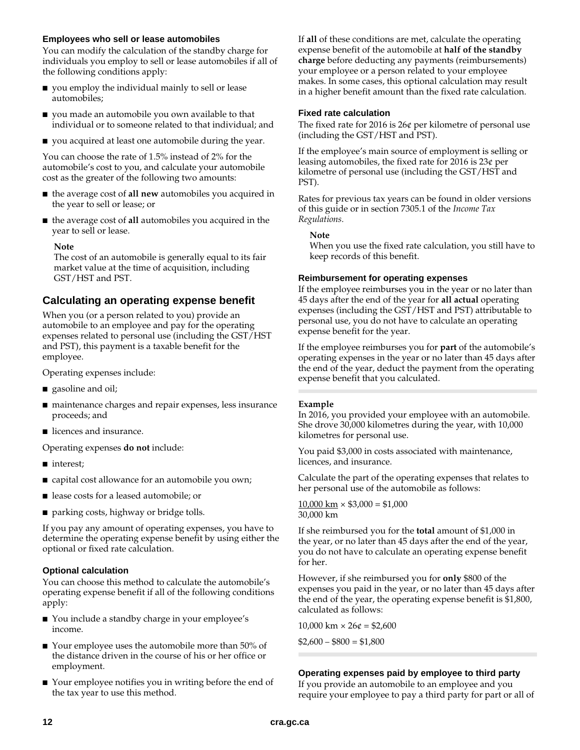### Employees who sell or lease automobiles

You can modify the calculation of the standby charge for individuals you employ to sell or lease automobiles if all of the following conditions apply:

- you employ the individual mainly to sell or lease automobiles;
- you made an automobile you own available to that individual or to someone related to that individual; and
- you acquired at least one automobile during the year.

You can choose the rate of 1.5% instead of 2% for the automobile's cost to you, and calculate your automobile cost as the greater of the following two amounts:

- the average cost of **all new** automobiles you acquired in the year to sell or lease; or
- the average cost of **all** automobiles you acquired in the year to sell or lease.

> **Note**
> The cost of an automobile is generally equal to its fair market value at the time of acquisition, including GST/HST and PST.

## Calculating an operating expense benefit

When you (or a person related to you) provide an automobile to an employee and pay for the operating expenses related to personal use (including the GST/HST and PST), this payment is a taxable benefit for the employee.

Operating expenses include:

- gasoline and oil;
- maintenance charges and repair expenses, less insurance proceeds; and
- licences and insurance.

Operating expenses **do not** include:

- interest;
- capital cost allowance for an automobile you own;
- lease costs for a leased automobile; or
- parking costs, highway or bridge tolls.

If you pay any amount of operating expenses, you have to determine the operating expense benefit by using either the optional or fixed rate calculation.

### Optional calculation

You can choose this method to calculate the automobile's operating expense benefit if all of the following conditions apply:

- You include a standby charge in your employee's income.
- Your employee uses the automobile more than 50% of the distance driven in the course of his or her office or employment.
- Your employee notifies you in writing before the end of the tax year to use this method.

If **all** of these conditions are met, calculate the operating expense benefit of the automobile at **half of the standby charge** before deducting any payments (reimbursements) your employee or a person related to your employee makes. In some cases, this optional calculation may result in a higher benefit amount than the fixed rate calculation.

### Fixed rate calculation

The fixed rate for 2016 is 26¢ per kilometre of personal use (including the GST/HST and PST).

If the employee's main source of employment is selling or leasing automobiles, the fixed rate for 2016 is 23¢ per kilometre of personal use (including the GST/HST and PST).

Rates for previous tax years can be found in older versions of this guide or in section 7305.1 of the *Income Tax Regulations*.

> **Note**
> When you use the fixed rate calculation, you still have to keep records of this benefit.

### Reimbursement for operating expenses

If the employee reimburses you in the year or no later than 45 days after the end of the year for **all actual** operating expenses (including the GST/HST and PST) attributable to personal use, you do not have to calculate an operating expense benefit for the year.

If the employee reimburses you for **part** of the automobile's operating expenses in the year or no later than 45 days after the end of the year, deduct the payment from the operating expense benefit that you calculated.

---

**Example**

In 2016, you provided your employee with an automobile. She drove 30,000 kilometres during the year, with 10,000 kilometres for personal use.

You paid $3,000 in costs associated with maintenance, licences, and insurance.

Calculate the part of the operating expenses that relates to her personal use of the automobile as follows:

$$\frac{10,000 \text{ km}}{30,000 \text{ km}} \times \$3,000 = \$1,000$$

If she reimbursed you for the **total** amount of $1,000 in the year, or no later than 45 days after the end of the year, you do not have to calculate an operating expense benefit for her.

However, if she reimbursed you for **only** $800 of the expenses you paid in the year, or no later than 45 days after the end of the year, the operating expense benefit is $1,800, calculated as follows:

10,000 km × 26¢ = $2,600

$2,600 – $800 = $1,800

---

### Operating expenses paid by employee to third party

If you provide an automobile to an employee and you require your employee to pay a third party for part or all of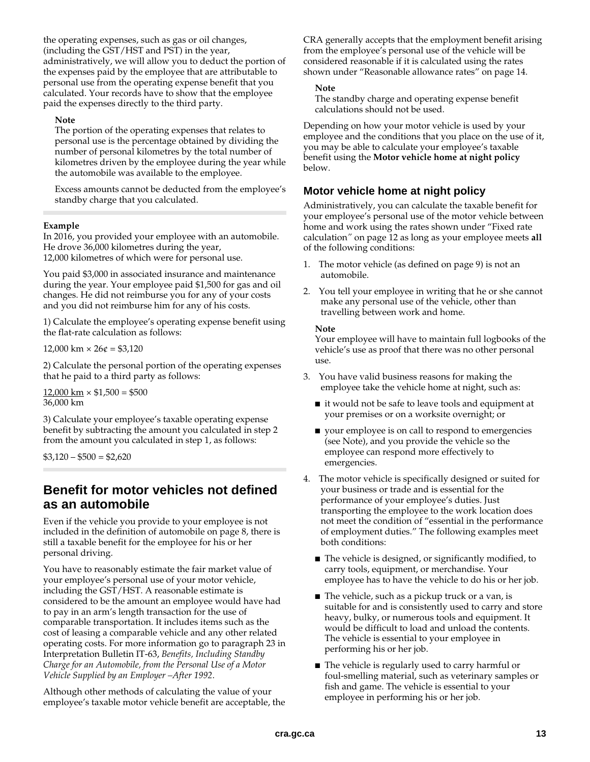the operating expenses, such as gas or oil changes, (including the GST/HST and PST) in the year, administratively, we will allow you to deduct the portion of the expenses paid by the employee that are attributable to personal use from the operating expense benefit that you calculated. Your records have to show that the employee paid the expenses directly to the third party.

**Note**

The portion of the operating expenses that relates to personal use is the percentage obtained by dividing the number of personal kilometres by the total number of kilometres driven by the employee during the year while the automobile was available to the employee.

Excess amounts cannot be deducted from the employee's standby charge that you calculated.

**Example**

In 2016, you provided your employee with an automobile. He drove 36,000 kilometres during the year, 12,000 kilometres of which were for personal use.

You paid $3,000 in associated insurance and maintenance during the year. Your employee paid $1,500 for gas and oil changes. He did not reimburse you for any of your costs and you did not reimburse him for any of his costs.

1) Calculate the employee's operating expense benefit using the flat-rate calculation as follows:

12,000 km × 26¢ = $3,120

2) Calculate the personal portion of the operating expenses that he paid to a third party as follows:

$\frac{12,000 \text{ km}}{36,000 \text{ km}} \times \$1,500 = \$500$

3) Calculate your employee's taxable operating expense benefit by subtracting the amount you calculated in step 2 from the amount you calculated in step 1, as follows:

$3,120 – $500 = $2,620

## Benefit for motor vehicles not defined as an automobile

Even if the vehicle you provide to your employee is not included in the definition of automobile on page 8, there is still a taxable benefit for the employee for his or her personal driving.

You have to reasonably estimate the fair market value of your employee's personal use of your motor vehicle, including the GST/HST. A reasonable estimate is considered to be the amount an employee would have had to pay in an arm's length transaction for the use of comparable transportation. It includes items such as the cost of leasing a comparable vehicle and any other related operating costs. For more information go to paragraph 23 in Interpretation Bulletin IT-63, *Benefits, Including Standby Charge for an Automobile, from the Personal Use of a Motor Vehicle Supplied by an Employer –After 1992*.

Although other methods of calculating the value of your employee's taxable motor vehicle benefit are acceptable, the CRA generally accepts that the employment benefit arising from the employee's personal use of the vehicle will be considered reasonable if it is calculated using the rates shown under "Reasonable allowance rates" on page 14.

**Note**

The standby charge and operating expense benefit calculations should not be used.

Depending on how your motor vehicle is used by your employee and the conditions that you place on the use of it, you may be able to calculate your employee's taxable benefit using the **Motor vehicle home at night policy** below.

### Motor vehicle home at night policy

Administratively, you can calculate the taxable benefit for your employee's personal use of the motor vehicle between home and work using the rates shown under "Fixed rate calculation" on page 12 as long as your employee meets **all** of the following conditions:

1. The motor vehicle (as defined on page 9) is not an automobile.
2. You tell your employee in writing that he or she cannot make any personal use of the vehicle, other than travelling between work and home.

   **Note**

   Your employee will have to maintain full logbooks of the vehicle's use as proof that there was no other personal use.
3. You have valid business reasons for making the employee take the vehicle home at night, such as:
   - it would not be safe to leave tools and equipment at your premises or on a worksite overnight; or
   - your employee is on call to respond to emergencies (see Note), and you provide the vehicle so the employee can respond more effectively to emergencies.
4. The motor vehicle is specifically designed or suited for your business or trade and is essential for the performance of your employee's duties. Just transporting the employee to the work location does not meet the condition of "essential in the performance of employment duties." The following examples meet both conditions:
   - The vehicle is designed, or significantly modified, to carry tools, equipment, or merchandise. Your employee has to have the vehicle to do his or her job.
   - The vehicle, such as a pickup truck or a van, is suitable for and is consistently used to carry and store heavy, bulky, or numerous tools and equipment. It would be difficult to load and unload the contents. The vehicle is essential to your employee in performing his or her job.
   - The vehicle is regularly used to carry harmful or foul-smelling material, such as veterinary samples or fish and game. The vehicle is essential to your employee in performing his or her job.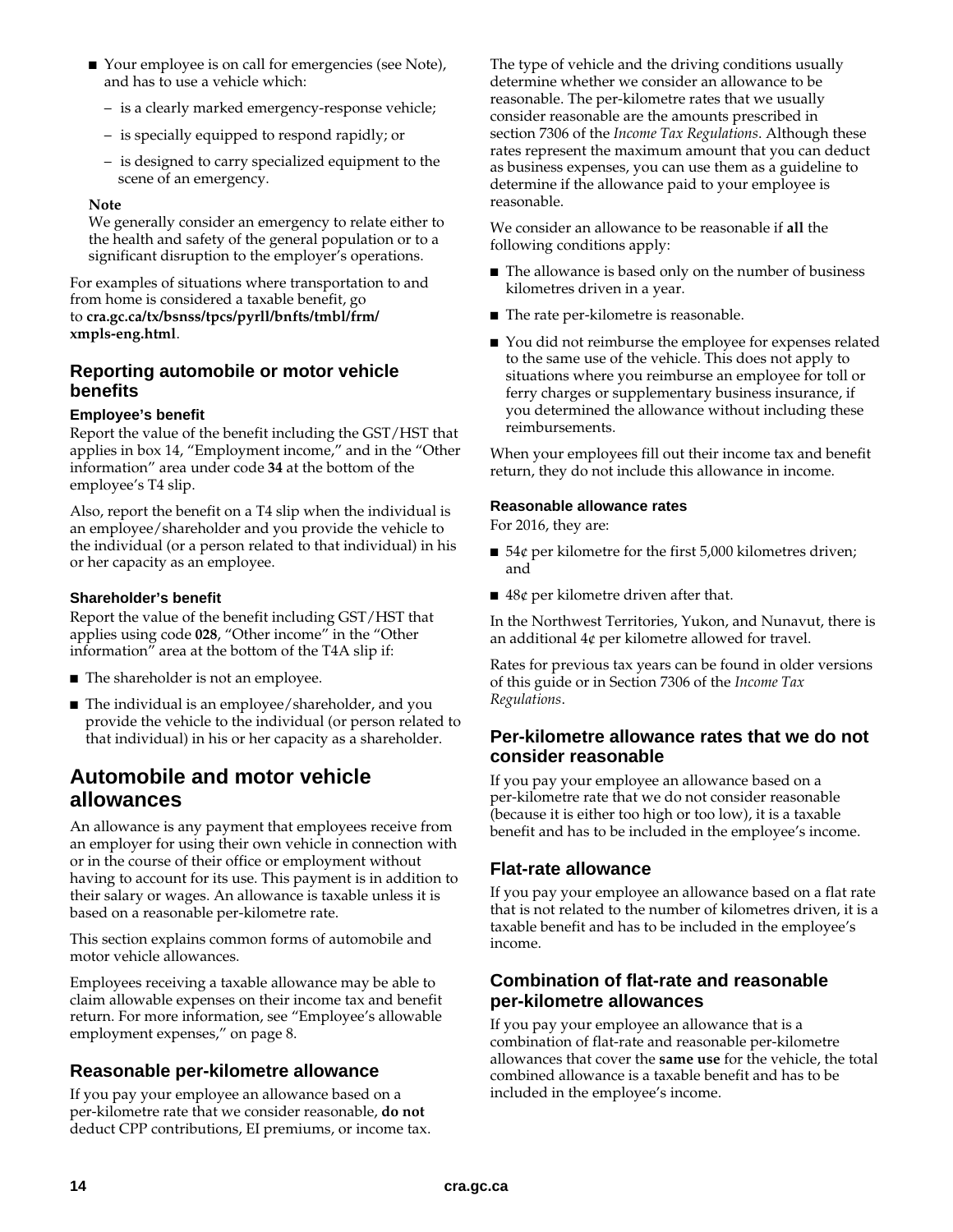- Your employee is on call for emergencies (see Note), and has to use a vehicle which:
  - is a clearly marked emergency-response vehicle;
  - is specially equipped to respond rapidly; or
  - is designed to carry specialized equipment to the scene of an emergency.

**Note**
We generally consider an emergency to relate either to the health and safety of the general population or to a significant disruption to the employer's operations.

For examples of situations where transportation to and from home is considered a taxable benefit, go to **cra.gc.ca/tx/bsnss/tpcs/pyrll/bnfts/tmbl/frm/xmpls-eng.html**.

### Reporting automobile or motor vehicle benefits

#### Employee's benefit

Report the value of the benefit including the GST/HST that applies in box 14, "Employment income," and in the "Other information" area under code **34** at the bottom of the employee's T4 slip.

Also, report the benefit on a T4 slip when the individual is an employee/shareholder and you provide the vehicle to the individual (or a person related to that individual) in his or her capacity as an employee.

#### Shareholder's benefit

Report the value of the benefit including GST/HST that applies using code **028**, "Other income" in the "Other information" area at the bottom of the T4A slip if:

- The shareholder is not an employee.
- The individual is an employee/shareholder, and you provide the vehicle to the individual (or person related to that individual) in his or her capacity as a shareholder.

## Automobile and motor vehicle allowances

An allowance is any payment that employees receive from an employer for using their own vehicle in connection with or in the course of their office or employment without having to account for its use. This payment is in addition to their salary or wages. An allowance is taxable unless it is based on a reasonable per-kilometre rate.

This section explains common forms of automobile and motor vehicle allowances.

Employees receiving a taxable allowance may be able to claim allowable expenses on their income tax and benefit return. For more information, see "Employee's allowable employment expenses," on page 8.

### Reasonable per-kilometre allowance

If you pay your employee an allowance based on a per-kilometre rate that we consider reasonable, **do not** deduct CPP contributions, EI premiums, or income tax.

The type of vehicle and the driving conditions usually determine whether we consider an allowance to be reasonable. The per-kilometre rates that we usually consider reasonable are the amounts prescribed in section 7306 of the *Income Tax Regulations*. Although these rates represent the maximum amount that you can deduct as business expenses, you can use them as a guideline to determine if the allowance paid to your employee is reasonable.

We consider an allowance to be reasonable if **all** the following conditions apply:

- The allowance is based only on the number of business kilometres driven in a year.
- The rate per-kilometre is reasonable.
- You did not reimburse the employee for expenses related to the same use of the vehicle. This does not apply to situations where you reimburse an employee for toll or ferry charges or supplementary business insurance, if you determined the allowance without including these reimbursements.

When your employees fill out their income tax and benefit return, they do not include this allowance in income.

#### Reasonable allowance rates

For 2016, they are:

- 54¢ per kilometre for the first 5,000 kilometres driven; and
- 48¢ per kilometre driven after that.

In the Northwest Territories, Yukon, and Nunavut, there is an additional 4¢ per kilometre allowed for travel.

Rates for previous tax years can be found in older versions of this guide or in Section 7306 of the *Income Tax Regulations*.

### Per-kilometre allowance rates that we do not consider reasonable

If you pay your employee an allowance based on a per-kilometre rate that we do not consider reasonable (because it is either too high or too low), it is a taxable benefit and has to be included in the employee's income.

### Flat-rate allowance

If you pay your employee an allowance based on a flat rate that is not related to the number of kilometres driven, it is a taxable benefit and has to be included in the employee's income.

### Combination of flat-rate and reasonable per-kilometre allowances

If you pay your employee an allowance that is a combination of flat-rate and reasonable per-kilometre allowances that cover the **same use** for the vehicle, the total combined allowance is a taxable benefit and has to be included in the employee's income.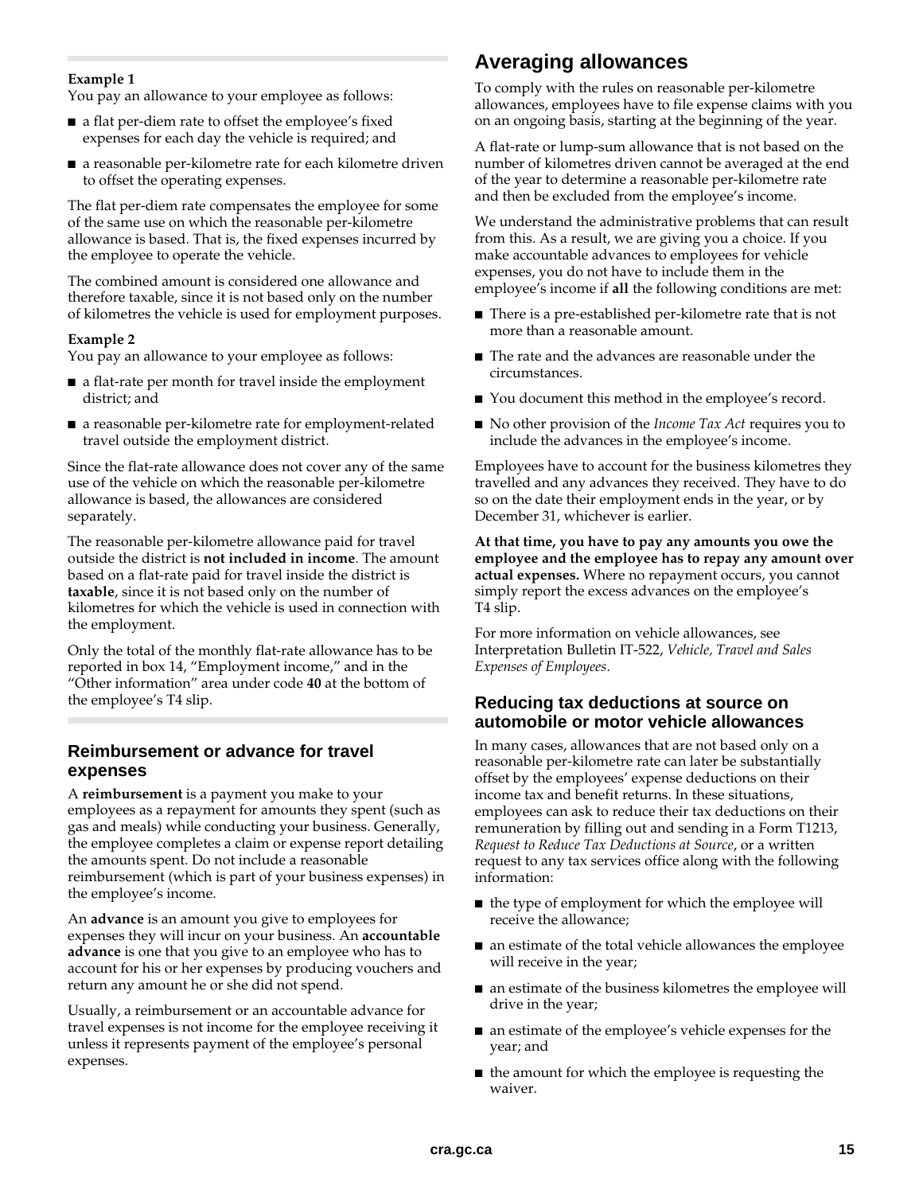**Example 1**
You pay an allowance to your employee as follows:

- a flat per-diem rate to offset the employee's fixed expenses for each day the vehicle is required; and
- a reasonable per-kilometre rate for each kilometre driven to offset the operating expenses.

The flat per-diem rate compensates the employee for some of the same use on which the reasonable per-kilometre allowance is based. That is, the fixed expenses incurred by the employee to operate the vehicle.

The combined amount is considered one allowance and therefore taxable, since it is not based only on the number of kilometres the vehicle is used for employment purposes.

**Example 2**
You pay an allowance to your employee as follows:

- a flat-rate per month for travel inside the employment district; and
- a reasonable per-kilometre rate for employment-related travel outside the employment district.

Since the flat-rate allowance does not cover any of the same use of the vehicle on which the reasonable per-kilometre allowance is based, the allowances are considered separately.

The reasonable per-kilometre allowance paid for travel outside the district is **not included in income**. The amount based on a flat-rate paid for travel inside the district is **taxable**, since it is not based only on the number of kilometres for which the vehicle is used in connection with the employment.

Only the total of the monthly flat-rate allowance has to be reported in box 14, "Employment income," and in the "Other information" area under code **40** at the bottom of the employee's T4 slip.

## Reimbursement or advance for travel expenses

A **reimbursement** is a payment you make to your employees as a repayment for amounts they spent (such as gas and meals) while conducting your business. Generally, the employee completes a claim or expense report detailing the amounts spent. Do not include a reasonable reimbursement (which is part of your business expenses) in the employee's income.

An **advance** is an amount you give to employees for expenses they will incur on your business. An **accountable advance** is one that you give to an employee who has to account for his or her expenses by producing vouchers and return any amount he or she did not spend.

Usually, a reimbursement or an accountable advance for travel expenses is not income for the employee receiving it unless it represents payment of the employee's personal expenses.

# Averaging allowances

To comply with the rules on reasonable per-kilometre allowances, employees have to file expense claims with you on an ongoing basis, starting at the beginning of the year.

A flat-rate or lump-sum allowance that is not based on the number of kilometres driven cannot be averaged at the end of the year to determine a reasonable per-kilometre rate and then be excluded from the employee's income.

We understand the administrative problems that can result from this. As a result, we are giving you a choice. If you make accountable advances to employees for vehicle expenses, you do not have to include them in the employee's income if **all** the following conditions are met:

- There is a pre-established per-kilometre rate that is not more than a reasonable amount.
- The rate and the advances are reasonable under the circumstances.
- You document this method in the employee's record.
- No other provision of the *Income Tax Act* requires you to include the advances in the employee's income.

Employees have to account for the business kilometres they travelled and any advances they received. They have to do so on the date their employment ends in the year, or by December 31, whichever is earlier.

**At that time, you have to pay any amounts you owe the employee and the employee has to repay any amount over actual expenses.** Where no repayment occurs, you cannot simply report the excess advances on the employee's T4 slip.

For more information on vehicle allowances, see Interpretation Bulletin IT-522, *Vehicle, Travel and Sales Expenses of Employees*.

## Reducing tax deductions at source on automobile or motor vehicle allowances

In many cases, allowances that are not based only on a reasonable per-kilometre rate can later be substantially offset by the employees' expense deductions on their income tax and benefit returns. In these situations, employees can ask to reduce their tax deductions on their remuneration by filling out and sending in a Form T1213, *Request to Reduce Tax Deductions at Source*, or a written request to any tax services office along with the following information:

- the type of employment for which the employee will receive the allowance;
- an estimate of the total vehicle allowances the employee will receive in the year;
- an estimate of the business kilometres the employee will drive in the year;
- an estimate of the employee's vehicle expenses for the year; and
- the amount for which the employee is requesting the waiver.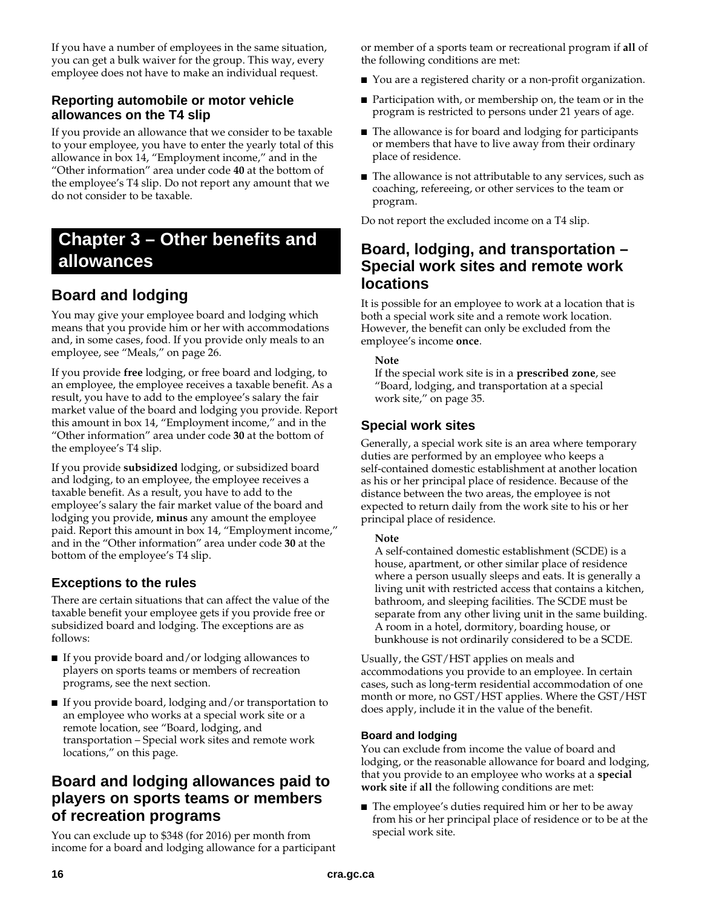If you have a number of employees in the same situation, you can get a bulk waiver for the group. This way, every employee does not have to make an individual request.

### Reporting automobile or motor vehicle allowances on the T4 slip

If you provide an allowance that we consider to be taxable to your employee, you have to enter the yearly total of this allowance in box 14, "Employment income," and in the "Other information" area under code **40** at the bottom of the employee's T4 slip. Do not report any amount that we do not consider to be taxable.

# Chapter 3 – Other benefits and allowances

## Board and lodging

You may give your employee board and lodging which means that you provide him or her with accommodations and, in some cases, food. If you provide only meals to an employee, see "Meals," on page 26.

If you provide **free** lodging, or free board and lodging, to an employee, the employee receives a taxable benefit. As a result, you have to add to the employee's salary the fair market value of the board and lodging you provide. Report this amount in box 14, "Employment income," and in the "Other information" area under code **30** at the bottom of the employee's T4 slip.

If you provide **subsidized** lodging, or subsidized board and lodging, to an employee, the employee receives a taxable benefit. As a result, you have to add to the employee's salary the fair market value of the board and lodging you provide, **minus** any amount the employee paid. Report this amount in box 14, "Employment income," and in the "Other information" area under code **30** at the bottom of the employee's T4 slip.

### Exceptions to the rules

There are certain situations that can affect the value of the taxable benefit your employee gets if you provide free or subsidized board and lodging. The exceptions are as follows:

- If you provide board and/or lodging allowances to players on sports teams or members of recreation programs, see the next section.
- If you provide board, lodging and/or transportation to an employee who works at a special work site or a remote location, see "Board, lodging, and transportation – Special work sites and remote work locations," on this page.

## Board and lodging allowances paid to players on sports teams or members of recreation programs

You can exclude up to $348 (for 2016) per month from income for a board and lodging allowance for a participant or member of a sports team or recreational program if **all** of the following conditions are met:

- You are a registered charity or a non-profit organization.
- Participation with, or membership on, the team or in the program is restricted to persons under 21 years of age.
- The allowance is for board and lodging for participants or members that have to live away from their ordinary place of residence.
- The allowance is not attributable to any services, such as coaching, refereeing, or other services to the team or program.

Do not report the excluded income on a T4 slip.

## Board, lodging, and transportation – Special work sites and remote work locations

It is possible for an employee to work at a location that is both a special work site and a remote work location. However, the benefit can only be excluded from the employee's income **once**.

**Note**
If the special work site is in a **prescribed zone**, see "Board, lodging, and transportation at a special work site," on page 35.

### Special work sites

Generally, a special work site is an area where temporary duties are performed by an employee who keeps a self-contained domestic establishment at another location as his or her principal place of residence. Because of the distance between the two areas, the employee is not expected to return daily from the work site to his or her principal place of residence.

**Note**
A self-contained domestic establishment (SCDE) is a house, apartment, or other similar place of residence where a person usually sleeps and eats. It is generally a living unit with restricted access that contains a kitchen, bathroom, and sleeping facilities. The SCDE must be separate from any other living unit in the same building. A room in a hotel, dormitory, boarding house, or bunkhouse is not ordinarily considered to be a SCDE.

Usually, the GST/HST applies on meals and accommodations you provide to an employee. In certain cases, such as long-term residential accommodation of one month or more, no GST/HST applies. Where the GST/HST does apply, include it in the value of the benefit.

#### Board and lodging

You can exclude from income the value of board and lodging, or the reasonable allowance for board and lodging, that you provide to an employee who works at a **special work site** if **all** the following conditions are met:

- The employee's duties required him or her to be away from his or her principal place of residence or to be at the special work site.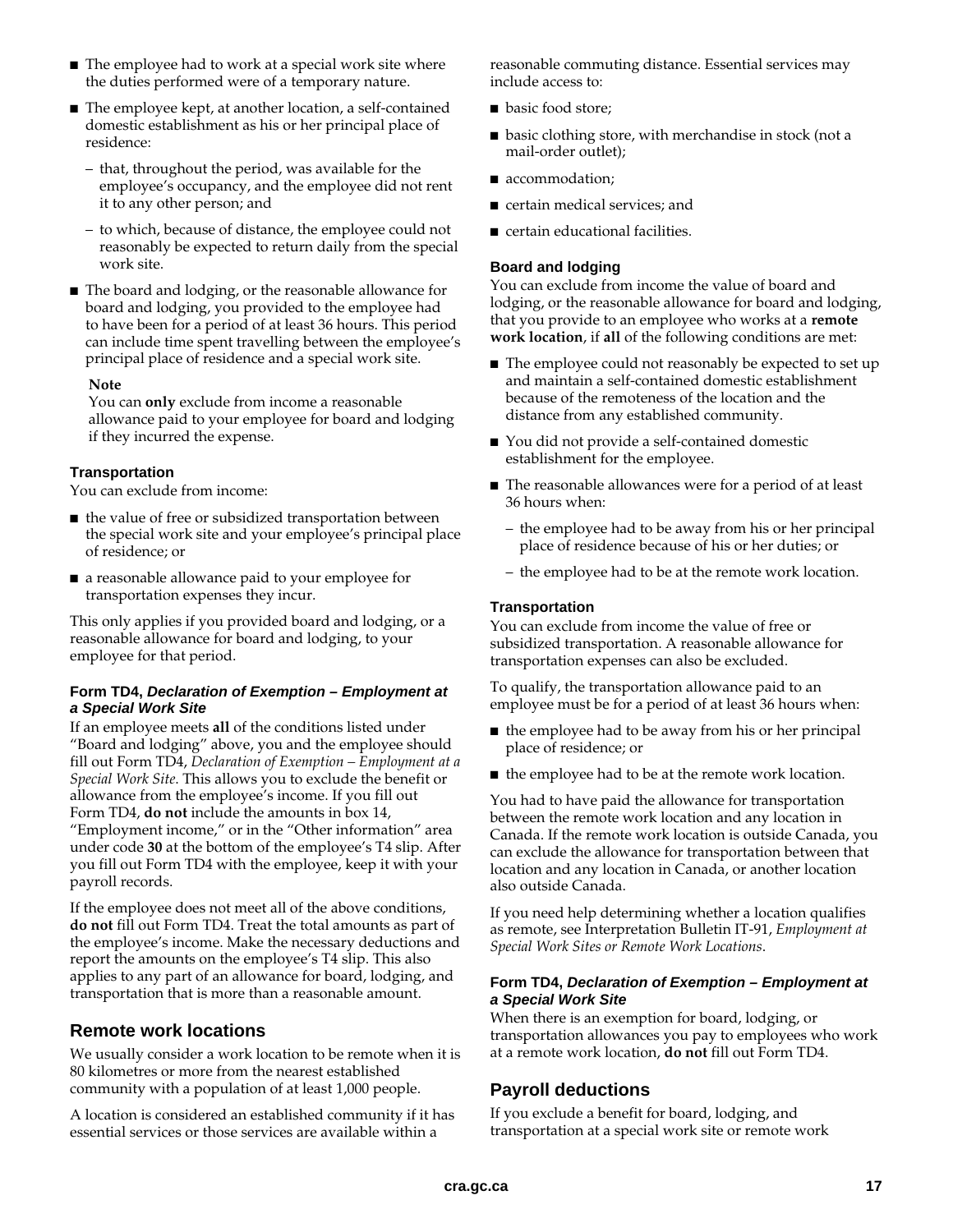- The employee had to work at a special work site where the duties performed were of a temporary nature.
- The employee kept, at another location, a self-contained domestic establishment as his or her principal place of residence:
  - that, throughout the period, was available for the employee's occupancy, and the employee did not rent it to any other person; and
  - to which, because of distance, the employee could not reasonably be expected to return daily from the special work site.
- The board and lodging, or the reasonable allowance for board and lodging, you provided to the employee had to have been for a period of at least 36 hours. This period can include time spent travelling between the employee's principal place of residence and a special work site.

**Note**
You can **only** exclude from income a reasonable allowance paid to your employee for board and lodging if they incurred the expense.

#### Transportation

You can exclude from income:

- the value of free or subsidized transportation between the special work site and your employee's principal place of residence; or
- a reasonable allowance paid to your employee for transportation expenses they incur.

This only applies if you provided board and lodging, or a reasonable allowance for board and lodging, to your employee for that period.

#### Form TD4, *Declaration of Exemption – Employment at a Special Work Site*

If an employee meets **all** of the conditions listed under "Board and lodging" above, you and the employee should fill out Form TD4, *Declaration of Exemption – Employment at a Special Work Site.* This allows you to exclude the benefit or allowance from the employee's income. If you fill out Form TD4, **do not** include the amounts in box 14, "Employment income," or in the "Other information" area under code **30** at the bottom of the employee's T4 slip. After you fill out Form TD4 with the employee, keep it with your payroll records.

If the employee does not meet all of the above conditions, **do not** fill out Form TD4. Treat the total amounts as part of the employee's income. Make the necessary deductions and report the amounts on the employee's T4 slip. This also applies to any part of an allowance for board, lodging, and transportation that is more than a reasonable amount.

### Remote work locations

We usually consider a work location to be remote when it is 80 kilometres or more from the nearest established community with a population of at least 1,000 people.

A location is considered an established community if it has essential services or those services are available within a reasonable commuting distance. Essential services may include access to:

- basic food store;
- basic clothing store, with merchandise in stock (not a mail-order outlet);
- accommodation;
- certain medical services; and
- certain educational facilities.

#### Board and lodging

You can exclude from income the value of board and lodging, or the reasonable allowance for board and lodging, that you provide to an employee who works at a **remote work location**, if **all** of the following conditions are met:

- The employee could not reasonably be expected to set up and maintain a self-contained domestic establishment because of the remoteness of the location and the distance from any established community.
- You did not provide a self-contained domestic establishment for the employee.
- The reasonable allowances were for a period of at least 36 hours when:
  - the employee had to be away from his or her principal place of residence because of his or her duties; or
  - the employee had to be at the remote work location.

#### Transportation

You can exclude from income the value of free or subsidized transportation. A reasonable allowance for transportation expenses can also be excluded.

To qualify, the transportation allowance paid to an employee must be for a period of at least 36 hours when:

- the employee had to be away from his or her principal place of residence; or
- the employee had to be at the remote work location.

You had to have paid the allowance for transportation between the remote work location and any location in Canada. If the remote work location is outside Canada, you can exclude the allowance for transportation between that location and any location in Canada, or another location also outside Canada.

If you need help determining whether a location qualifies as remote, see Interpretation Bulletin IT-91, *Employment at Special Work Sites or Remote Work Locations*.

#### Form TD4, *Declaration of Exemption – Employment at a Special Work Site*

When there is an exemption for board, lodging, or transportation allowances you pay to employees who work at a remote work location, **do not** fill out Form TD4.

### Payroll deductions

If you exclude a benefit for board, lodging, and transportation at a special work site or remote work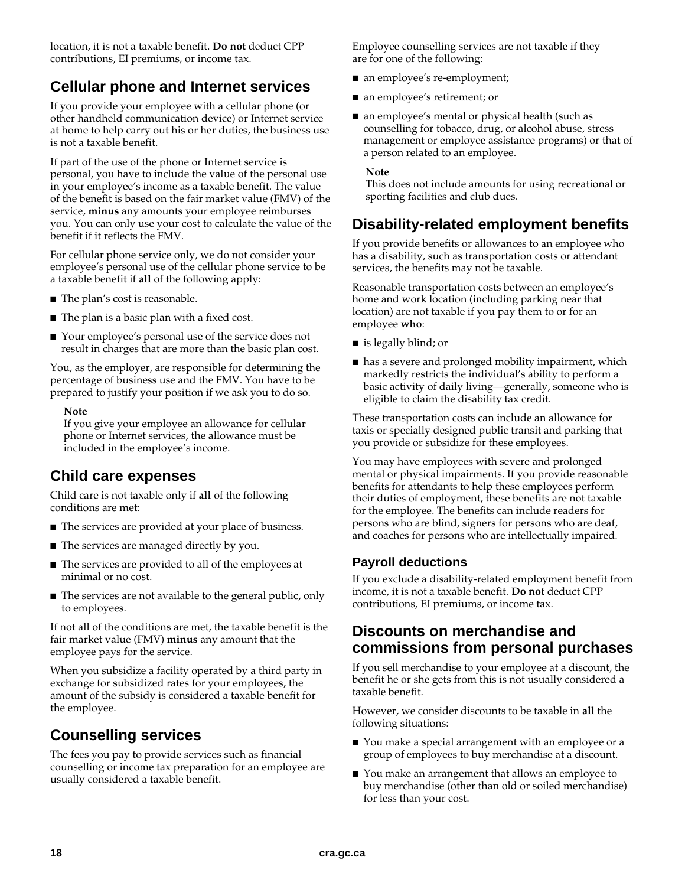location, it is not a taxable benefit. **Do not** deduct CPP contributions, EI premiums, or income tax.

## Cellular phone and Internet services

If you provide your employee with a cellular phone (or other handheld communication device) or Internet service at home to help carry out his or her duties, the business use is not a taxable benefit.

If part of the use of the phone or Internet service is personal, you have to include the value of the personal use in your employee's income as a taxable benefit. The value of the benefit is based on the fair market value (FMV) of the service, **minus** any amounts your employee reimburses you. You can only use your cost to calculate the value of the benefit if it reflects the FMV.

For cellular phone service only, we do not consider your employee's personal use of the cellular phone service to be a taxable benefit if **all** of the following apply:

- The plan's cost is reasonable.
- The plan is a basic plan with a fixed cost.
- Your employee's personal use of the service does not result in charges that are more than the basic plan cost.

You, as the employer, are responsible for determining the percentage of business use and the FMV. You have to be prepared to justify your position if we ask you to do so.

**Note**
If you give your employee an allowance for cellular phone or Internet services, the allowance must be included in the employee's income.

## Child care expenses

Child care is not taxable only if **all** of the following conditions are met:

- The services are provided at your place of business.
- The services are managed directly by you.
- The services are provided to all of the employees at minimal or no cost.
- The services are not available to the general public, only to employees.

If not all of the conditions are met, the taxable benefit is the fair market value (FMV) **minus** any amount that the employee pays for the service.

When you subsidize a facility operated by a third party in exchange for subsidized rates for your employees, the amount of the subsidy is considered a taxable benefit for the employee.

## Counselling services

The fees you pay to provide services such as financial counselling or income tax preparation for an employee are usually considered a taxable benefit.

Employee counselling services are not taxable if they are for one of the following:

- an employee's re-employment;
- an employee's retirement; or
- an employee's mental or physical health (such as counselling for tobacco, drug, or alcohol abuse, stress management or employee assistance programs) or that of a person related to an employee.

**Note**
This does not include amounts for using recreational or sporting facilities and club dues.

## Disability-related employment benefits

If you provide benefits or allowances to an employee who has a disability, such as transportation costs or attendant services, the benefits may not be taxable.

Reasonable transportation costs between an employee's home and work location (including parking near that location) are not taxable if you pay them to or for an employee **who**:

- is legally blind; or
- has a severe and prolonged mobility impairment, which markedly restricts the individual's ability to perform a basic activity of daily living—generally, someone who is eligible to claim the disability tax credit.

These transportation costs can include an allowance for taxis or specially designed public transit and parking that you provide or subsidize for these employees.

You may have employees with severe and prolonged mental or physical impairments. If you provide reasonable benefits for attendants to help these employees perform their duties of employment, these benefits are not taxable for the employee. The benefits can include readers for persons who are blind, signers for persons who are deaf, and coaches for persons who are intellectually impaired.

### Payroll deductions

If you exclude a disability-related employment benefit from income, it is not a taxable benefit. **Do not** deduct CPP contributions, EI premiums, or income tax.

## Discounts on merchandise and commissions from personal purchases

If you sell merchandise to your employee at a discount, the benefit he or she gets from this is not usually considered a taxable benefit.

However, we consider discounts to be taxable in **all** the following situations:

- You make a special arrangement with an employee or a group of employees to buy merchandise at a discount.
- You make an arrangement that allows an employee to buy merchandise (other than old or soiled merchandise) for less than your cost.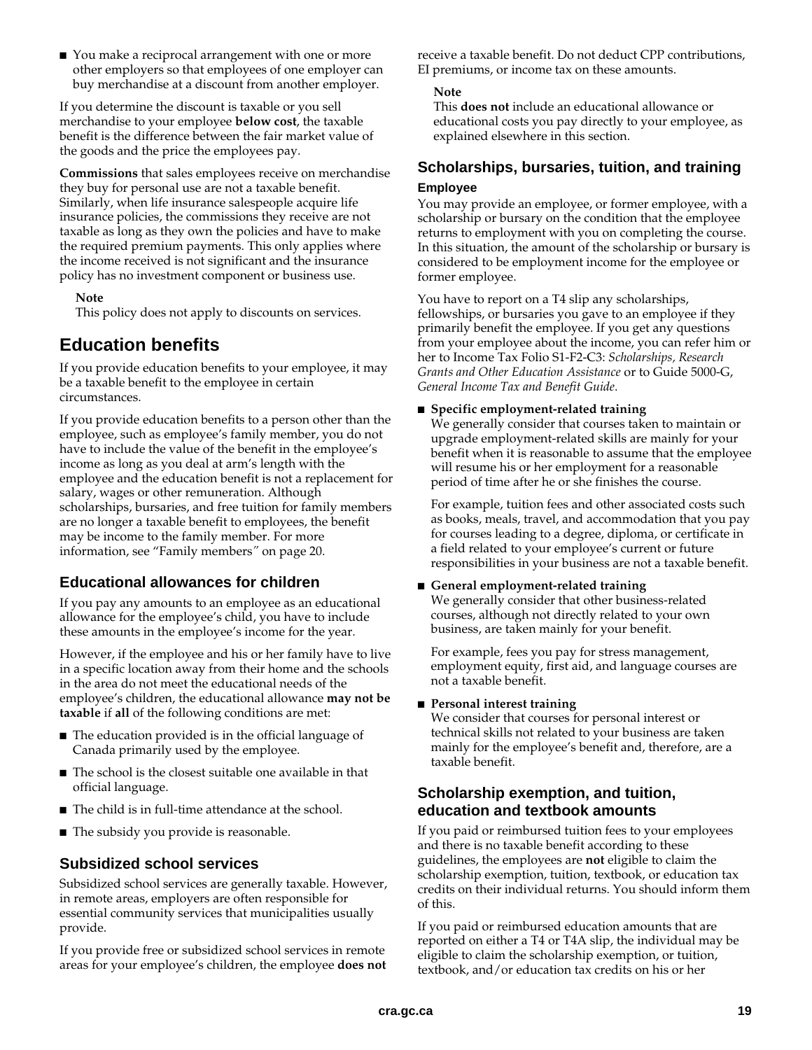- You make a reciprocal arrangement with one or more other employers so that employees of one employer can buy merchandise at a discount from another employer.

If you determine the discount is taxable or you sell merchandise to your employee **below cost**, the taxable benefit is the difference between the fair market value of the goods and the price the employees pay.

**Commissions** that sales employees receive on merchandise they buy for personal use are not a taxable benefit. Similarly, when life insurance salespeople acquire life insurance policies, the commissions they receive are not taxable as long as they own the policies and have to make the required premium payments. This only applies where the income received is not significant and the insurance policy has no investment component or business use.

> **Note**
> This policy does not apply to discounts on services.

# Education benefits

If you provide education benefits to your employee, it may be a taxable benefit to the employee in certain circumstances.

If you provide education benefits to a person other than the employee, such as employee's family member, you do not have to include the value of the benefit in the employee's income as long as you deal at arm's length with the employee and the education benefit is not a replacement for salary, wages or other remuneration. Although scholarships, bursaries, and free tuition for family members are no longer a taxable benefit to employees, the benefit may be income to the family member. For more information, see "Family members" on page 20.

## Educational allowances for children

If you pay any amounts to an employee as an educational allowance for the employee's child, you have to include these amounts in the employee's income for the year.

However, if the employee and his or her family have to live in a specific location away from their home and the schools in the area do not meet the educational needs of the employee's children, the educational allowance **may not be taxable** if **all** of the following conditions are met:

- The education provided is in the official language of Canada primarily used by the employee.
- The school is the closest suitable one available in that official language.
- The child is in full-time attendance at the school.
- The subsidy you provide is reasonable.

## Subsidized school services

Subsidized school services are generally taxable. However, in remote areas, employers are often responsible for essential community services that municipalities usually provide.

If you provide free or subsidized school services in remote areas for your employee's children, the employee **does not** receive a taxable benefit. Do not deduct CPP contributions, EI premiums, or income tax on these amounts.

> **Note**
> This **does not** include an educational allowance or educational costs you pay directly to your employee, as explained elsewhere in this section.

## Scholarships, bursaries, tuition, and training

### Employee

You may provide an employee, or former employee, with a scholarship or bursary on the condition that the employee returns to employment with you on completing the course. In this situation, the amount of the scholarship or bursary is considered to be employment income for the employee or former employee.

You have to report on a T4 slip any scholarships, fellowships, or bursaries you gave to an employee if they primarily benefit the employee. If you get any questions from your employee about the income, you can refer him or her to Income Tax Folio S1-F2-C3: *Scholarships, Research Grants and Other Education Assistance* or to Guide 5000-G, *General Income Tax and Benefit Guide*.

- **Specific employment-related training**
  We generally consider that courses taken to maintain or upgrade employment-related skills are mainly for your benefit when it is reasonable to assume that the employee will resume his or her employment for a reasonable period of time after he or she finishes the course.

  For example, tuition fees and other associated costs such as books, meals, travel, and accommodation that you pay for courses leading to a degree, diploma, or certificate in a field related to your employee's current or future responsibilities in your business are not a taxable benefit.

- **General employment-related training**
  We generally consider that other business-related courses, although not directly related to your own business, are taken mainly for your benefit.

  For example, fees you pay for stress management, employment equity, first aid, and language courses are not a taxable benefit.

- **Personal interest training**
  We consider that courses for personal interest or technical skills not related to your business are taken mainly for the employee's benefit and, therefore, are a taxable benefit.

## Scholarship exemption, and tuition, education and textbook amounts

If you paid or reimbursed tuition fees to your employees and there is no taxable benefit according to these guidelines, the employees are **not** eligible to claim the scholarship exemption, tuition, textbook, or education tax credits on their individual returns. You should inform them of this.

If you paid or reimbursed education amounts that are reported on either a T4 or T4A slip, the individual may be eligible to claim the scholarship exemption, or tuition, textbook, and/or education tax credits on his or her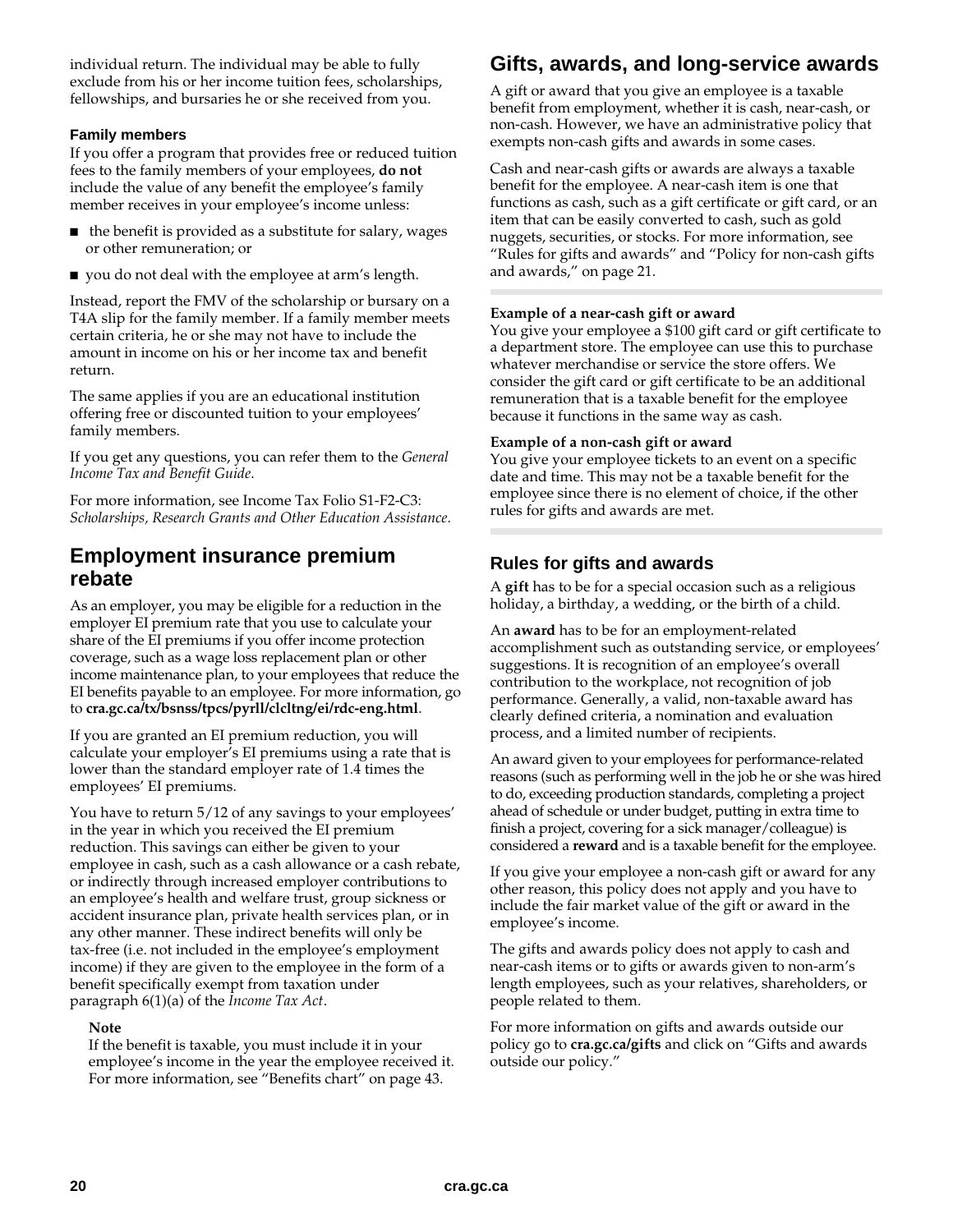individual return. The individual may be able to fully exclude from his or her income tuition fees, scholarships, fellowships, and bursaries he or she received from you.

### Family members

If you offer a program that provides free or reduced tuition fees to the family members of your employees, **do not** include the value of any benefit the employee's family member receives in your employee's income unless:

- the benefit is provided as a substitute for salary, wages or other remuneration; or
- you do not deal with the employee at arm's length.

Instead, report the FMV of the scholarship or bursary on a T4A slip for the family member. If a family member meets certain criteria, he or she may not have to include the amount in income on his or her income tax and benefit return.

The same applies if you are an educational institution offering free or discounted tuition to your employees' family members.

If you get any questions, you can refer them to the *General Income Tax and Benefit Guide*.

For more information, see Income Tax Folio S1-F2-C3: *Scholarships, Research Grants and Other Education Assistance.*

## Employment insurance premium rebate

As an employer, you may be eligible for a reduction in the employer EI premium rate that you use to calculate your share of the EI premiums if you offer income protection coverage, such as a wage loss replacement plan or other income maintenance plan, to your employees that reduce the EI benefits payable to an employee. For more information, go to **cra.gc.ca/tx/bsnss/tpcs/pyrll/clcltng/ei/rdc-eng.html**.

If you are granted an EI premium reduction, you will calculate your employer's EI premiums using a rate that is lower than the standard employer rate of 1.4 times the employees' EI premiums.

You have to return 5/12 of any savings to your employees' in the year in which you received the EI premium reduction. This savings can either be given to your employee in cash, such as a cash allowance or a cash rebate, or indirectly through increased employer contributions to an employee's health and welfare trust, group sickness or accident insurance plan, private health services plan, or in any other manner. These indirect benefits will only be tax-free (i.e. not included in the employee's employment income) if they are given to the employee in the form of a benefit specifically exempt from taxation under paragraph 6(1)(a) of the *Income Tax Act*.

**Note**
If the benefit is taxable, you must include it in your employee's income in the year the employee received it. For more information, see "Benefits chart" on page 43.

## Gifts, awards, and long-service awards

A gift or award that you give an employee is a taxable benefit from employment, whether it is cash, near-cash, or non-cash. However, we have an administrative policy that exempts non-cash gifts and awards in some cases.

Cash and near-cash gifts or awards are always a taxable benefit for the employee. A near-cash item is one that functions as cash, such as a gift certificate or gift card, or an item that can be easily converted to cash, such as gold nuggets, securities, or stocks. For more information, see "Rules for gifts and awards" and "Policy for non-cash gifts and awards," on page 21.

**Example of a near-cash gift or award**
You give your employee a $100 gift card or gift certificate to a department store. The employee can use this to purchase whatever merchandise or service the store offers. We consider the gift card or gift certificate to be an additional remuneration that is a taxable benefit for the employee because it functions in the same way as cash.

**Example of a non-cash gift or award**
You give your employee tickets to an event on a specific date and time. This may not be a taxable benefit for the employee since there is no element of choice, if the other rules for gifts and awards are met.

### Rules for gifts and awards

A **gift** has to be for a special occasion such as a religious holiday, a birthday, a wedding, or the birth of a child.

An **award** has to be for an employment-related accomplishment such as outstanding service, or employees' suggestions. It is recognition of an employee's overall contribution to the workplace, not recognition of job performance. Generally, a valid, non-taxable award has clearly defined criteria, a nomination and evaluation process, and a limited number of recipients.

An award given to your employees for performance-related reasons (such as performing well in the job he or she was hired to do, exceeding production standards, completing a project ahead of schedule or under budget, putting in extra time to finish a project, covering for a sick manager/colleague) is considered a **reward** and is a taxable benefit for the employee.

If you give your employee a non-cash gift or award for any other reason, this policy does not apply and you have to include the fair market value of the gift or award in the employee's income.

The gifts and awards policy does not apply to cash and near-cash items or to gifts or awards given to non-arm's length employees, such as your relatives, shareholders, or people related to them.

For more information on gifts and awards outside our policy go to **cra.gc.ca/gifts** and click on "Gifts and awards outside our policy."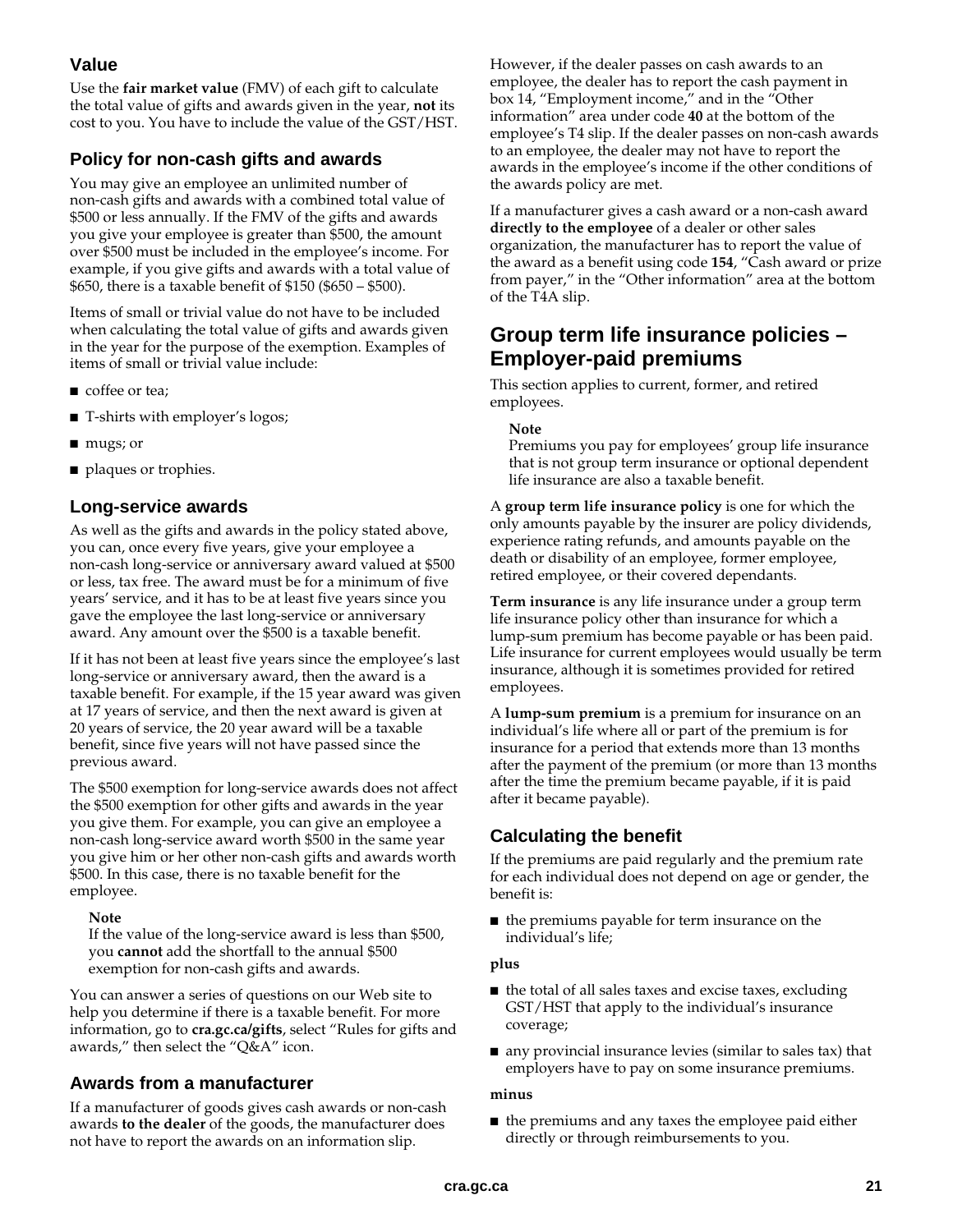### Value

Use the **fair market value** (FMV) of each gift to calculate the total value of gifts and awards given in the year, **not** its cost to you. You have to include the value of the GST/HST.

### Policy for non-cash gifts and awards

You may give an employee an unlimited number of non-cash gifts and awards with a combined total value of $500 or less annually. If the FMV of the gifts and awards you give your employee is greater than $500, the amount over $500 must be included in the employee's income. For example, if you give gifts and awards with a total value of $650, there is a taxable benefit of $150 ($650 – $500).

Items of small or trivial value do not have to be included when calculating the total value of gifts and awards given in the year for the purpose of the exemption. Examples of items of small or trivial value include:

- coffee or tea;
- T-shirts with employer's logos;
- mugs; or
- plaques or trophies.

### Long-service awards

As well as the gifts and awards in the policy stated above, you can, once every five years, give your employee a non-cash long-service or anniversary award valued at $500 or less, tax free. The award must be for a minimum of five years' service, and it has to be at least five years since you gave the employee the last long-service or anniversary award. Any amount over the $500 is a taxable benefit.

If it has not been at least five years since the employee's last long-service or anniversary award, then the award is a taxable benefit. For example, if the 15 year award was given at 17 years of service, and then the next award is given at 20 years of service, the 20 year award will be a taxable benefit, since five years will not have passed since the previous award.

The $500 exemption for long-service awards does not affect the $500 exemption for other gifts and awards in the year you give them. For example, you can give an employee a non-cash long-service award worth $500 in the same year you give him or her other non-cash gifts and awards worth $500. In this case, there is no taxable benefit for the employee.

> **Note**
> If the value of the long-service award is less than $500, you **cannot** add the shortfall to the annual $500 exemption for non-cash gifts and awards.

You can answer a series of questions on our Web site to help you determine if there is a taxable benefit. For more information, go to **cra.gc.ca/gifts**, select "Rules for gifts and awards," then select the "Q&A" icon.

### Awards from a manufacturer

If a manufacturer of goods gives cash awards or non-cash awards **to the dealer** of the goods, the manufacturer does not have to report the awards on an information slip.

However, if the dealer passes on cash awards to an employee, the dealer has to report the cash payment in box 14, "Employment income," and in the "Other information" area under code **40** at the bottom of the employee's T4 slip. If the dealer passes on non-cash awards to an employee, the dealer may not have to report the awards in the employee's income if the other conditions of the awards policy are met.

If a manufacturer gives a cash award or a non-cash award **directly to the employee** of a dealer or other sales organization, the manufacturer has to report the value of the award as a benefit using code **154**, "Cash award or prize from payer," in the "Other information" area at the bottom of the T4A slip.

## Group term life insurance policies – Employer-paid premiums

This section applies to current, former, and retired employees.

> **Note**
> Premiums you pay for employees' group life insurance that is not group term insurance or optional dependent life insurance are also a taxable benefit.

A **group term life insurance policy** is one for which the only amounts payable by the insurer are policy dividends, experience rating refunds, and amounts payable on the death or disability of an employee, former employee, retired employee, or their covered dependants.

**Term insurance** is any life insurance under a group term life insurance policy other than insurance for which a lump-sum premium has become payable or has been paid. Life insurance for current employees would usually be term insurance, although it is sometimes provided for retired employees.

A **lump-sum premium** is a premium for insurance on an individual's life where all or part of the premium is for insurance for a period that extends more than 13 months after the payment of the premium (or more than 13 months after the time the premium became payable, if it is paid after it became payable).

### Calculating the benefit

If the premiums are paid regularly and the premium rate for each individual does not depend on age or gender, the benefit is:

- the premiums payable for term insurance on the individual's life;

**plus**

- the total of all sales taxes and excise taxes, excluding GST/HST that apply to the individual's insurance coverage;
- any provincial insurance levies (similar to sales tax) that employers have to pay on some insurance premiums.

**minus**

- the premiums and any taxes the employee paid either directly or through reimbursements to you.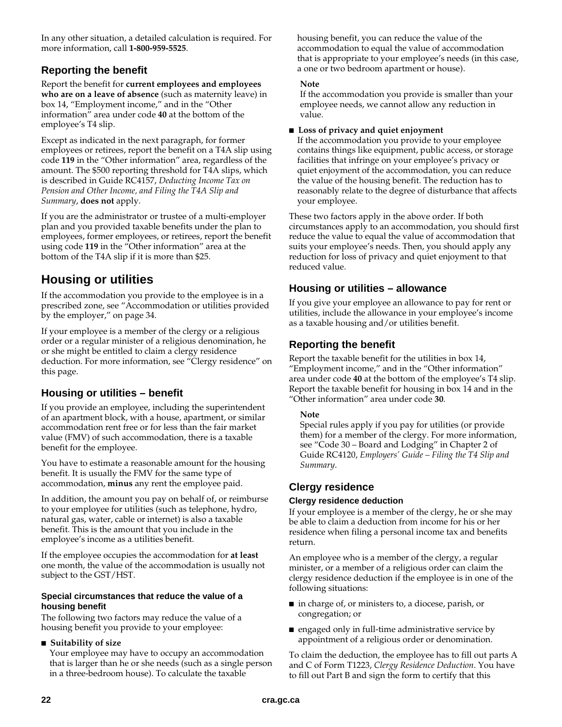In any other situation, a detailed calculation is required. For more information, call **1-800-959-5525**.

### Reporting the benefit

Report the benefit for **current employees and employees who are on a leave of absence** (such as maternity leave) in box 14, "Employment income," and in the "Other information" area under code **40** at the bottom of the employee's T4 slip.

Except as indicated in the next paragraph, for former employees or retirees, report the benefit on a T4A slip using code **119** in the "Other information" area, regardless of the amount. The $500 reporting threshold for T4A slips, which is described in Guide RC4157, *Deducting Income Tax on Pension and Other Income, and Filing the T4A Slip and Summary*, **does not** apply.

If you are the administrator or trustee of a multi-employer plan and you provided taxable benefits under the plan to employees, former employees, or retirees, report the benefit using code **119** in the "Other information" area at the bottom of the T4A slip if it is more than $25.

## Housing or utilities

If the accommodation you provide to the employee is in a prescribed zone, see "Accommodation or utilities provided by the employer," on page 34.

If your employee is a member of the clergy or a religious order or a regular minister of a religious denomination, he or she might be entitled to claim a clergy residence deduction. For more information, see "Clergy residence" on this page.

### Housing or utilities – benefit

If you provide an employee, including the superintendent of an apartment block, with a house, apartment, or similar accommodation rent free or for less than the fair market value (FMV) of such accommodation, there is a taxable benefit for the employee.

You have to estimate a reasonable amount for the housing benefit. It is usually the FMV for the same type of accommodation, **minus** any rent the employee paid.

In addition, the amount you pay on behalf of, or reimburse to your employee for utilities (such as telephone, hydro, natural gas, water, cable or internet) is also a taxable benefit. This is the amount that you include in the employee's income as a utilities benefit.

If the employee occupies the accommodation for **at least** one month, the value of the accommodation is usually not subject to the GST/HST.

#### Special circumstances that reduce the value of a housing benefit

The following two factors may reduce the value of a housing benefit you provide to your employee:

- **Suitability of size**
  Your employee may have to occupy an accommodation that is larger than he or she needs (such as a single person in a three-bedroom house). To calculate the taxable housing benefit, you can reduce the value of the accommodation to equal the value of accommodation that is appropriate to your employee's needs (in this case, a one or two bedroom apartment or house).

  **Note**
  If the accommodation you provide is smaller than your employee needs, we cannot allow any reduction in value.

- **Loss of privacy and quiet enjoyment**
  If the accommodation you provide to your employee contains things like equipment, public access, or storage facilities that infringe on your employee's privacy or quiet enjoyment of the accommodation, you can reduce the value of the housing benefit. The reduction has to reasonably relate to the degree of disturbance that affects your employee.

These two factors apply in the above order. If both circumstances apply to an accommodation, you should first reduce the value to equal the value of accommodation that suits your employee's needs. Then, you should apply any reduction for loss of privacy and quiet enjoyment to that reduced value.

### Housing or utilities – allowance

If you give your employee an allowance to pay for rent or utilities, include the allowance in your employee's income as a taxable housing and/or utilities benefit.

### Reporting the benefit

Report the taxable benefit for the utilities in box 14, "Employment income," and in the "Other information" area under code **40** at the bottom of the employee's T4 slip. Report the taxable benefit for housing in box 14 and in the "Other information" area under code **30**.

**Note**
Special rules apply if you pay for utilities (or provide them) for a member of the clergy. For more information, see "Code 30 – Board and Lodging" in Chapter 2 of Guide RC4120, *Employers' Guide – Filing the T4 Slip and Summary*.

### Clergy residence

#### Clergy residence deduction

If your employee is a member of the clergy, he or she may be able to claim a deduction from income for his or her residence when filing a personal income tax and benefits return.

An employee who is a member of the clergy, a regular minister, or a member of a religious order can claim the clergy residence deduction if the employee is in one of the following situations:

- in charge of, or ministers to, a diocese, parish, or congregation; or
- engaged only in full-time administrative service by appointment of a religious order or denomination.

To claim the deduction, the employee has to fill out parts A and C of Form T1223, *Clergy Residence Deduction*. You have to fill out Part B and sign the form to certify that this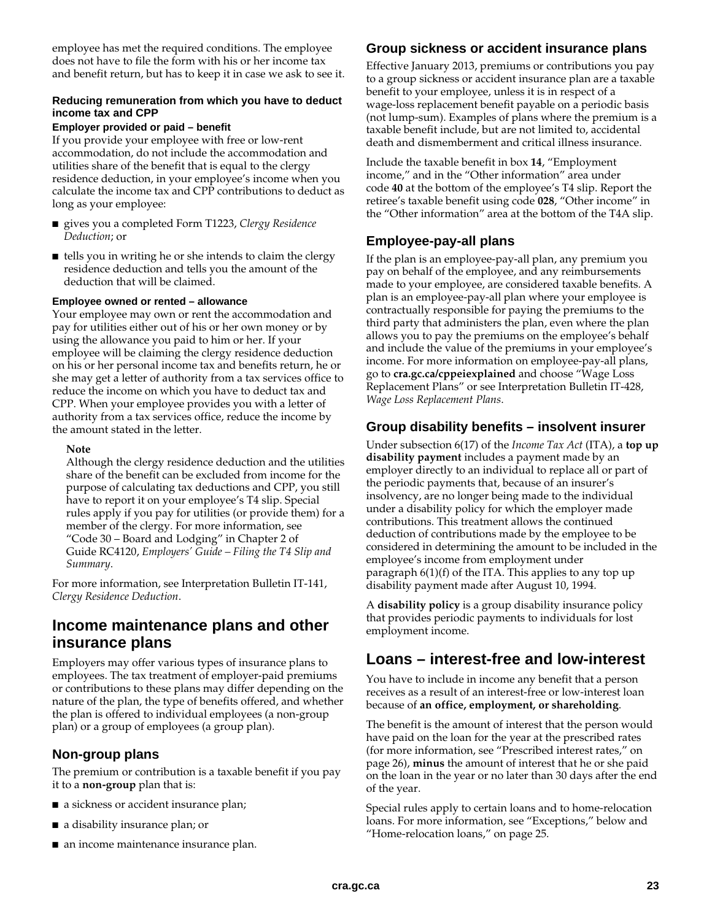employee has met the required conditions. The employee does not have to file the form with his or her income tax and benefit return, but has to keep it in case we ask to see it.

#### Reducing remuneration from which you have to deduct income tax and CPP

##### Employer provided or paid – benefit

If you provide your employee with free or low-rent accommodation, do not include the accommodation and utilities share of the benefit that is equal to the clergy residence deduction, in your employee's income when you calculate the income tax and CPP contributions to deduct as long as your employee:

- gives you a completed Form T1223, *Clergy Residence Deduction*; or
- tells you in writing he or she intends to claim the clergy residence deduction and tells you the amount of the deduction that will be claimed.

##### Employee owned or rented – allowance

Your employee may own or rent the accommodation and pay for utilities either out of his or her own money or by using the allowance you paid to him or her. If your employee will be claiming the clergy residence deduction on his or her personal income tax and benefits return, he or she may get a letter of authority from a tax services office to reduce the income on which you have to deduct tax and CPP. When your employee provides you with a letter of authority from a tax services office, reduce the income by the amount stated in the letter.

> **Note**
> Although the clergy residence deduction and the utilities share of the benefit can be excluded from income for the purpose of calculating tax deductions and CPP, you still have to report it on your employee's T4 slip. Special rules apply if you pay for utilities (or provide them) for a member of the clergy. For more information, see "Code 30 – Board and Lodging" in Chapter 2 of Guide RC4120, *Employers' Guide – Filing the T4 Slip and Summary*.

For more information, see Interpretation Bulletin IT-141, *Clergy Residence Deduction*.

## Income maintenance plans and other insurance plans

Employers may offer various types of insurance plans to employees. The tax treatment of employer-paid premiums or contributions to these plans may differ depending on the nature of the plan, the type of benefits offered, and whether the plan is offered to individual employees (a non-group plan) or a group of employees (a group plan).

### Non-group plans

The premium or contribution is a taxable benefit if you pay it to a **non-group** plan that is:

- a sickness or accident insurance plan;
- a disability insurance plan; or
- an income maintenance insurance plan.

### Group sickness or accident insurance plans

Effective January 2013, premiums or contributions you pay to a group sickness or accident insurance plan are a taxable benefit to your employee, unless it is in respect of a wage-loss replacement benefit payable on a periodic basis (not lump-sum). Examples of plans where the premium is a taxable benefit include, but are not limited to, accidental death and dismemberment and critical illness insurance.

Include the taxable benefit in box **14**, "Employment income," and in the "Other information" area under code **40** at the bottom of the employee's T4 slip. Report the retiree's taxable benefit using code **028**, "Other income" in the "Other information" area at the bottom of the T4A slip.

### Employee-pay-all plans

If the plan is an employee-pay-all plan, any premium you pay on behalf of the employee, and any reimbursements made to your employee, are considered taxable benefits. A plan is an employee-pay-all plan where your employee is contractually responsible for paying the premiums to the third party that administers the plan, even where the plan allows you to pay the premiums on the employee's behalf and include the value of the premiums in your employee's income. For more information on employee-pay-all plans, go to **cra.gc.ca/cppeiexplained** and choose "Wage Loss Replacement Plans" or see Interpretation Bulletin IT-428, *Wage Loss Replacement Plans*.

### Group disability benefits – insolvent insurer

Under subsection 6(17) of the *Income Tax Act* (ITA), a **top up disability payment** includes a payment made by an employer directly to an individual to replace all or part of the periodic payments that, because of an insurer's insolvency, are no longer being made to the individual under a disability policy for which the employer made contributions. This treatment allows the continued deduction of contributions made by the employee to be considered in determining the amount to be included in the employee's income from employment under paragraph 6(1)(f) of the ITA. This applies to any top up disability payment made after August 10, 1994.

A **disability policy** is a group disability insurance policy that provides periodic payments to individuals for lost employment income.

## Loans – interest-free and low-interest

You have to include in income any benefit that a person receives as a result of an interest-free or low-interest loan because of **an office, employment, or shareholding**.

The benefit is the amount of interest that the person would have paid on the loan for the year at the prescribed rates (for more information, see "Prescribed interest rates," on page 26), **minus** the amount of interest that he or she paid on the loan in the year or no later than 30 days after the end of the year.

Special rules apply to certain loans and to home-relocation loans. For more information, see "Exceptions," below and "Home-relocation loans," on page 25.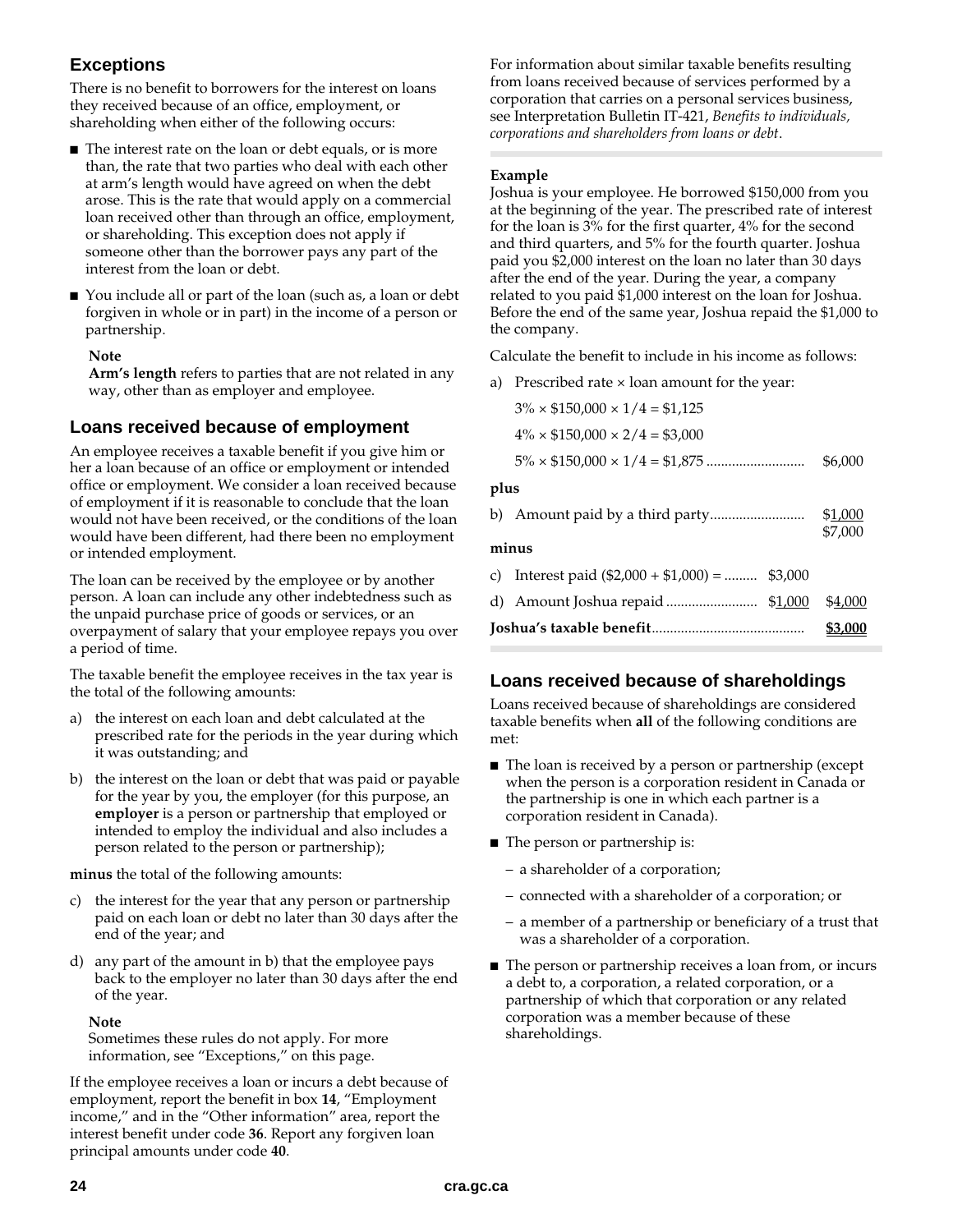## Exceptions

There is no benefit to borrowers for the interest on loans they received because of an office, employment, or shareholding when either of the following occurs:

- The interest rate on the loan or debt equals, or is more than, the rate that two parties who deal with each other at arm's length would have agreed on when the debt arose. This is the rate that would apply on a commercial loan received other than through an office, employment, or shareholding. This exception does not apply if someone other than the borrower pays any part of the interest from the loan or debt.
- You include all or part of the loan (such as, a loan or debt forgiven in whole or in part) in the income of a person or partnership.

**Note**
**Arm's length** refers to parties that are not related in any way, other than as employer and employee.

## Loans received because of employment

An employee receives a taxable benefit if you give him or her a loan because of an office or employment or intended office or employment. We consider a loan received because of employment if it is reasonable to conclude that the loan would not have been received, or the conditions of the loan would have been different, had there been no employment or intended employment.

The loan can be received by the employee or by another person. A loan can include any other indebtedness such as the unpaid purchase price of goods or services, or an overpayment of salary that your employee repays you over a period of time.

The taxable benefit the employee receives in the tax year is the total of the following amounts:

a) the interest on each loan and debt calculated at the prescribed rate for the periods in the year during which it was outstanding; and

b) the interest on the loan or debt that was paid or payable for the year by you, the employer (for this purpose, an **employer** is a person or partnership that employed or intended to employ the individual and also includes a person related to the person or partnership);

**minus** the total of the following amounts:

c) the interest for the year that any person or partnership paid on each loan or debt no later than 30 days after the end of the year; and

d) any part of the amount in b) that the employee pays back to the employer no later than 30 days after the end of the year.

**Note**
Sometimes these rules do not apply. For more information, see "Exceptions," on this page.

If the employee receives a loan or incurs a debt because of employment, report the benefit in box **14**, "Employment income," and in the "Other information" area, report the interest benefit under code **36**. Report any forgiven loan principal amounts under code **40**.

For information about similar taxable benefits resulting from loans received because of services performed by a corporation that carries on a personal services business, see Interpretation Bulletin IT-421, *Benefits to individuals, corporations and shareholders from loans or debt*.

**Example**
Joshua is your employee. He borrowed $150,000 from you at the beginning of the year. The prescribed rate of interest for the loan is 3% for the first quarter, 4% for the second and third quarters, and 5% for the fourth quarter. Joshua paid you $2,000 interest on the loan no later than 30 days after the end of the year. During the year, a company related to you paid $1,000 interest on the loan for Joshua. Before the end of the same year, Joshua repaid the $1,000 to the company.

Calculate the benefit to include in his income as follows:

a) Prescribed rate × loan amount for the year:

| | | |
|---|---|---|
| 3% × $150,000 × 1/4 = $1,125 | | |
| 4% × $150,000 × 2/4 = $3,000 | | |
| 5% × $150,000 × 1/4 = $1,875 | | $6,000 |
| **plus** | | |
| b) Amount paid by a third party | | $1,000 |
| | | $7,000 |
| **minus** | | |
| c) Interest paid ($2,000 + $1,000) = | $3,000 | |
| d) Amount Joshua repaid | $1,000 | $4,000 |
| **Joshua's taxable benefit** | | **$3,000** |

## Loans received because of shareholdings

Loans received because of shareholdings are considered taxable benefits when **all** of the following conditions are met:

- The loan is received by a person or partnership (except when the person is a corporation resident in Canada or the partnership is one in which each partner is a corporation resident in Canada).
- The person or partnership is:
  - a shareholder of a corporation;
  - connected with a shareholder of a corporation; or
  - a member of a partnership or beneficiary of a trust that was a shareholder of a corporation.
- The person or partnership receives a loan from, or incurs a debt to, a corporation, a related corporation, or a partnership of which that corporation or any related corporation was a member because of these shareholdings.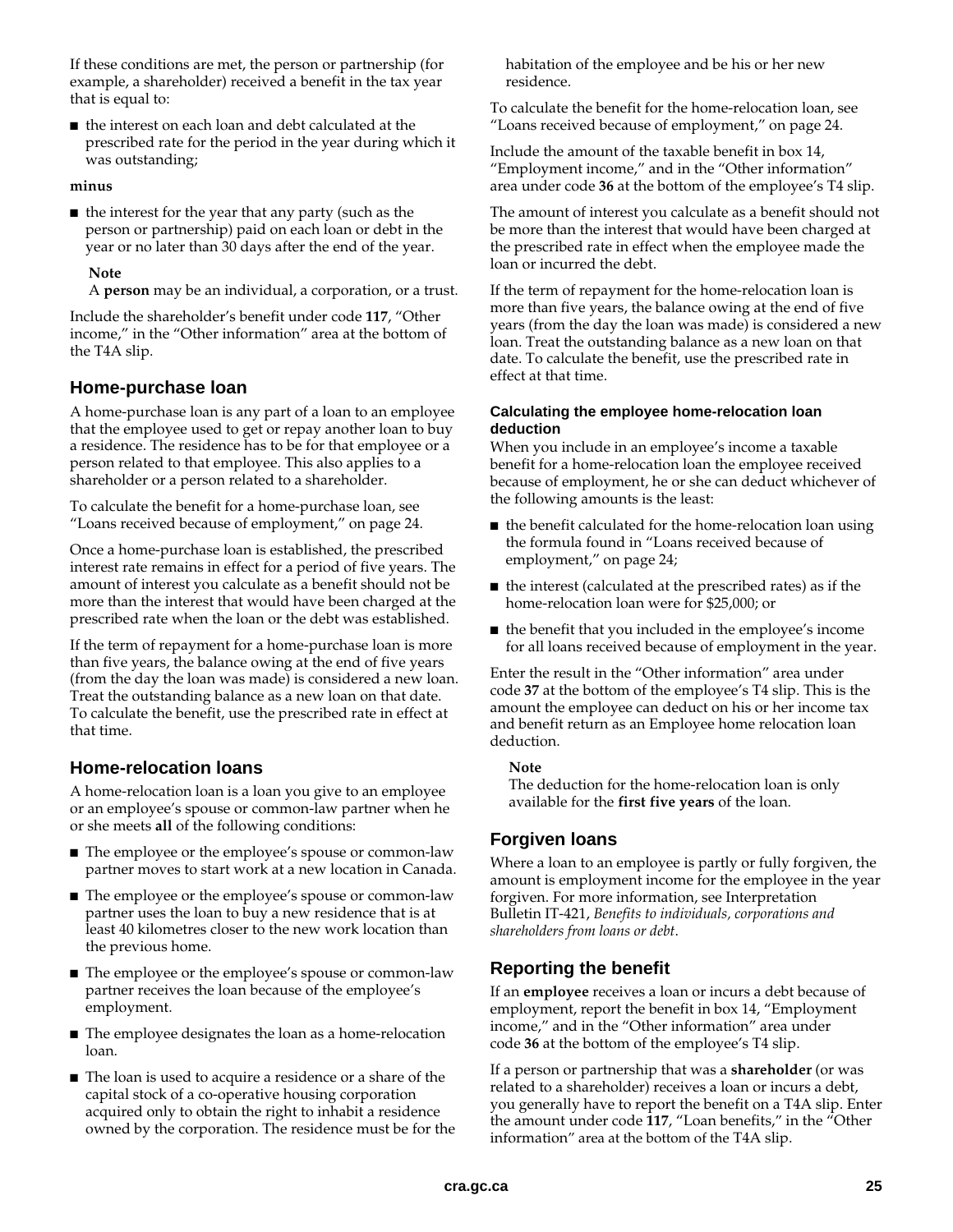If these conditions are met, the person or partnership (for example, a shareholder) received a benefit in the tax year that is equal to:

- the interest on each loan and debt calculated at the prescribed rate for the period in the year during which it was outstanding;

**minus**

- the interest for the year that any party (such as the person or partnership) paid on each loan or debt in the year or no later than 30 days after the end of the year.

> **Note**
> A **person** may be an individual, a corporation, or a trust.

Include the shareholder's benefit under code **117**, "Other income," in the "Other information" area at the bottom of the T4A slip.

## Home-purchase loan

A home-purchase loan is any part of a loan to an employee that the employee used to get or repay another loan to buy a residence. The residence has to be for that employee or a person related to that employee. This also applies to a shareholder or a person related to a shareholder.

To calculate the benefit for a home-purchase loan, see "Loans received because of employment," on page 24.

Once a home-purchase loan is established, the prescribed interest rate remains in effect for a period of five years. The amount of interest you calculate as a benefit should not be more than the interest that would have been charged at the prescribed rate when the loan or the debt was established.

If the term of repayment for a home-purchase loan is more than five years, the balance owing at the end of five years (from the day the loan was made) is considered a new loan. Treat the outstanding balance as a new loan on that date. To calculate the benefit, use the prescribed rate in effect at that time.

## Home-relocation loans

A home-relocation loan is a loan you give to an employee or an employee's spouse or common-law partner when he or she meets **all** of the following conditions:

- The employee or the employee's spouse or common-law partner moves to start work at a new location in Canada.
- The employee or the employee's spouse or common-law partner uses the loan to buy a new residence that is at least 40 kilometres closer to the new work location than the previous home.
- The employee or the employee's spouse or common-law partner receives the loan because of the employee's employment.
- The employee designates the loan as a home-relocation loan.
- The loan is used to acquire a residence or a share of the capital stock of a co-operative housing corporation acquired only to obtain the right to inhabit a residence owned by the corporation. The residence must be for the habitation of the employee and be his or her new residence.

To calculate the benefit for the home-relocation loan, see "Loans received because of employment," on page 24.

Include the amount of the taxable benefit in box 14, "Employment income," and in the "Other information" area under code **36** at the bottom of the employee's T4 slip.

The amount of interest you calculate as a benefit should not be more than the interest that would have been charged at the prescribed rate in effect when the employee made the loan or incurred the debt.

If the term of repayment for the home-relocation loan is more than five years, the balance owing at the end of five years (from the day the loan was made) is considered a new loan. Treat the outstanding balance as a new loan on that date. To calculate the benefit, use the prescribed rate in effect at that time.

### Calculating the employee home-relocation loan deduction

When you include in an employee's income a taxable benefit for a home-relocation loan the employee received because of employment, he or she can deduct whichever of the following amounts is the least:

- the benefit calculated for the home-relocation loan using the formula found in "Loans received because of employment," on page 24;
- the interest (calculated at the prescribed rates) as if the home-relocation loan were for $25,000; or
- the benefit that you included in the employee's income for all loans received because of employment in the year.

Enter the result in the "Other information" area under code **37** at the bottom of the employee's T4 slip. This is the amount the employee can deduct on his or her income tax and benefit return as an Employee home relocation loan deduction.

> **Note**
> The deduction for the home-relocation loan is only available for the **first five years** of the loan.

## Forgiven loans

Where a loan to an employee is partly or fully forgiven, the amount is employment income for the employee in the year forgiven. For more information, see Interpretation Bulletin IT-421, *Benefits to individuals, corporations and shareholders from loans or debt*.

## Reporting the benefit

If an **employee** receives a loan or incurs a debt because of employment, report the benefit in box 14, "Employment income," and in the "Other information" area under code **36** at the bottom of the employee's T4 slip.

If a person or partnership that was a **shareholder** (or was related to a shareholder) receives a loan or incurs a debt, you generally have to report the benefit on a T4A slip. Enter the amount under code **117**, "Loan benefits," in the "Other information" area at the bottom of the T4A slip.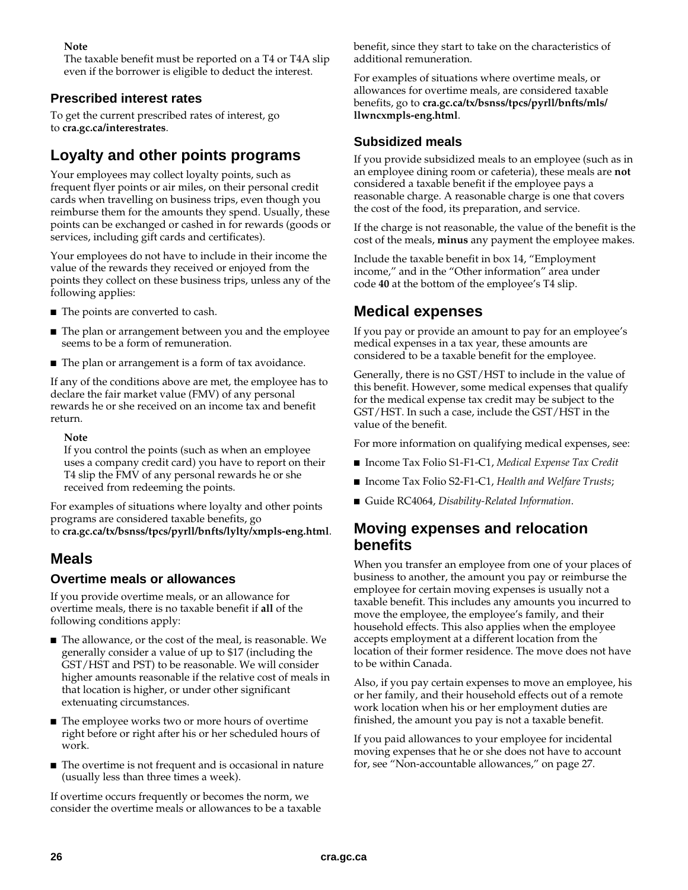**Note**
The taxable benefit must be reported on a T4 or T4A slip even if the borrower is eligible to deduct the interest.

### Prescribed interest rates

To get the current prescribed rates of interest, go to **cra.gc.ca/interestrates**.

## Loyalty and other points programs

Your employees may collect loyalty points, such as frequent flyer points or air miles, on their personal credit cards when travelling on business trips, even though you reimburse them for the amounts they spend. Usually, these points can be exchanged or cashed in for rewards (goods or services, including gift cards and certificates).

Your employees do not have to include in their income the value of the rewards they received or enjoyed from the points they collect on these business trips, unless any of the following applies:

- The points are converted to cash.
- The plan or arrangement between you and the employee seems to be a form of remuneration.
- The plan or arrangement is a form of tax avoidance.

If any of the conditions above are met, the employee has to declare the fair market value (FMV) of any personal rewards he or she received on an income tax and benefit return.

**Note**
If you control the points (such as when an employee uses a company credit card) you have to report on their T4 slip the FMV of any personal rewards he or she received from redeeming the points.

For examples of situations where loyalty and other points programs are considered taxable benefits, go to **cra.gc.ca/tx/bsnss/tpcs/pyrll/bnfts/lylty/xmpls-eng.html**.

## Meals

### Overtime meals or allowances

If you provide overtime meals, or an allowance for overtime meals, there is no taxable benefit if **all** of the following conditions apply:

- The allowance, or the cost of the meal, is reasonable. We generally consider a value of up to $17 (including the GST/HST and PST) to be reasonable. We will consider higher amounts reasonable if the relative cost of meals in that location is higher, or under other significant extenuating circumstances.
- The employee works two or more hours of overtime right before or right after his or her scheduled hours of work.
- The overtime is not frequent and is occasional in nature (usually less than three times a week).

If overtime occurs frequently or becomes the norm, we consider the overtime meals or allowances to be a taxable benefit, since they start to take on the characteristics of additional remuneration.

For examples of situations where overtime meals, or allowances for overtime meals, are considered taxable benefits, go to **cra.gc.ca/tx/bsnss/tpcs/pyrll/bnfts/mls/llwncxmpls-eng.html**.

### Subsidized meals

If you provide subsidized meals to an employee (such as in an employee dining room or cafeteria), these meals are **not** considered a taxable benefit if the employee pays a reasonable charge. A reasonable charge is one that covers the cost of the food, its preparation, and service.

If the charge is not reasonable, the value of the benefit is the cost of the meals, **minus** any payment the employee makes.

Include the taxable benefit in box 14, "Employment income," and in the "Other information" area under code **40** at the bottom of the employee's T4 slip.

## Medical expenses

If you pay or provide an amount to pay for an employee's medical expenses in a tax year, these amounts are considered to be a taxable benefit for the employee.

Generally, there is no GST/HST to include in the value of this benefit. However, some medical expenses that qualify for the medical expense tax credit may be subject to the GST/HST. In such a case, include the GST/HST in the value of the benefit.

For more information on qualifying medical expenses, see:

- Income Tax Folio S1-F1-C1, *Medical Expense Tax Credit*
- Income Tax Folio S2-F1-C1, *Health and Welfare Trusts*;
- Guide RC4064, *Disability-Related Information*.

## Moving expenses and relocation benefits

When you transfer an employee from one of your places of business to another, the amount you pay or reimburse the employee for certain moving expenses is usually not a taxable benefit. This includes any amounts you incurred to move the employee, the employee's family, and their household effects. This also applies when the employee accepts employment at a different location from the location of their former residence. The move does not have to be within Canada.

Also, if you pay certain expenses to move an employee, his or her family, and their household effects out of a remote work location when his or her employment duties are finished, the amount you pay is not a taxable benefit.

If you paid allowances to your employee for incidental moving expenses that he or she does not have to account for, see "Non-accountable allowances," on page 27.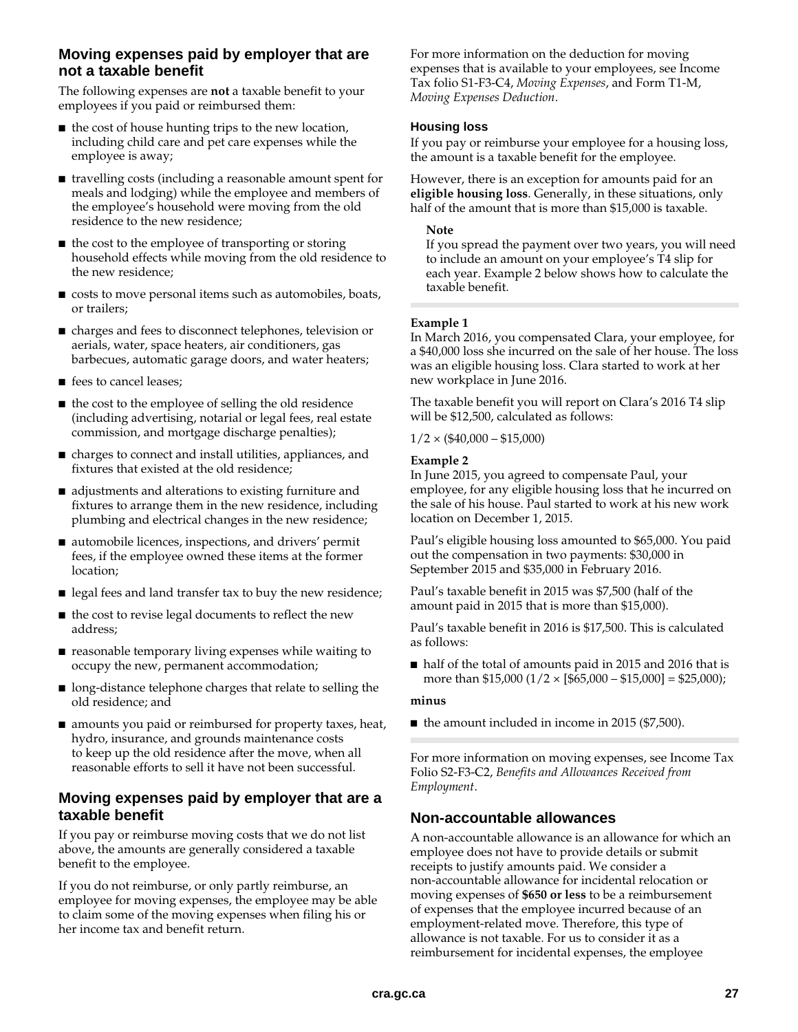## Moving expenses paid by employer that are not a taxable benefit

The following expenses are **not** a taxable benefit to your employees if you paid or reimbursed them:

- the cost of house hunting trips to the new location, including child care and pet care expenses while the employee is away;
- travelling costs (including a reasonable amount spent for meals and lodging) while the employee and members of the employee's household were moving from the old residence to the new residence;
- the cost to the employee of transporting or storing household effects while moving from the old residence to the new residence;
- costs to move personal items such as automobiles, boats, or trailers;
- charges and fees to disconnect telephones, television or aerials, water, space heaters, air conditioners, gas barbecues, automatic garage doors, and water heaters;
- fees to cancel leases;
- the cost to the employee of selling the old residence (including advertising, notarial or legal fees, real estate commission, and mortgage discharge penalties);
- charges to connect and install utilities, appliances, and fixtures that existed at the old residence;
- adjustments and alterations to existing furniture and fixtures to arrange them in the new residence, including plumbing and electrical changes in the new residence;
- automobile licences, inspections, and drivers' permit fees, if the employee owned these items at the former location;
- legal fees and land transfer tax to buy the new residence;
- the cost to revise legal documents to reflect the new address;
- reasonable temporary living expenses while waiting to occupy the new, permanent accommodation;
- long-distance telephone charges that relate to selling the old residence; and
- amounts you paid or reimbursed for property taxes, heat, hydro, insurance, and grounds maintenance costs to keep up the old residence after the move, when all reasonable efforts to sell it have not been successful.

## Moving expenses paid by employer that are a taxable benefit

If you pay or reimburse moving costs that we do not list above, the amounts are generally considered a taxable benefit to the employee.

If you do not reimburse, or only partly reimburse, an employee for moving expenses, the employee may be able to claim some of the moving expenses when filing his or her income tax and benefit return.

For more information on the deduction for moving expenses that is available to your employees, see Income Tax folio S1-F3-C4, *Moving Expenses*, and Form T1-M, *Moving Expenses Deduction*.

### Housing loss

If you pay or reimburse your employee for a housing loss, the amount is a taxable benefit for the employee.

However, there is an exception for amounts paid for an **eligible housing loss**. Generally, in these situations, only half of the amount that is more than $15,000 is taxable.

**Note**
If you spread the payment over two years, you will need to include an amount on your employee's T4 slip for each year. Example 2 below shows how to calculate the taxable benefit.

**Example 1**
In March 2016, you compensated Clara, your employee, for a $40,000 loss she incurred on the sale of her house. The loss was an eligible housing loss. Clara started to work at her new workplace in June 2016.

The taxable benefit you will report on Clara's 2016 T4 slip will be $12,500, calculated as follows:

1/2 × ($40,000 – $15,000)

**Example 2**
In June 2015, you agreed to compensate Paul, your employee, for any eligible housing loss that he incurred on the sale of his house. Paul started to work at his new work location on December 1, 2015.

Paul's eligible housing loss amounted to $65,000. You paid out the compensation in two payments: $30,000 in September 2015 and $35,000 in February 2016.

Paul's taxable benefit in 2015 was $7,500 (half of the amount paid in 2015 that is more than $15,000).

Paul's taxable benefit in 2016 is $17,500. This is calculated as follows:

- half of the total of amounts paid in 2015 and 2016 that is more than $15,000 (1/2 × [$65,000 – $15,000] = $25,000);

**minus**

- the amount included in income in 2015 ($7,500).

For more information on moving expenses, see Income Tax Folio S2-F3-C2, *Benefits and Allowances Received from Employment*.

## Non-accountable allowances

A non-accountable allowance is an allowance for which an employee does not have to provide details or submit receipts to justify amounts paid. We consider a non-accountable allowance for incidental relocation or moving expenses of **$650 or less** to be a reimbursement of expenses that the employee incurred because of an employment-related move. Therefore, this type of allowance is not taxable. For us to consider it as a reimbursement for incidental expenses, the employee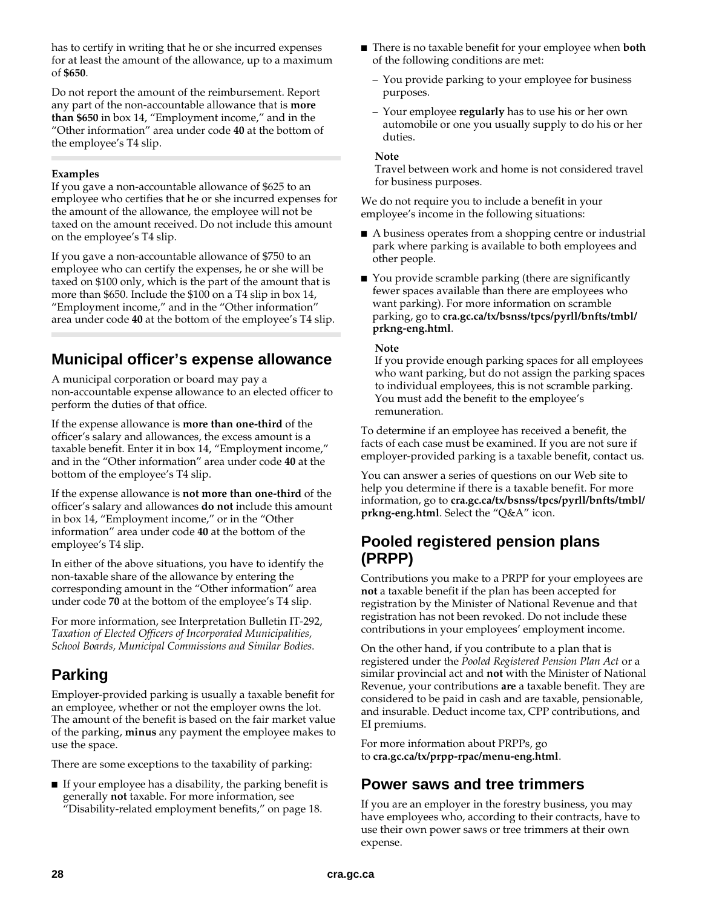has to certify in writing that he or she incurred expenses for at least the amount of the allowance, up to a maximum of **$650**.

Do not report the amount of the reimbursement. Report any part of the non-accountable allowance that is **more than $650** in box 14, "Employment income," and in the "Other information" area under code **40** at the bottom of the employee's T4 slip.

**Examples**
If you gave a non-accountable allowance of $625 to an employee who certifies that he or she incurred expenses for the amount of the allowance, the employee will not be taxed on the amount received. Do not include this amount on the employee's T4 slip.

If you gave a non-accountable allowance of $750 to an employee who can certify the expenses, he or she will be taxed on $100 only, which is the part of the amount that is more than $650. Include the $100 on a T4 slip in box 14, "Employment income," and in the "Other information" area under code **40** at the bottom of the employee's T4 slip.

## Municipal officer's expense allowance

A municipal corporation or board may pay a non-accountable expense allowance to an elected officer to perform the duties of that office.

If the expense allowance is **more than one-third** of the officer's salary and allowances, the excess amount is a taxable benefit. Enter it in box 14, "Employment income," and in the "Other information" area under code **40** at the bottom of the employee's T4 slip.

If the expense allowance is **not more than one-third** of the officer's salary and allowances **do not** include this amount in box 14, "Employment income," or in the "Other information" area under code **40** at the bottom of the employee's T4 slip.

In either of the above situations, you have to identify the non-taxable share of the allowance by entering the corresponding amount in the "Other information" area under code **70** at the bottom of the employee's T4 slip.

For more information, see Interpretation Bulletin IT-292, *Taxation of Elected Officers of Incorporated Municipalities, School Boards, Municipal Commissions and Similar Bodies*.

## Parking

Employer-provided parking is usually a taxable benefit for an employee, whether or not the employer owns the lot. The amount of the benefit is based on the fair market value of the parking, **minus** any payment the employee makes to use the space.

There are some exceptions to the taxability of parking:

- If your employee has a disability, the parking benefit is generally **not** taxable. For more information, see "Disability-related employment benefits," on page 18.
- There is no taxable benefit for your employee when **both** of the following conditions are met:
  - You provide parking to your employee for business purposes.
  - Your employee **regularly** has to use his or her own automobile or one you usually supply to do his or her duties.

  **Note**
  Travel between work and home is not considered travel for business purposes.

We do not require you to include a benefit in your employee's income in the following situations:

- A business operates from a shopping centre or industrial park where parking is available to both employees and other people.
- You provide scramble parking (there are significantly fewer spaces available than there are employees who want parking). For more information on scramble parking, go to **cra.gc.ca/tx/bsnss/tpcs/pyrll/bnfts/tmbl/prkng-eng.html**.

  **Note**
  If you provide enough parking spaces for all employees who want parking, but do not assign the parking spaces to individual employees, this is not scramble parking. You must add the benefit to the employee's remuneration.

To determine if an employee has received a benefit, the facts of each case must be examined. If you are not sure if employer-provided parking is a taxable benefit, contact us.

You can answer a series of questions on our Web site to help you determine if there is a taxable benefit. For more information, go to **cra.gc.ca/tx/bsnss/tpcs/pyrll/bnfts/tmbl/prkng-eng.html**. Select the "Q&A" icon.

## Pooled registered pension plans (PRPP)

Contributions you make to a PRPP for your employees are **not** a taxable benefit if the plan has been accepted for registration by the Minister of National Revenue and that registration has not been revoked. Do not include these contributions in your employees' employment income.

On the other hand, if you contribute to a plan that is registered under the *Pooled Registered Pension Plan Act* or a similar provincial act and **not** with the Minister of National Revenue, your contributions **are** a taxable benefit. They are considered to be paid in cash and are taxable, pensionable, and insurable. Deduct income tax, CPP contributions, and EI premiums.

For more information about PRPPs, go to **cra.gc.ca/tx/prpp-rpac/menu-eng.html**.

## Power saws and tree trimmers

If you are an employer in the forestry business, you may have employees who, according to their contracts, have to use their own power saws or tree trimmers at their own expense.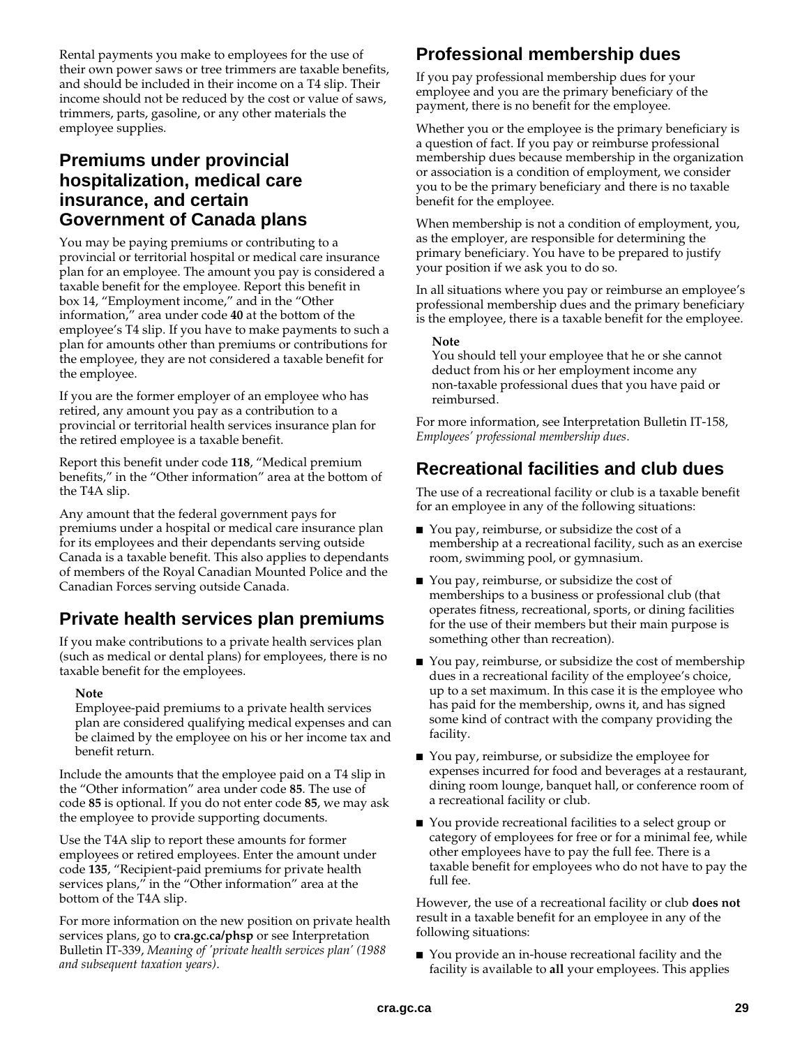Rental payments you make to employees for the use of their own power saws or tree trimmers are taxable benefits, and should be included in their income on a T4 slip. Their income should not be reduced by the cost or value of saws, trimmers, parts, gasoline, or any other materials the employee supplies.

## Premiums under provincial hospitalization, medical care insurance, and certain Government of Canada plans

You may be paying premiums or contributing to a provincial or territorial hospital or medical care insurance plan for an employee. The amount you pay is considered a taxable benefit for the employee. Report this benefit in box 14, "Employment income," and in the "Other information," area under code **40** at the bottom of the employee's T4 slip. If you have to make payments to such a plan for amounts other than premiums or contributions for the employee, they are not considered a taxable benefit for the employee.

If you are the former employer of an employee who has retired, any amount you pay as a contribution to a provincial or territorial health services insurance plan for the retired employee is a taxable benefit.

Report this benefit under code **118**, "Medical premium benefits," in the "Other information" area at the bottom of the T4A slip.

Any amount that the federal government pays for premiums under a hospital or medical care insurance plan for its employees and their dependants serving outside Canada is a taxable benefit. This also applies to dependants of members of the Royal Canadian Mounted Police and the Canadian Forces serving outside Canada.

## Private health services plan premiums

If you make contributions to a private health services plan (such as medical or dental plans) for employees, there is no taxable benefit for the employees.

**Note**
Employee-paid premiums to a private health services plan are considered qualifying medical expenses and can be claimed by the employee on his or her income tax and benefit return.

Include the amounts that the employee paid on a T4 slip in the "Other information" area under code **85**. The use of code **85** is optional. If you do not enter code **85**, we may ask the employee to provide supporting documents.

Use the T4A slip to report these amounts for former employees or retired employees. Enter the amount under code **135**, "Recipient-paid premiums for private health services plans," in the "Other information" area at the bottom of the T4A slip.

For more information on the new position on private health services plans, go to **cra.gc.ca/phsp** or see Interpretation Bulletin IT-339, *Meaning of 'private health services plan' (1988 and subsequent taxation years)*.

## Professional membership dues

If you pay professional membership dues for your employee and you are the primary beneficiary of the payment, there is no benefit for the employee.

Whether you or the employee is the primary beneficiary is a question of fact. If you pay or reimburse professional membership dues because membership in the organization or association is a condition of employment, we consider you to be the primary beneficiary and there is no taxable benefit for the employee.

When membership is not a condition of employment, you, as the employer, are responsible for determining the primary beneficiary. You have to be prepared to justify your position if we ask you to do so.

In all situations where you pay or reimburse an employee's professional membership dues and the primary beneficiary is the employee, there is a taxable benefit for the employee.

**Note**
You should tell your employee that he or she cannot deduct from his or her employment income any non-taxable professional dues that you have paid or reimbursed.

For more information, see Interpretation Bulletin IT-158, *Employees' professional membership dues*.

## Recreational facilities and club dues

The use of a recreational facility or club is a taxable benefit for an employee in any of the following situations:

- You pay, reimburse, or subsidize the cost of a membership at a recreational facility, such as an exercise room, swimming pool, or gymnasium.
- You pay, reimburse, or subsidize the cost of memberships to a business or professional club (that operates fitness, recreational, sports, or dining facilities for the use of their members but their main purpose is something other than recreation).
- You pay, reimburse, or subsidize the cost of membership dues in a recreational facility of the employee's choice, up to a set maximum. In this case it is the employee who has paid for the membership, owns it, and has signed some kind of contract with the company providing the facility.
- You pay, reimburse, or subsidize the employee for expenses incurred for food and beverages at a restaurant, dining room lounge, banquet hall, or conference room of a recreational facility or club.
- You provide recreational facilities to a select group or category of employees for free or for a minimal fee, while other employees have to pay the full fee. There is a taxable benefit for employees who do not have to pay the full fee.

However, the use of a recreational facility or club **does not** result in a taxable benefit for an employee in any of the following situations:

- You provide an in-house recreational facility and the facility is available to **all** your employees. This applies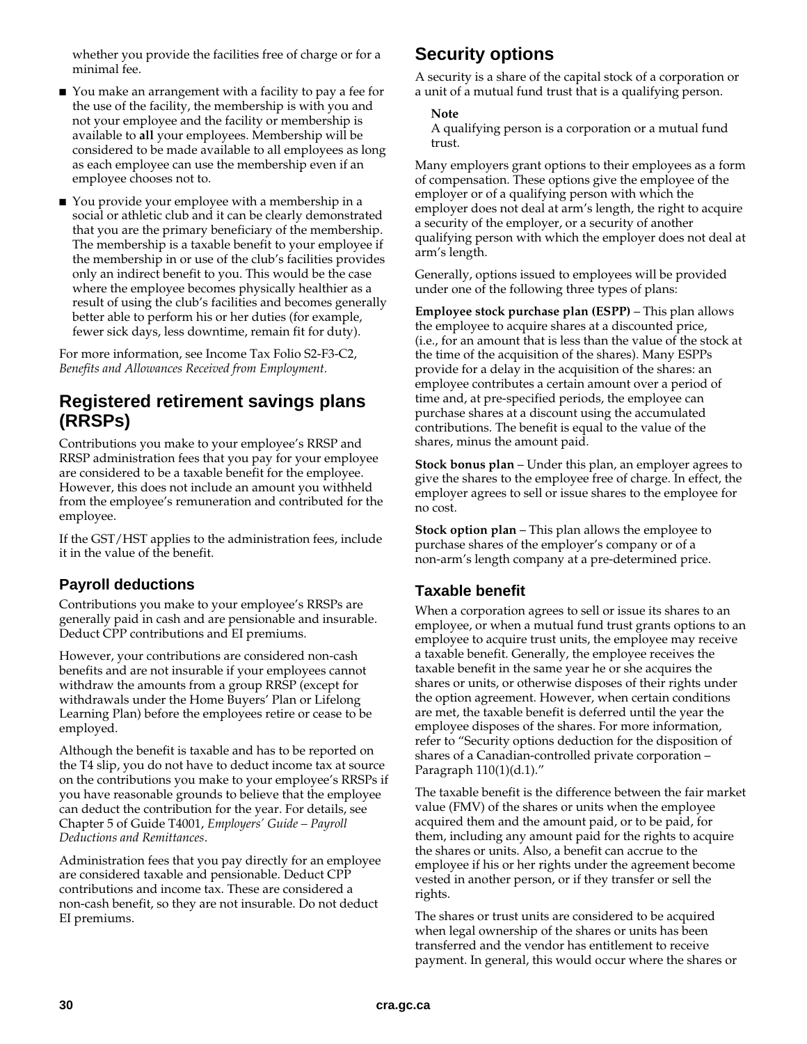whether you provide the facilities free of charge or for a minimal fee.

- You make an arrangement with a facility to pay a fee for the use of the facility, the membership is with you and not your employee and the facility or membership is available to **all** your employees. Membership will be considered to be made available to all employees as long as each employee can use the membership even if an employee chooses not to.
- You provide your employee with a membership in a social or athletic club and it can be clearly demonstrated that you are the primary beneficiary of the membership. The membership is a taxable benefit to your employee if the membership in or use of the club's facilities provides only an indirect benefit to you. This would be the case where the employee becomes physically healthier as a result of using the club's facilities and becomes generally better able to perform his or her duties (for example, fewer sick days, less downtime, remain fit for duty).

For more information, see Income Tax Folio S2-F3-C2, *Benefits and Allowances Received from Employment*.

## Registered retirement savings plans (RRSPs)

Contributions you make to your employee's RRSP and RRSP administration fees that you pay for your employee are considered to be a taxable benefit for the employee. However, this does not include an amount you withheld from the employee's remuneration and contributed for the employee.

If the GST/HST applies to the administration fees, include it in the value of the benefit.

### Payroll deductions

Contributions you make to your employee's RRSPs are generally paid in cash and are pensionable and insurable. Deduct CPP contributions and EI premiums.

However, your contributions are considered non-cash benefits and are not insurable if your employees cannot withdraw the amounts from a group RRSP (except for withdrawals under the Home Buyers' Plan or Lifelong Learning Plan) before the employees retire or cease to be employed.

Although the benefit is taxable and has to be reported on the T4 slip, you do not have to deduct income tax at source on the contributions you make to your employee's RRSPs if you have reasonable grounds to believe that the employee can deduct the contribution for the year. For details, see Chapter 5 of Guide T4001, *Employers' Guide – Payroll Deductions and Remittances*.

Administration fees that you pay directly for an employee are considered taxable and pensionable. Deduct CPP contributions and income tax. These are considered a non-cash benefit, so they are not insurable. Do not deduct EI premiums.

## Security options

A security is a share of the capital stock of a corporation or a unit of a mutual fund trust that is a qualifying person.

**Note**
A qualifying person is a corporation or a mutual fund trust.

Many employers grant options to their employees as a form of compensation. These options give the employee of the employer or of a qualifying person with which the employer does not deal at arm's length, the right to acquire a security of the employer, or a security of another qualifying person with which the employer does not deal at arm's length.

Generally, options issued to employees will be provided under one of the following three types of plans:

**Employee stock purchase plan (ESPP)** – This plan allows the employee to acquire shares at a discounted price, (i.e., for an amount that is less than the value of the stock at the time of the acquisition of the shares). Many ESPPs provide for a delay in the acquisition of the shares: an employee contributes a certain amount over a period of time and, at pre-specified periods, the employee can purchase shares at a discount using the accumulated contributions. The benefit is equal to the value of the shares, minus the amount paid.

**Stock bonus plan** – Under this plan, an employer agrees to give the shares to the employee free of charge. In effect, the employer agrees to sell or issue shares to the employee for no cost.

**Stock option plan** – This plan allows the employee to purchase shares of the employer's company or of a non-arm's length company at a pre-determined price.

### Taxable benefit

When a corporation agrees to sell or issue its shares to an employee, or when a mutual fund trust grants options to an employee to acquire trust units, the employee may receive a taxable benefit. Generally, the employee receives the taxable benefit in the same year he or she acquires the shares or units, or otherwise disposes of their rights under the option agreement. However, when certain conditions are met, the taxable benefit is deferred until the year the employee disposes of the shares. For more information, refer to "Security options deduction for the disposition of shares of a Canadian-controlled private corporation – Paragraph 110(1)(d.1)."

The taxable benefit is the difference between the fair market value (FMV) of the shares or units when the employee acquired them and the amount paid, or to be paid, for them, including any amount paid for the rights to acquire the shares or units. Also, a benefit can accrue to the employee if his or her rights under the agreement become vested in another person, or if they transfer or sell the rights.

The shares or trust units are considered to be acquired when legal ownership of the shares or units has been transferred and the vendor has entitlement to receive payment. In general, this would occur where the shares or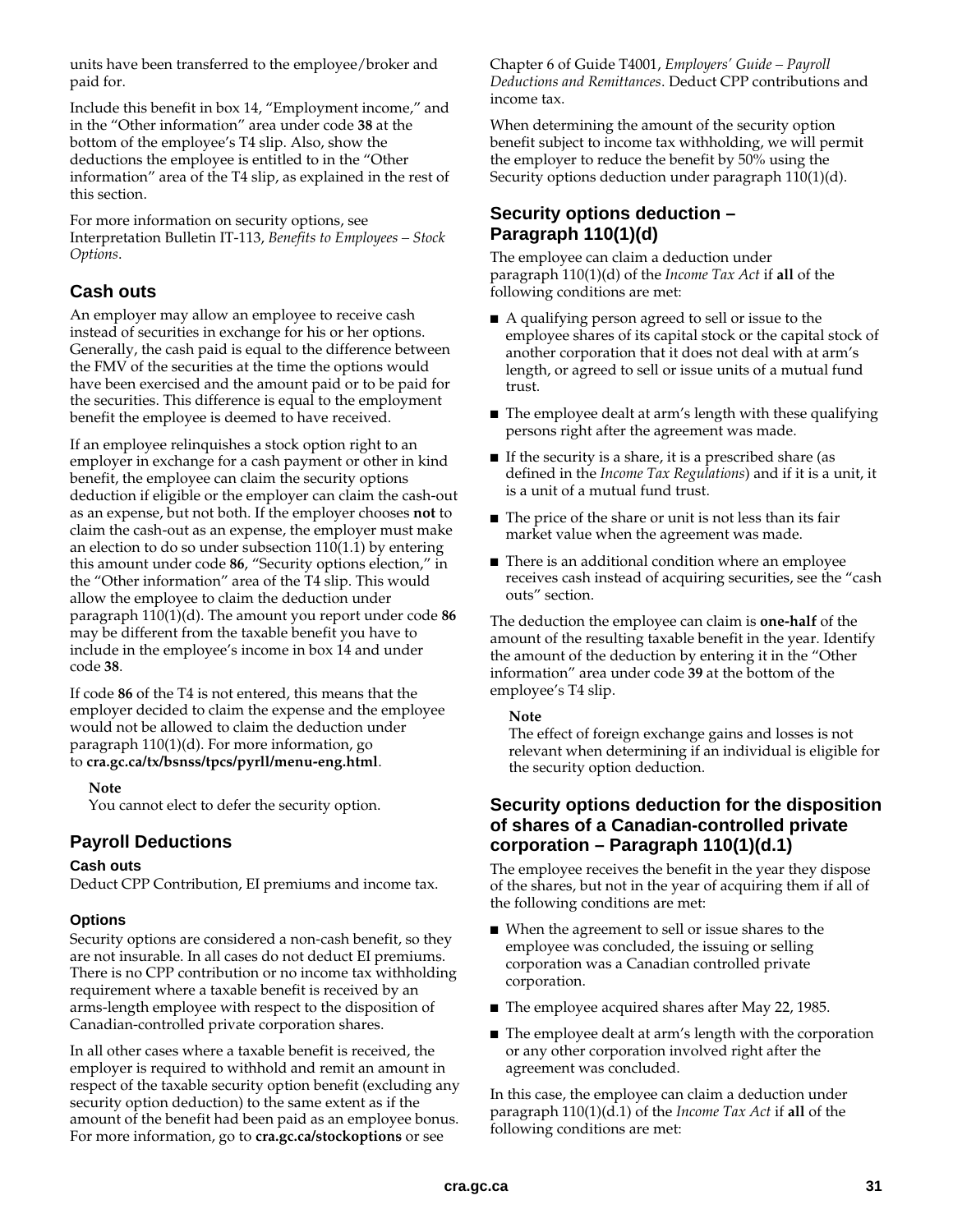units have been transferred to the employee/broker and paid for.

Include this benefit in box 14, "Employment income," and in the "Other information" area under code **38** at the bottom of the employee's T4 slip. Also, show the deductions the employee is entitled to in the "Other information" area of the T4 slip, as explained in the rest of this section.

For more information on security options, see Interpretation Bulletin IT-113, *Benefits to Employees – Stock Options*.

## Cash outs

An employer may allow an employee to receive cash instead of securities in exchange for his or her options. Generally, the cash paid is equal to the difference between the FMV of the securities at the time the options would have been exercised and the amount paid or to be paid for the securities. This difference is equal to the employment benefit the employee is deemed to have received.

If an employee relinquishes a stock option right to an employer in exchange for a cash payment or other in kind benefit, the employee can claim the security options deduction if eligible or the employer can claim the cash-out as an expense, but not both. If the employer chooses **not** to claim the cash-out as an expense, the employer must make an election to do so under subsection 110(1.1) by entering this amount under code **86**, "Security options election," in the "Other information" area of the T4 slip. This would allow the employee to claim the deduction under paragraph 110(1)(d). The amount you report under code **86** may be different from the taxable benefit you have to include in the employee's income in box 14 and under code **38**.

If code **86** of the T4 is not entered, this means that the employer decided to claim the expense and the employee would not be allowed to claim the deduction under paragraph 110(1)(d). For more information, go to **cra.gc.ca/tx/bsnss/tpcs/pyrll/menu-eng.html**.

**Note**
You cannot elect to defer the security option.

## Payroll Deductions

### Cash outs

Deduct CPP Contribution, EI premiums and income tax.

### Options

Security options are considered a non-cash benefit, so they are not insurable. In all cases do not deduct EI premiums. There is no CPP contribution or no income tax withholding requirement where a taxable benefit is received by an arms-length employee with respect to the disposition of Canadian-controlled private corporation shares.

In all other cases where a taxable benefit is received, the employer is required to withhold and remit an amount in respect of the taxable security option benefit (excluding any security option deduction) to the same extent as if the amount of the benefit had been paid as an employee bonus. For more information, go to **cra.gc.ca/stockoptions** or see Chapter 6 of Guide T4001, *Employers' Guide – Payroll Deductions and Remittances*. Deduct CPP contributions and income tax.

When determining the amount of the security option benefit subject to income tax withholding, we will permit the employer to reduce the benefit by 50% using the Security options deduction under paragraph 110(1)(d).

## Security options deduction – Paragraph 110(1)(d)

The employee can claim a deduction under paragraph 110(1)(d) of the *Income Tax Act* if **all** of the following conditions are met:

- A qualifying person agreed to sell or issue to the employee shares of its capital stock or the capital stock of another corporation that it does not deal with at arm's length, or agreed to sell or issue units of a mutual fund trust.
- The employee dealt at arm's length with these qualifying persons right after the agreement was made.
- If the security is a share, it is a prescribed share (as defined in the *Income Tax Regulations*) and if it is a unit, it is a unit of a mutual fund trust.
- The price of the share or unit is not less than its fair market value when the agreement was made.
- There is an additional condition where an employee receives cash instead of acquiring securities, see the "cash outs" section.

The deduction the employee can claim is **one-half** of the amount of the resulting taxable benefit in the year. Identify the amount of the deduction by entering it in the "Other information" area under code **39** at the bottom of the employee's T4 slip.

**Note**
The effect of foreign exchange gains and losses is not relevant when determining if an individual is eligible for the security option deduction.

## Security options deduction for the disposition of shares of a Canadian-controlled private corporation – Paragraph 110(1)(d.1)

The employee receives the benefit in the year they dispose of the shares, but not in the year of acquiring them if all of the following conditions are met:

- When the agreement to sell or issue shares to the employee was concluded, the issuing or selling corporation was a Canadian controlled private corporation.
- The employee acquired shares after May 22, 1985.
- The employee dealt at arm's length with the corporation or any other corporation involved right after the agreement was concluded.

In this case, the employee can claim a deduction under paragraph 110(1)(d.1) of the *Income Tax Act* if **all** of the following conditions are met: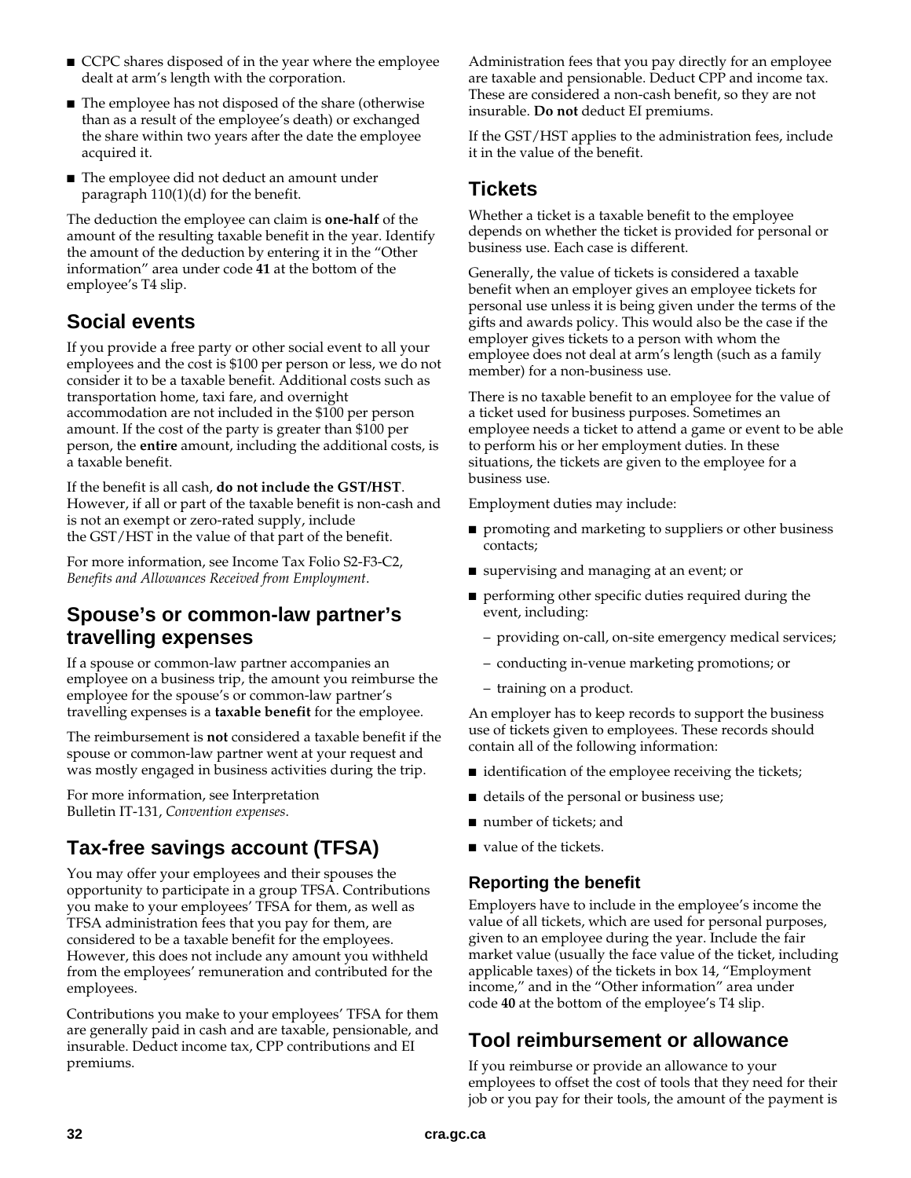- CCPC shares disposed of in the year where the employee dealt at arm's length with the corporation.
- The employee has not disposed of the share (otherwise than as a result of the employee's death) or exchanged the share within two years after the date the employee acquired it.
- The employee did not deduct an amount under paragraph 110(1)(d) for the benefit.

The deduction the employee can claim is **one-half** of the amount of the resulting taxable benefit in the year. Identify the amount of the deduction by entering it in the "Other information" area under code **41** at the bottom of the employee's T4 slip.

## Social events

If you provide a free party or other social event to all your employees and the cost is $100 per person or less, we do not consider it to be a taxable benefit. Additional costs such as transportation home, taxi fare, and overnight accommodation are not included in the $100 per person amount. If the cost of the party is greater than $100 per person, the **entire** amount, including the additional costs, is a taxable benefit.

If the benefit is all cash, **do not include the GST/HST**. However, if all or part of the taxable benefit is non-cash and is not an exempt or zero-rated supply, include the GST/HST in the value of that part of the benefit.

For more information, see Income Tax Folio S2-F3-C2, *Benefits and Allowances Received from Employment*.

## Spouse's or common-law partner's travelling expenses

If a spouse or common-law partner accompanies an employee on a business trip, the amount you reimburse the employee for the spouse's or common-law partner's travelling expenses is a **taxable benefit** for the employee.

The reimbursement is **not** considered a taxable benefit if the spouse or common-law partner went at your request and was mostly engaged in business activities during the trip.

For more information, see Interpretation Bulletin IT-131, *Convention expenses*.

## Tax-free savings account (TFSA)

You may offer your employees and their spouses the opportunity to participate in a group TFSA. Contributions you make to your employees' TFSA for them, as well as TFSA administration fees that you pay for them, are considered to be a taxable benefit for the employees. However, this does not include any amount you withheld from the employees' remuneration and contributed for the employees.

Contributions you make to your employees' TFSA for them are generally paid in cash and are taxable, pensionable, and insurable. Deduct income tax, CPP contributions and EI premiums.

Administration fees that you pay directly for an employee are taxable and pensionable. Deduct CPP and income tax. These are considered a non-cash benefit, so they are not insurable. **Do not** deduct EI premiums.

If the GST/HST applies to the administration fees, include it in the value of the benefit.

## Tickets

Whether a ticket is a taxable benefit to the employee depends on whether the ticket is provided for personal or business use. Each case is different.

Generally, the value of tickets is considered a taxable benefit when an employer gives an employee tickets for personal use unless it is being given under the terms of the gifts and awards policy. This would also be the case if the employer gives tickets to a person with whom the employee does not deal at arm's length (such as a family member) for a non-business use.

There is no taxable benefit to an employee for the value of a ticket used for business purposes. Sometimes an employee needs a ticket to attend a game or event to be able to perform his or her employment duties. In these situations, the tickets are given to the employee for a business use.

Employment duties may include:

- promoting and marketing to suppliers or other business contacts;
- supervising and managing at an event; or
- performing other specific duties required during the event, including:
  - providing on-call, on-site emergency medical services;
  - conducting in-venue marketing promotions; or
  - training on a product.

An employer has to keep records to support the business use of tickets given to employees. These records should contain all of the following information:

- identification of the employee receiving the tickets;
- details of the personal or business use;
- number of tickets; and
- value of the tickets.

### Reporting the benefit

Employers have to include in the employee's income the value of all tickets, which are used for personal purposes, given to an employee during the year. Include the fair market value (usually the face value of the ticket, including applicable taxes) of the tickets in box 14, "Employment income," and in the "Other information" area under code **40** at the bottom of the employee's T4 slip.

## Tool reimbursement or allowance

If you reimburse or provide an allowance to your employees to offset the cost of tools that they need for their job or you pay for their tools, the amount of the payment is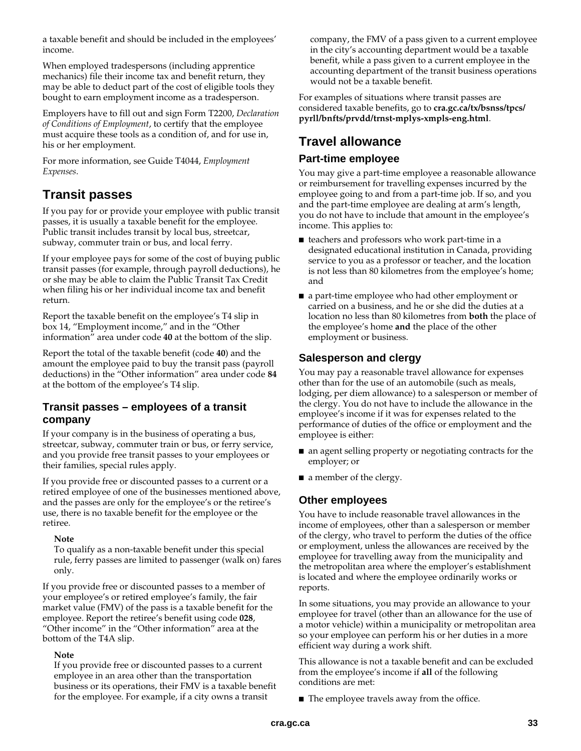a taxable benefit and should be included in the employees' income.

When employed tradespersons (including apprentice mechanics) file their income tax and benefit return, they may be able to deduct part of the cost of eligible tools they bought to earn employment income as a tradesperson.

Employers have to fill out and sign Form T2200, *Declaration of Conditions of Employment*, to certify that the employee must acquire these tools as a condition of, and for use in, his or her employment.

For more information, see Guide T4044, *Employment Expenses*.

## Transit passes

If you pay for or provide your employee with public transit passes, it is usually a taxable benefit for the employee. Public transit includes transit by local bus, streetcar, subway, commuter train or bus, and local ferry.

If your employee pays for some of the cost of buying public transit passes (for example, through payroll deductions), he or she may be able to claim the Public Transit Tax Credit when filing his or her individual income tax and benefit return.

Report the taxable benefit on the employee's T4 slip in box 14, "Employment income," and in the "Other information" area under code **40** at the bottom of the slip.

Report the total of the taxable benefit (code **40**) and the amount the employee paid to buy the transit pass (payroll deductions) in the "Other information" area under code **84** at the bottom of the employee's T4 slip.

### Transit passes – employees of a transit company

If your company is in the business of operating a bus, streetcar, subway, commuter train or bus, or ferry service, and you provide free transit passes to your employees or their families, special rules apply.

If you provide free or discounted passes to a current or a retired employee of one of the businesses mentioned above, and the passes are only for the employee's or the retiree's use, there is no taxable benefit for the employee or the retiree.

**Note**
To qualify as a non-taxable benefit under this special rule, ferry passes are limited to passenger (walk on) fares only.

If you provide free or discounted passes to a member of your employee's or retired employee's family, the fair market value (FMV) of the pass is a taxable benefit for the employee. Report the retiree's benefit using code **028**, "Other income" in the "Other information" area at the bottom of the T4A slip.

**Note**
If you provide free or discounted passes to a current employee in an area other than the transportation business or its operations, their FMV is a taxable benefit for the employee. For example, if a city owns a transit company, the FMV of a pass given to a current employee in the city's accounting department would be a taxable benefit, while a pass given to a current employee in the accounting department of the transit business operations would not be a taxable benefit.

For examples of situations where transit passes are considered taxable benefits, go to **cra.gc.ca/tx/bsnss/tpcs/pyrll/bnfts/prvdd/trnst-mplys-xmpls-eng.html**.

## Travel allowance

### Part-time employee

You may give a part-time employee a reasonable allowance or reimbursement for travelling expenses incurred by the employee going to and from a part-time job. If so, and you and the part-time employee are dealing at arm's length, you do not have to include that amount in the employee's income. This applies to:

- teachers and professors who work part-time in a designated educational institution in Canada, providing service to you as a professor or teacher, and the location is not less than 80 kilometres from the employee's home; and
- a part-time employee who had other employment or carried on a business, and he or she did the duties at a location no less than 80 kilometres from **both** the place of the employee's home **and** the place of the other employment or business.

### Salesperson and clergy

You may pay a reasonable travel allowance for expenses other than for the use of an automobile (such as meals, lodging, per diem allowance) to a salesperson or member of the clergy. You do not have to include the allowance in the employee's income if it was for expenses related to the performance of duties of the office or employment and the employee is either:

- an agent selling property or negotiating contracts for the employer; or
- a member of the clergy.

### Other employees

You have to include reasonable travel allowances in the income of employees, other than a salesperson or member of the clergy, who travel to perform the duties of the office or employment, unless the allowances are received by the employee for travelling away from the municipality and the metropolitan area where the employer's establishment is located and where the employee ordinarily works or reports.

In some situations, you may provide an allowance to your employee for travel (other than an allowance for the use of a motor vehicle) within a municipality or metropolitan area so your employee can perform his or her duties in a more efficient way during a work shift.

This allowance is not a taxable benefit and can be excluded from the employee's income if **all** of the following conditions are met:

- The employee travels away from the office.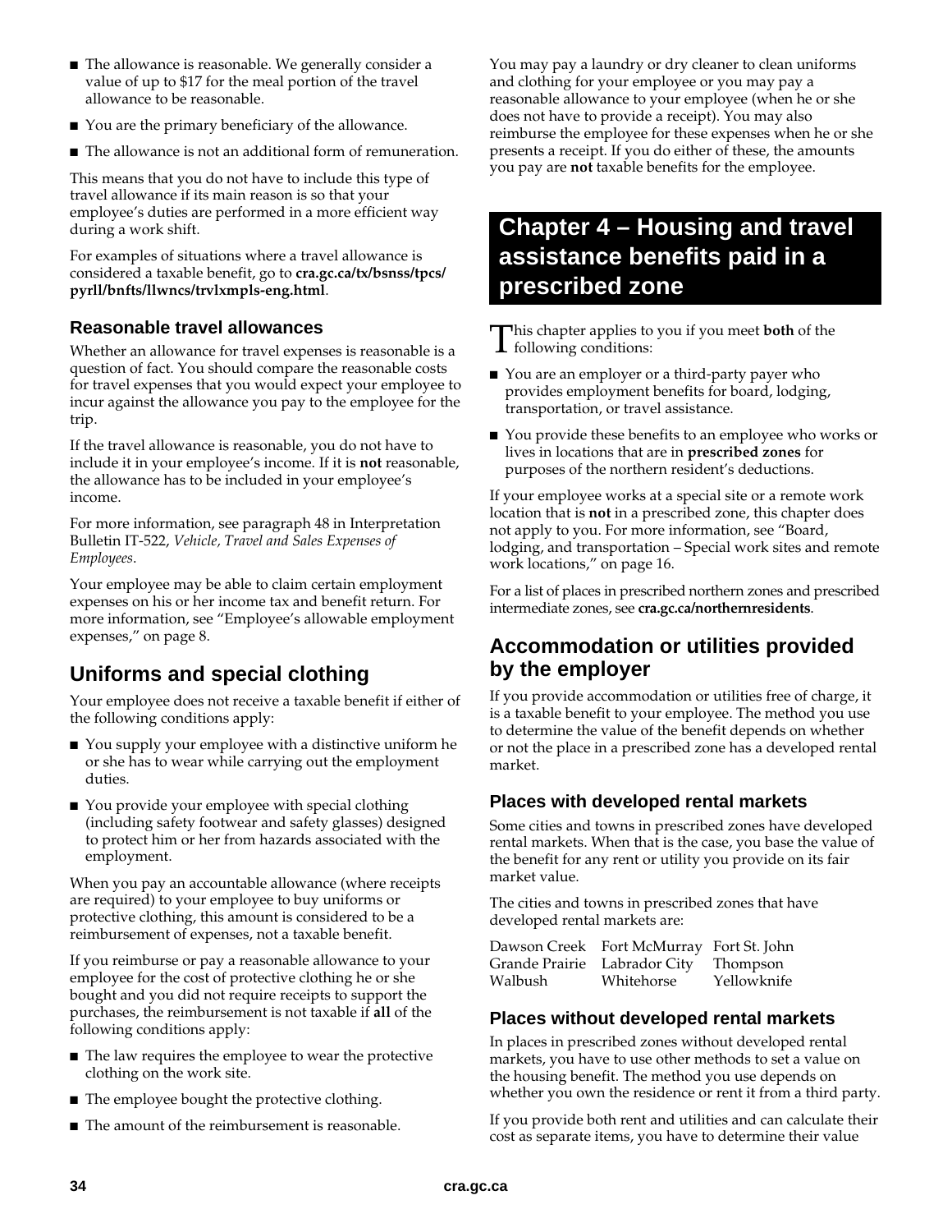- The allowance is reasonable. We generally consider a value of up to $17 for the meal portion of the travel allowance to be reasonable.
- You are the primary beneficiary of the allowance.
- The allowance is not an additional form of remuneration.

This means that you do not have to include this type of travel allowance if its main reason is so that your employee's duties are performed in a more efficient way during a work shift.

For examples of situations where a travel allowance is considered a taxable benefit, go to **cra.gc.ca/tx/bsnss/tpcs/pyrll/bnfts/llwncs/trvlxmpls-eng.html**.

### Reasonable travel allowances

Whether an allowance for travel expenses is reasonable is a question of fact. You should compare the reasonable costs for travel expenses that you would expect your employee to incur against the allowance you pay to the employee for the trip.

If the travel allowance is reasonable, you do not have to include it in your employee's income. If it is **not** reasonable, the allowance has to be included in your employee's income.

For more information, see paragraph 48 in Interpretation Bulletin IT-522, *Vehicle, Travel and Sales Expenses of Employees*.

Your employee may be able to claim certain employment expenses on his or her income tax and benefit return. For more information, see "Employee's allowable employment expenses," on page 8.

## Uniforms and special clothing

Your employee does not receive a taxable benefit if either of the following conditions apply:

- You supply your employee with a distinctive uniform he or she has to wear while carrying out the employment duties.
- You provide your employee with special clothing (including safety footwear and safety glasses) designed to protect him or her from hazards associated with the employment.

When you pay an accountable allowance (where receipts are required) to your employee to buy uniforms or protective clothing, this amount is considered to be a reimbursement of expenses, not a taxable benefit.

If you reimburse or pay a reasonable allowance to your employee for the cost of protective clothing he or she bought and you did not require receipts to support the purchases, the reimbursement is not taxable if **all** of the following conditions apply:

- The law requires the employee to wear the protective clothing on the work site.
- The employee bought the protective clothing.
- The amount of the reimbursement is reasonable.

You may pay a laundry or dry cleaner to clean uniforms and clothing for your employee or you may pay a reasonable allowance to your employee (when he or she does not have to provide a receipt). You may also reimburse the employee for these expenses when he or she presents a receipt. If you do either of these, the amounts you pay are **not** taxable benefits for the employee.

# Chapter 4 – Housing and travel assistance benefits paid in a prescribed zone

This chapter applies to you if you meet **both** of the following conditions:

- You are an employer or a third-party payer who provides employment benefits for board, lodging, transportation, or travel assistance.
- You provide these benefits to an employee who works or lives in locations that are in **prescribed zones** for purposes of the northern resident's deductions.

If your employee works at a special site or a remote work location that is **not** in a prescribed zone, this chapter does not apply to you. For more information, see "Board, lodging, and transportation – Special work sites and remote work locations," on page 16.

For a list of places in prescribed northern zones and prescribed intermediate zones, see **cra.gc.ca/northernresidents**.

## Accommodation or utilities provided by the employer

If you provide accommodation or utilities free of charge, it is a taxable benefit to your employee. The method you use to determine the value of the benefit depends on whether or not the place in a prescribed zone has a developed rental market.

### Places with developed rental markets

Some cities and towns in prescribed zones have developed rental markets. When that is the case, you base the value of the benefit for any rent or utility you provide on its fair market value.

The cities and towns in prescribed zones that have developed rental markets are:

| | | |
|---|---|---|
| Dawson Creek | Fort McMurray | Fort St. John |
| Grande Prairie | Labrador City | Thompson |
| Walbush | Whitehorse | Yellowknife |

### Places without developed rental markets

In places in prescribed zones without developed rental markets, you have to use other methods to set a value on the housing benefit. The method you use depends on whether you own the residence or rent it from a third party.

If you provide both rent and utilities and can calculate their cost as separate items, you have to determine their value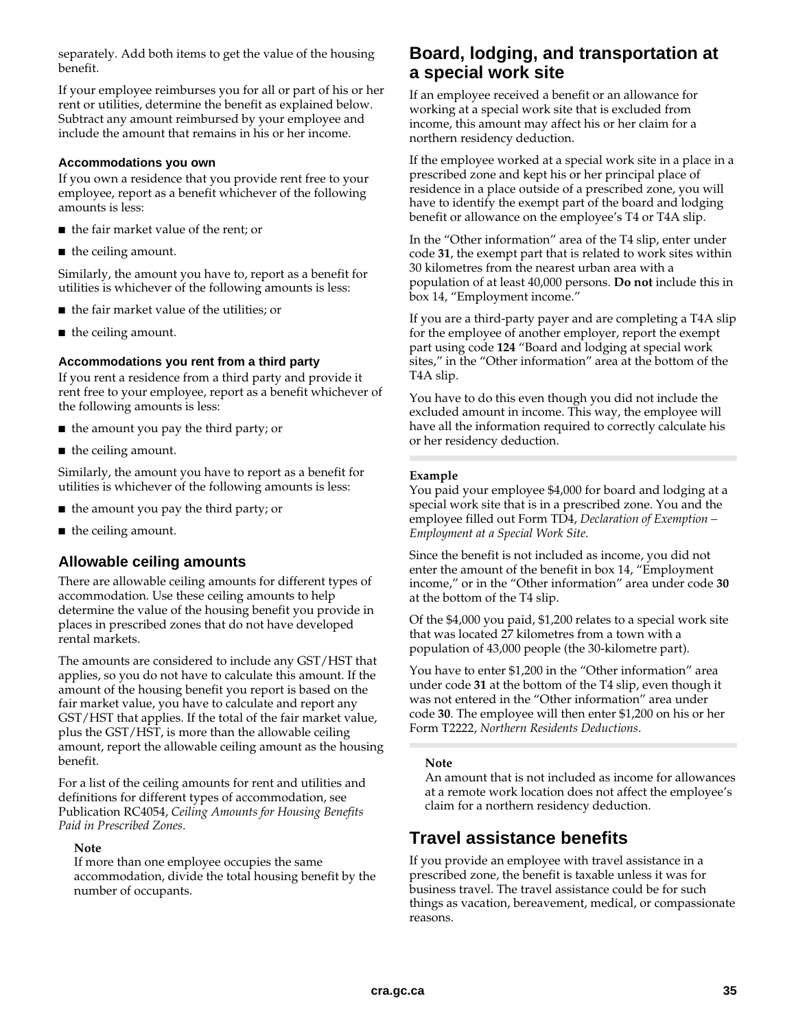separately. Add both items to get the value of the housing benefit.

If your employee reimburses you for all or part of his or her rent or utilities, determine the benefit as explained below. Subtract any amount reimbursed by your employee and include the amount that remains in his or her income.

#### Accommodations you own

If you own a residence that you provide rent free to your employee, report as a benefit whichever of the following amounts is less:

- the fair market value of the rent; or
- the ceiling amount.

Similarly, the amount you have to, report as a benefit for utilities is whichever of the following amounts is less:

- the fair market value of the utilities; or
- the ceiling amount.

#### Accommodations you rent from a third party

If you rent a residence from a third party and provide it rent free to your employee, report as a benefit whichever of the following amounts is less:

- the amount you pay the third party; or
- the ceiling amount.

Similarly, the amount you have to report as a benefit for utilities is whichever of the following amounts is less:

- the amount you pay the third party; or
- the ceiling amount.

### Allowable ceiling amounts

There are allowable ceiling amounts for different types of accommodation. Use these ceiling amounts to help determine the value of the housing benefit you provide in places in prescribed zones that do not have developed rental markets.

The amounts are considered to include any GST/HST that applies, so you do not have to calculate this amount. If the amount of the housing benefit you report is based on the fair market value, you have to calculate and report any GST/HST that applies. If the total of the fair market value, plus the GST/HST, is more than the allowable ceiling amount, report the allowable ceiling amount as the housing benefit.

For a list of the ceiling amounts for rent and utilities and definitions for different types of accommodation, see Publication RC4054, *Ceiling Amounts for Housing Benefits Paid in Prescribed Zones*.

> **Note**
> If more than one employee occupies the same accommodation, divide the total housing benefit by the number of occupants.

## Board, lodging, and transportation at a special work site

If an employee received a benefit or an allowance for working at a special work site that is excluded from income, this amount may affect his or her claim for a northern residency deduction.

If the employee worked at a special work site in a place in a prescribed zone and kept his or her principal place of residence in a place outside of a prescribed zone, you will have to identify the exempt part of the board and lodging benefit or allowance on the employee's T4 or T4A slip.

In the "Other information" area of the T4 slip, enter under code **31**, the exempt part that is related to work sites within 30 kilometres from the nearest urban area with a population of at least 40,000 persons. **Do not** include this in box 14, "Employment income."

If you are a third-party payer and are completing a T4A slip for the employee of another employer, report the exempt part using code **124** "Board and lodging at special work sites," in the "Other information" area at the bottom of the T4A slip.

You have to do this even though you did not include the excluded amount in income. This way, the employee will have all the information required to correctly calculate his or her residency deduction.

**Example**
You paid your employee $4,000 for board and lodging at a special work site that is in a prescribed zone. You and the employee filled out Form TD4, *Declaration of Exemption – Employment at a Special Work Site*.

Since the benefit is not included as income, you did not enter the amount of the benefit in box 14, "Employment income," or in the "Other information" area under code **30** at the bottom of the T4 slip.

Of the $4,000 you paid, $1,200 relates to a special work site that was located 27 kilometres from a town with a population of 43,000 people (the 30-kilometre part).

You have to enter $1,200 in the "Other information" area under code **31** at the bottom of the T4 slip, even though it was not entered in the "Other information" area under code **30**. The employee will then enter $1,200 on his or her Form T2222, *Northern Residents Deductions*.

> **Note**
> An amount that is not included as income for allowances at a remote work location does not affect the employee's claim for a northern residency deduction.

## Travel assistance benefits

If you provide an employee with travel assistance in a prescribed zone, the benefit is taxable unless it was for business travel. The travel assistance could be for such things as vacation, bereavement, medical, or compassionate reasons.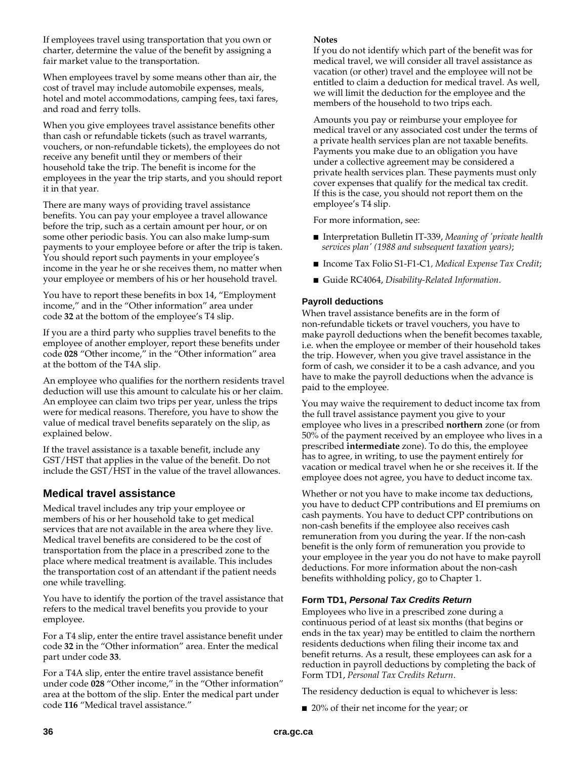If employees travel using transportation that you own or charter, determine the value of the benefit by assigning a fair market value to the transportation.

When employees travel by some means other than air, the cost of travel may include automobile expenses, meals, hotel and motel accommodations, camping fees, taxi fares, and road and ferry tolls.

When you give employees travel assistance benefits other than cash or refundable tickets (such as travel warrants, vouchers, or non-refundable tickets), the employees do not receive any benefit until they or members of their household take the trip. The benefit is income for the employees in the year the trip starts, and you should report it in that year.

There are many ways of providing travel assistance benefits. You can pay your employee a travel allowance before the trip, such as a certain amount per hour, or on some other periodic basis. You can also make lump-sum payments to your employee before or after the trip is taken. You should report such payments in your employee's income in the year he or she receives them, no matter when your employee or members of his or her household travel.

You have to report these benefits in box 14, "Employment income," and in the "Other information" area under code **32** at the bottom of the employee's T4 slip.

If you are a third party who supplies travel benefits to the employee of another employer, report these benefits under code **028** "Other income," in the "Other information" area at the bottom of the T4A slip.

An employee who qualifies for the northern residents travel deduction will use this amount to calculate his or her claim. An employee can claim two trips per year, unless the trips were for medical reasons. Therefore, you have to show the value of medical travel benefits separately on the slip, as explained below.

If the travel assistance is a taxable benefit, include any GST/HST that applies in the value of the benefit. Do not include the GST/HST in the value of the travel allowances.

## Medical travel assistance

Medical travel includes any trip your employee or members of his or her household take to get medical services that are not available in the area where they live. Medical travel benefits are considered to be the cost of transportation from the place in a prescribed zone to the place where medical treatment is available. This includes the transportation cost of an attendant if the patient needs one while travelling.

You have to identify the portion of the travel assistance that refers to the medical travel benefits you provide to your employee.

For a T4 slip, enter the entire travel assistance benefit under code **32** in the "Other information" area. Enter the medical part under code **33**.

For a T4A slip, enter the entire travel assistance benefit under code **028** "Other income," in the "Other information" area at the bottom of the slip. Enter the medical part under code **116** "Medical travel assistance."

**Notes**

If you do not identify which part of the benefit was for medical travel, we will consider all travel assistance as vacation (or other) travel and the employee will not be entitled to claim a deduction for medical travel. As well, we will limit the deduction for the employee and the members of the household to two trips each.

Amounts you pay or reimburse your employee for medical travel or any associated cost under the terms of a private health services plan are not taxable benefits. Payments you make due to an obligation you have under a collective agreement may be considered a private health services plan. These payments must only cover expenses that qualify for the medical tax credit. If this is the case, you should not report them on the employee's T4 slip.

For more information, see:

- Interpretation Bulletin IT-339, *Meaning of 'private health services plan' (1988 and subsequent taxation years)*;
- Income Tax Folio S1-F1-C1, *Medical Expense Tax Credit*;
- Guide RC4064, *Disability-Related Information*.

### Payroll deductions

When travel assistance benefits are in the form of non-refundable tickets or travel vouchers, you have to make payroll deductions when the benefit becomes taxable, i.e. when the employee or member of their household takes the trip. However, when you give travel assistance in the form of cash, we consider it to be a cash advance, and you have to make the payroll deductions when the advance is paid to the employee.

You may waive the requirement to deduct income tax from the full travel assistance payment you give to your employee who lives in a prescribed **northern** zone (or from 50% of the payment received by an employee who lives in a prescribed **intermediate** zone). To do this, the employee has to agree, in writing, to use the payment entirely for vacation or medical travel when he or she receives it. If the employee does not agree, you have to deduct income tax.

Whether or not you have to make income tax deductions, you have to deduct CPP contributions and EI premiums on cash payments. You have to deduct CPP contributions on non-cash benefits if the employee also receives cash remuneration from you during the year. If the non-cash benefit is the only form of remuneration you provide to your employee in the year you do not have to make payroll deductions. For more information about the non-cash benefits withholding policy, go to Chapter 1.

### Form TD1, *Personal Tax Credits Return*

Employees who live in a prescribed zone during a continuous period of at least six months (that begins or ends in the tax year) may be entitled to claim the northern residents deductions when filing their income tax and benefit returns. As a result, these employees can ask for a reduction in payroll deductions by completing the back of Form TD1, *Personal Tax Credits Return*.

The residency deduction is equal to whichever is less:

- 20% of their net income for the year; or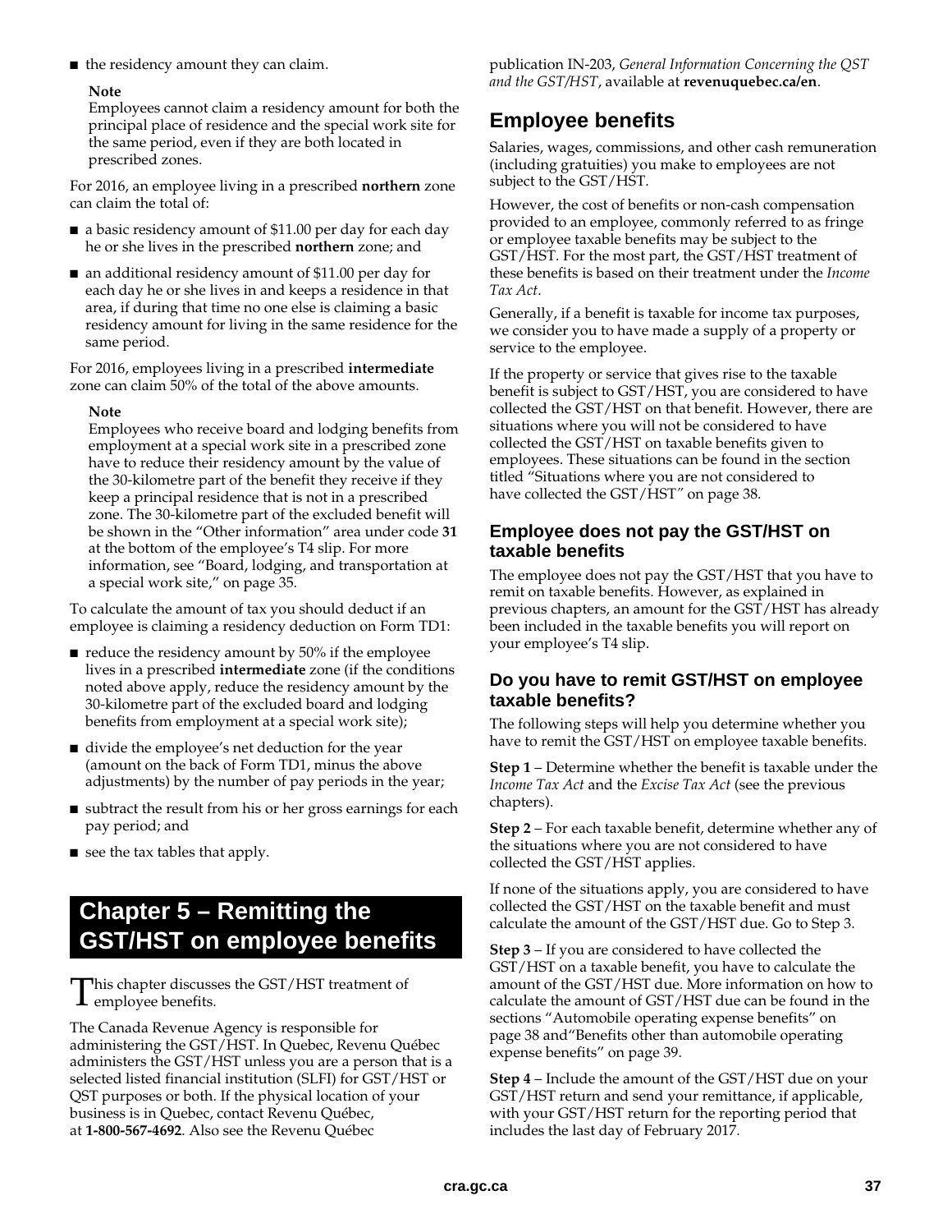- the residency amount they can claim.

**Note**
Employees cannot claim a residency amount for both the principal place of residence and the special work site for the same period, even if they are both located in prescribed zones.

For 2016, an employee living in a prescribed **northern** zone can claim the total of:

- a basic residency amount of $11.00 per day for each day he or she lives in the prescribed **northern** zone; and
- an additional residency amount of $11.00 per day for each day he or she lives in and keeps a residence in that area, if during that time no one else is claiming a basic residency amount for living in the same residence for the same period.

For 2016, employees living in a prescribed **intermediate** zone can claim 50% of the total of the above amounts.

**Note**
Employees who receive board and lodging benefits from employment at a special work site in a prescribed zone have to reduce their residency amount by the value of the 30-kilometre part of the benefit they receive if they keep a principal residence that is not in a prescribed zone. The 30-kilometre part of the excluded benefit will be shown in the "Other information" area under code **31** at the bottom of the employee's T4 slip. For more information, see "Board, lodging, and transportation at a special work site," on page 35.

To calculate the amount of tax you should deduct if an employee is claiming a residency deduction on Form TD1:

- reduce the residency amount by 50% if the employee lives in a prescribed **intermediate** zone (if the conditions noted above apply, reduce the residency amount by the 30-kilometre part of the excluded board and lodging benefits from employment at a special work site);
- divide the employee's net deduction for the year (amount on the back of Form TD1, minus the above adjustments) by the number of pay periods in the year;
- subtract the result from his or her gross earnings for each pay period; and
- see the tax tables that apply.

# Chapter 5 – Remitting the GST/HST on employee benefits

This chapter discusses the GST/HST treatment of employee benefits.

The Canada Revenue Agency is responsible for administering the GST/HST. In Quebec, Revenu Québec administers the GST/HST unless you are a person that is a selected listed financial institution (SLFI) for GST/HST or QST purposes or both. If the physical location of your business is in Quebec, contact Revenu Québec, at **1-800-567-4692**. Also see the Revenu Québec publication IN-203, *General Information Concerning the QST and the GST/HST*, available at **revenuquebec.ca/en**.

## Employee benefits

Salaries, wages, commissions, and other cash remuneration (including gratuities) you make to employees are not subject to the GST/HST.

However, the cost of benefits or non-cash compensation provided to an employee, commonly referred to as fringe or employee taxable benefits may be subject to the GST/HST. For the most part, the GST/HST treatment of these benefits is based on their treatment under the *Income Tax Act*.

Generally, if a benefit is taxable for income tax purposes, we consider you to have made a supply of a property or service to the employee.

If the property or service that gives rise to the taxable benefit is subject to GST/HST, you are considered to have collected the GST/HST on that benefit. However, there are situations where you will not be considered to have collected the GST/HST on taxable benefits given to employees. These situations can be found in the section titled "Situations where you are not considered to have collected the GST/HST" on page 38.

### Employee does not pay the GST/HST on taxable benefits

The employee does not pay the GST/HST that you have to remit on taxable benefits. However, as explained in previous chapters, an amount for the GST/HST has already been included in the taxable benefits you will report on your employee's T4 slip.

### Do you have to remit GST/HST on employee taxable benefits?

The following steps will help you determine whether you have to remit the GST/HST on employee taxable benefits.

**Step 1** – Determine whether the benefit is taxable under the *Income Tax Act* and the *Excise Tax Act* (see the previous chapters).

**Step 2** – For each taxable benefit, determine whether any of the situations where you are not considered to have collected the GST/HST applies.

If none of the situations apply, you are considered to have collected the GST/HST on the taxable benefit and must calculate the amount of the GST/HST due. Go to Step 3.

**Step 3** – If you are considered to have collected the GST/HST on a taxable benefit, you have to calculate the amount of the GST/HST due. More information on how to calculate the amount of GST/HST due can be found in the sections "Automobile operating expense benefits" on page 38 and"Benefits other than automobile operating expense benefits" on page 39.

**Step 4** – Include the amount of the GST/HST due on your GST/HST return and send your remittance, if applicable, with your GST/HST return for the reporting period that includes the last day of February 2017.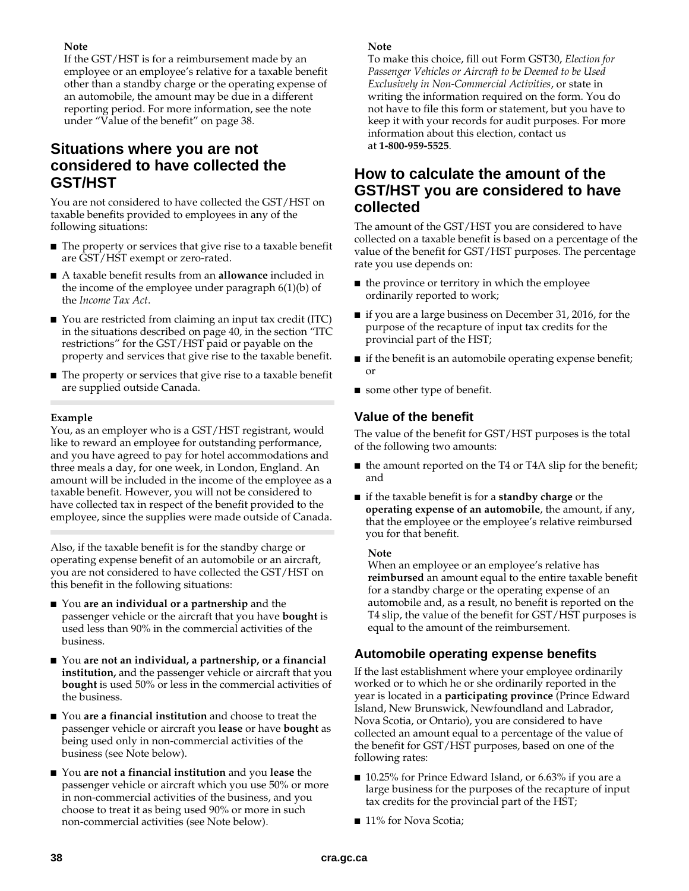**Note**
If the GST/HST is for a reimbursement made by an employee or an employee's relative for a taxable benefit other than a standby charge or the operating expense of an automobile, the amount may be due in a different reporting period. For more information, see the note under "Value of the benefit" on page 38.

## Situations where you are not considered to have collected the GST/HST

You are not considered to have collected the GST/HST on taxable benefits provided to employees in any of the following situations:

- The property or services that give rise to a taxable benefit are GST/HST exempt or zero-rated.
- A taxable benefit results from an **allowance** included in the income of the employee under paragraph 6(1)(b) of the *Income Tax Act*.
- You are restricted from claiming an input tax credit (ITC) in the situations described on page 40, in the section "ITC restrictions" for the GST/HST paid or payable on the property and services that give rise to the taxable benefit.
- The property or services that give rise to a taxable benefit are supplied outside Canada.

**Example**
You, as an employer who is a GST/HST registrant, would like to reward an employee for outstanding performance, and you have agreed to pay for hotel accommodations and three meals a day, for one week, in London, England. An amount will be included in the income of the employee as a taxable benefit. However, you will not be considered to have collected tax in respect of the benefit provided to the employee, since the supplies were made outside of Canada.

Also, if the taxable benefit is for the standby charge or operating expense benefit of an automobile or an aircraft, you are not considered to have collected the GST/HST on this benefit in the following situations:

- You **are an individual or a partnership** and the passenger vehicle or the aircraft that you have **bought** is used less than 90% in the commercial activities of the business.
- You **are not an individual, a partnership, or a financial institution,** and the passenger vehicle or aircraft that you **bought** is used 50% or less in the commercial activities of the business.
- You **are a financial institution** and choose to treat the passenger vehicle or aircraft you **lease** or have **bought** as being used only in non-commercial activities of the business (see Note below).
- You **are not a financial institution** and you **lease** the passenger vehicle or aircraft which you use 50% or more in non-commercial activities of the business, and you choose to treat it as being used 90% or more in such non-commercial activities (see Note below).

**Note**
To make this choice, fill out Form GST30, *Election for Passenger Vehicles or Aircraft to be Deemed to be Used Exclusively in Non-Commercial Activities*, or state in writing the information required on the form. You do not have to file this form or statement, but you have to keep it with your records for audit purposes. For more information about this election, contact us at **1-800-959-5525**.

## How to calculate the amount of the GST/HST you are considered to have collected

The amount of the GST/HST you are considered to have collected on a taxable benefit is based on a percentage of the value of the benefit for GST/HST purposes. The percentage rate you use depends on:

- the province or territory in which the employee ordinarily reported to work;
- if you are a large business on December 31, 2016, for the purpose of the recapture of input tax credits for the provincial part of the HST;
- if the benefit is an automobile operating expense benefit; or
- some other type of benefit.

### Value of the benefit

The value of the benefit for GST/HST purposes is the total of the following two amounts:

- the amount reported on the T4 or T4A slip for the benefit; and
- if the taxable benefit is for a **standby charge** or the **operating expense of an automobile**, the amount, if any, that the employee or the employee's relative reimbursed you for that benefit.

**Note**
When an employee or an employee's relative has **reimbursed** an amount equal to the entire taxable benefit for a standby charge or the operating expense of an automobile and, as a result, no benefit is reported on the T4 slip, the value of the benefit for GST/HST purposes is equal to the amount of the reimbursement.

### Automobile operating expense benefits

If the last establishment where your employee ordinarily worked or to which he or she ordinarily reported in the year is located in a **participating province** (Prince Edward Island, New Brunswick, Newfoundland and Labrador, Nova Scotia, or Ontario), you are considered to have collected an amount equal to a percentage of the value of the benefit for GST/HST purposes, based on one of the following rates:

- 10.25% for Prince Edward Island, or 6.63% if you are a large business for the purposes of the recapture of input tax credits for the provincial part of the HST;
- 11% for Nova Scotia;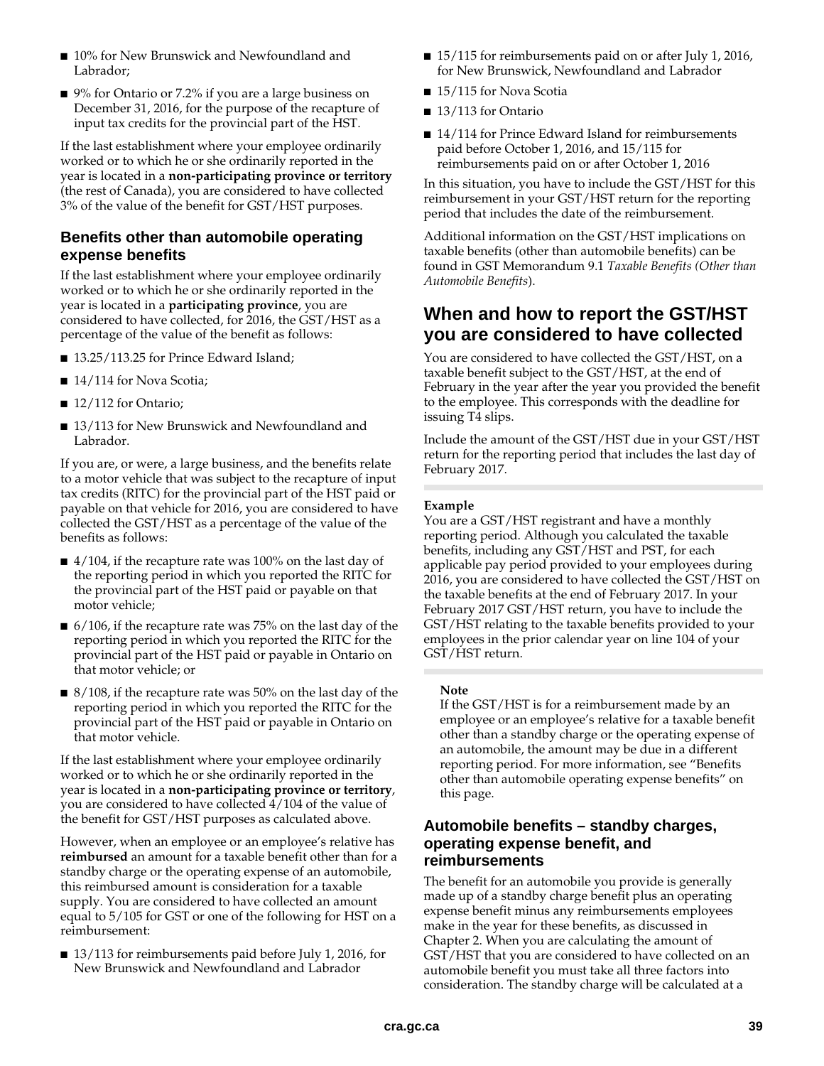- 10% for New Brunswick and Newfoundland and Labrador;
- 9% for Ontario or 7.2% if you are a large business on December 31, 2016, for the purpose of the recapture of input tax credits for the provincial part of the HST.

If the last establishment where your employee ordinarily worked or to which he or she ordinarily reported in the year is located in a **non-participating province or territory** (the rest of Canada), you are considered to have collected 3% of the value of the benefit for GST/HST purposes.

### Benefits other than automobile operating expense benefits

If the last establishment where your employee ordinarily worked or to which he or she ordinarily reported in the year is located in a **participating province**, you are considered to have collected, for 2016, the GST/HST as a percentage of the value of the benefit as follows:

- 13.25/113.25 for Prince Edward Island;
- 14/114 for Nova Scotia;
- 12/112 for Ontario;
- 13/113 for New Brunswick and Newfoundland and Labrador.

If you are, or were, a large business, and the benefits relate to a motor vehicle that was subject to the recapture of input tax credits (RITC) for the provincial part of the HST paid or payable on that vehicle for 2016, you are considered to have collected the GST/HST as a percentage of the value of the benefits as follows:

- 4/104, if the recapture rate was 100% on the last day of the reporting period in which you reported the RITC for the provincial part of the HST paid or payable on that motor vehicle;
- 6/106, if the recapture rate was 75% on the last day of the reporting period in which you reported the RITC for the provincial part of the HST paid or payable in Ontario on that motor vehicle; or
- 8/108, if the recapture rate was 50% on the last day of the reporting period in which you reported the RITC for the provincial part of the HST paid or payable in Ontario on that motor vehicle.

If the last establishment where your employee ordinarily worked or to which he or she ordinarily reported in the year is located in a **non-participating province or territory**, you are considered to have collected 4/104 of the value of the benefit for GST/HST purposes as calculated above.

However, when an employee or an employee's relative has **reimbursed** an amount for a taxable benefit other than for a standby charge or the operating expense of an automobile, this reimbursed amount is consideration for a taxable supply. You are considered to have collected an amount equal to 5/105 for GST or one of the following for HST on a reimbursement:

- 13/113 for reimbursements paid before July 1, 2016, for New Brunswick and Newfoundland and Labrador
- 15/115 for reimbursements paid on or after July 1, 2016, for New Brunswick, Newfoundland and Labrador
- 15/115 for Nova Scotia
- 13/113 for Ontario
- 14/114 for Prince Edward Island for reimbursements paid before October 1, 2016, and 15/115 for reimbursements paid on or after October 1, 2016

In this situation, you have to include the GST/HST for this reimbursement in your GST/HST return for the reporting period that includes the date of the reimbursement.

Additional information on the GST/HST implications on taxable benefits (other than automobile benefits) can be found in GST Memorandum 9.1 *Taxable Benefits (Other than Automobile Benefits)*.

## When and how to report the GST/HST you are considered to have collected

You are considered to have collected the GST/HST, on a taxable benefit subject to the GST/HST, at the end of February in the year after the year you provided the benefit to the employee. This corresponds with the deadline for issuing T4 slips.

Include the amount of the GST/HST due in your GST/HST return for the reporting period that includes the last day of February 2017.

**Example**
You are a GST/HST registrant and have a monthly reporting period. Although you calculated the taxable benefits, including any GST/HST and PST, for each applicable pay period provided to your employees during 2016, you are considered to have collected the GST/HST on the taxable benefits at the end of February 2017. In your February 2017 GST/HST return, you have to include the GST/HST relating to the taxable benefits provided to your employees in the prior calendar year on line 104 of your GST/HST return.

**Note**
If the GST/HST is for a reimbursement made by an employee or an employee's relative for a taxable benefit other than a standby charge or the operating expense of an automobile, the amount may be due in a different reporting period. For more information, see "Benefits other than automobile operating expense benefits" on this page.

### Automobile benefits – standby charges, operating expense benefit, and reimbursements

The benefit for an automobile you provide is generally made up of a standby charge benefit plus an operating expense benefit minus any reimbursements employees make in the year for these benefits, as discussed in Chapter 2. When you are calculating the amount of GST/HST that you are considered to have collected on an automobile benefit you must take all three factors into consideration. The standby charge will be calculated at a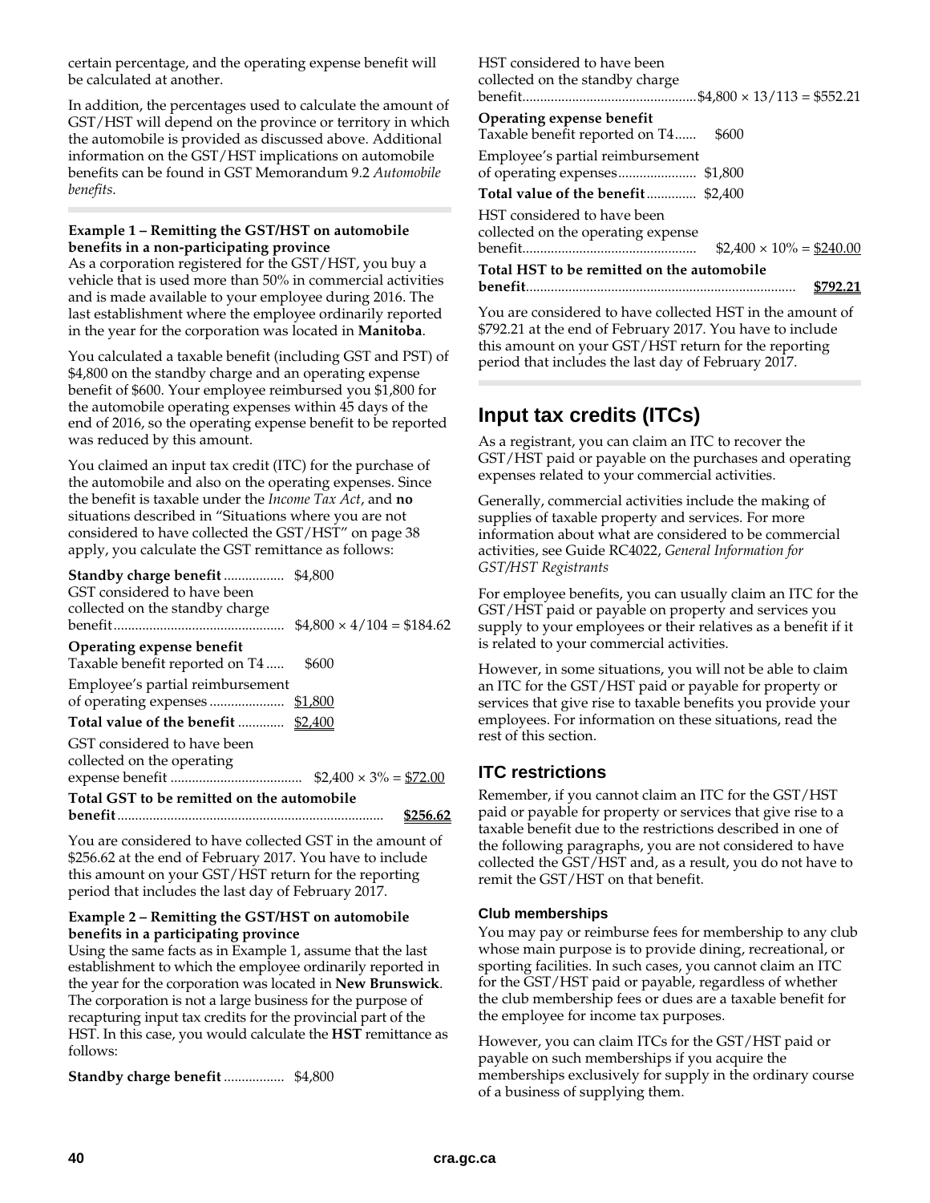certain percentage, and the operating expense benefit will be calculated at another.

In addition, the percentages used to calculate the amount of GST/HST will depend on the province or territory in which the automobile is provided as discussed above. Additional information on the GST/HST implications on automobile benefits can be found in GST Memorandum 9.2 *Automobile benefits*.

**Example 1 – Remitting the GST/HST on automobile benefits in a non-participating province**
As a corporation registered for the GST/HST, you buy a vehicle that is used more than 50% in commercial activities and is made available to your employee during 2016. The last establishment where the employee ordinarily reported in the year for the corporation was located in **Manitoba**.

You calculated a taxable benefit (including GST and PST) of $4,800 on the standby charge and an operating expense benefit of $600. Your employee reimbursed you $1,800 for the automobile operating expenses within 45 days of the end of 2016, so the operating expense benefit to be reported was reduced by this amount.

You claimed an input tax credit (ITC) for the purchase of the automobile and also on the operating expenses. Since the benefit is taxable under the *Income Tax Act*, and **no** situations described in "Situations where you are not considered to have collected the GST/HST" on page 38 apply, you calculate the GST remittance as follows:

| | | |
|---|---|---|
| **Standby charge benefit** | $4,800 | |
| GST considered to have been collected on the standby charge benefit | | $4,800 × 4/104 = $184.62 |
| **Operating expense benefit** | | |
| Taxable benefit reported on T4 | $600 | |
| Employee's partial reimbursement of operating expenses | $1,800 | |
| **Total value of the benefit** | $2,400 | |
| GST considered to have been collected on the operating expense benefit | | $2,400 × 3% = $72.00 |
| **Total GST to be remitted on the automobile benefit** | | **$256.62** |

You are considered to have collected GST in the amount of $256.62 at the end of February 2017. You have to include this amount on your GST/HST return for the reporting period that includes the last day of February 2017.

**Example 2 – Remitting the GST/HST on automobile benefits in a participating province**
Using the same facts as in Example 1, assume that the last establishment to which the employee ordinarily reported in the year for the corporation was located in **New Brunswick**. The corporation is not a large business for the purpose of recapturing input tax credits for the provincial part of the HST. In this case, you would calculate the **HST** remittance as follows:

| | | |
|---|---|---|
| **Standby charge benefit** | $4,800 | |
| HST considered to have been collected on the standby charge benefit | | $4,800 × 13/113 = $552.21 |
| **Operating expense benefit** | | |
| Taxable benefit reported on T4 | $600 | |
| Employee's partial reimbursement of operating expenses | $1,800 | |
| **Total value of the benefit** | $2,400 | |
| HST considered to have been collected on the operating expense benefit | | $2,400 × 10% = $240.00 |
| **Total HST to be remitted on the automobile benefit** | | **$792.21** |

You are considered to have collected HST in the amount of $792.21 at the end of February 2017. You have to include this amount on your GST/HST return for the reporting period that includes the last day of February 2017.

## Input tax credits (ITCs)

As a registrant, you can claim an ITC to recover the GST/HST paid or payable on the purchases and operating expenses related to your commercial activities.

Generally, commercial activities include the making of supplies of taxable property and services. For more information about what are considered to be commercial activities, see Guide RC4022, *General Information for GST/HST Registrants*

For employee benefits, you can usually claim an ITC for the GST/HST paid or payable on property and services you supply to your employees or their relatives as a benefit if it is related to your commercial activities.

However, in some situations, you will not be able to claim an ITC for the GST/HST paid or payable for property or services that give rise to taxable benefits you provide your employees. For information on these situations, read the rest of this section.

### ITC restrictions

Remember, if you cannot claim an ITC for the GST/HST paid or payable for property or services that give rise to a taxable benefit due to the restrictions described in one of the following paragraphs, you are not considered to have collected the GST/HST and, as a result, you do not have to remit the GST/HST on that benefit.

#### Club memberships

You may pay or reimburse fees for membership to any club whose main purpose is to provide dining, recreational, or sporting facilities. In such cases, you cannot claim an ITC for the GST/HST paid or payable, regardless of whether the club membership fees or dues are a taxable benefit for the employee for income tax purposes.

However, you can claim ITCs for the GST/HST paid or payable on such memberships if you acquire the memberships exclusively for supply in the ordinary course of a business of supplying them.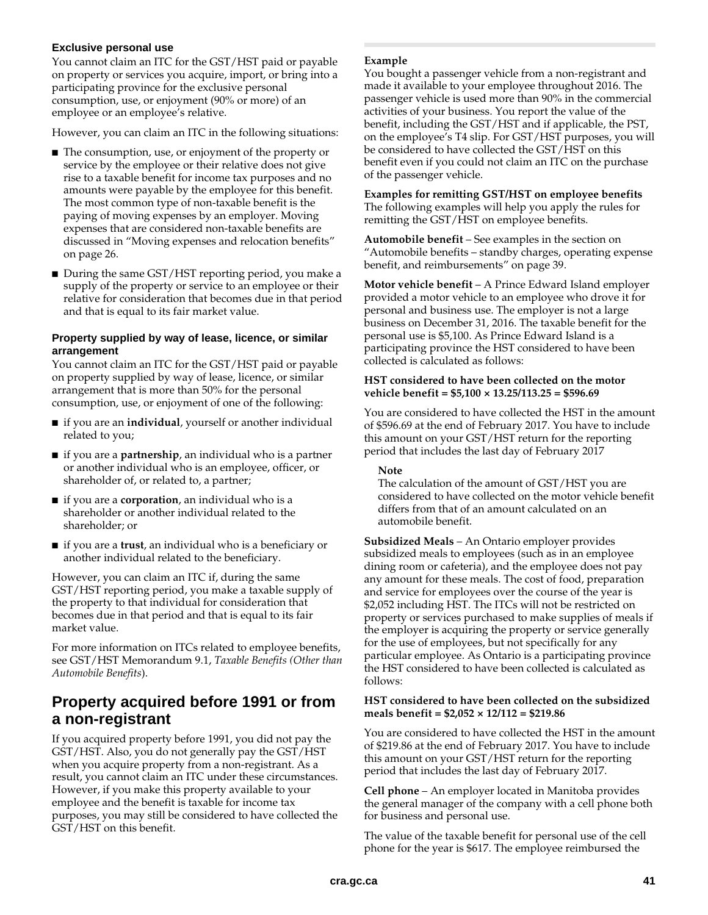### Exclusive personal use

You cannot claim an ITC for the GST/HST paid or payable on property or services you acquire, import, or bring into a participating province for the exclusive personal consumption, use, or enjoyment (90% or more) of an employee or an employee's relative.

However, you can claim an ITC in the following situations:

- The consumption, use, or enjoyment of the property or service by the employee or their relative does not give rise to a taxable benefit for income tax purposes and no amounts were payable by the employee for this benefit. The most common type of non-taxable benefit is the paying of moving expenses by an employer. Moving expenses that are considered non-taxable benefits are discussed in "Moving expenses and relocation benefits" on page 26.
- During the same GST/HST reporting period, you make a supply of the property or service to an employee or their relative for consideration that becomes due in that period and that is equal to its fair market value.

### Property supplied by way of lease, licence, or similar arrangement

You cannot claim an ITC for the GST/HST paid or payable on property supplied by way of lease, licence, or similar arrangement that is more than 50% for the personal consumption, use, or enjoyment of one of the following:

- if you are an **individual**, yourself or another individual related to you;
- if you are a **partnership**, an individual who is a partner or another individual who is an employee, officer, or shareholder of, or related to, a partner;
- if you are a **corporation**, an individual who is a shareholder or another individual related to the shareholder; or
- if you are a **trust**, an individual who is a beneficiary or another individual related to the beneficiary.

However, you can claim an ITC if, during the same GST/HST reporting period, you make a taxable supply of the property to that individual for consideration that becomes due in that period and that is equal to its fair market value.

For more information on ITCs related to employee benefits, see GST/HST Memorandum 9.1, *Taxable Benefits (Other than Automobile Benefits)*.

## Property acquired before 1991 or from a non-registrant

If you acquired property before 1991, you did not pay the GST/HST. Also, you do not generally pay the GST/HST when you acquire property from a non-registrant. As a result, you cannot claim an ITC under these circumstances. However, if you make this property available to your employee and the benefit is taxable for income tax purposes, you may still be considered to have collected the GST/HST on this benefit.

**Example**
You bought a passenger vehicle from a non-registrant and made it available to your employee throughout 2016. The passenger vehicle is used more than 90% in the commercial activities of your business. You report the value of the benefit, including the GST/HST and if applicable, the PST, on the employee's T4 slip. For GST/HST purposes, you will be considered to have collected the GST/HST on this benefit even if you could not claim an ITC on the purchase of the passenger vehicle.

**Examples for remitting GST/HST on employee benefits**
The following examples will help you apply the rules for remitting the GST/HST on employee benefits.

**Automobile benefit** – See examples in the section on "Automobile benefits – standby charges, operating expense benefit, and reimbursements" on page 39.

**Motor vehicle benefit** – A Prince Edward Island employer provided a motor vehicle to an employee who drove it for personal and business use. The employer is not a large business on December 31, 2016. The taxable benefit for the personal use is $5,100. As Prince Edward Island is a participating province the HST considered to have been collected is calculated as follows:

**HST considered to have been collected on the motor vehicle benefit = $5,100 × 13.25/113.25 = $596.69**

You are considered to have collected the HST in the amount of $596.69 at the end of February 2017. You have to include this amount on your GST/HST return for the reporting period that includes the last day of February 2017

> **Note**
> The calculation of the amount of GST/HST you are considered to have collected on the motor vehicle benefit differs from that of an amount calculated on an automobile benefit.

**Subsidized Meals** – An Ontario employer provides subsidized meals to employees (such as in an employee dining room or cafeteria), and the employee does not pay any amount for these meals. The cost of food, preparation and service for employees over the course of the year is $2,052 including HST. The ITCs will not be restricted on property or services purchased to make supplies of meals if the employer is acquiring the property or service generally for the use of employees, but not specifically for any particular employee. As Ontario is a participating province the HST considered to have been collected is calculated as follows:

**HST considered to have been collected on the subsidized meals benefit = $2,052 × 12/112 = $219.86**

You are considered to have collected the HST in the amount of $219.86 at the end of February 2017. You have to include this amount on your GST/HST return for the reporting period that includes the last day of February 2017.

**Cell phone** – An employer located in Manitoba provides the general manager of the company with a cell phone both for business and personal use.

The value of the taxable benefit for personal use of the cell phone for the year is $617. The employee reimbursed the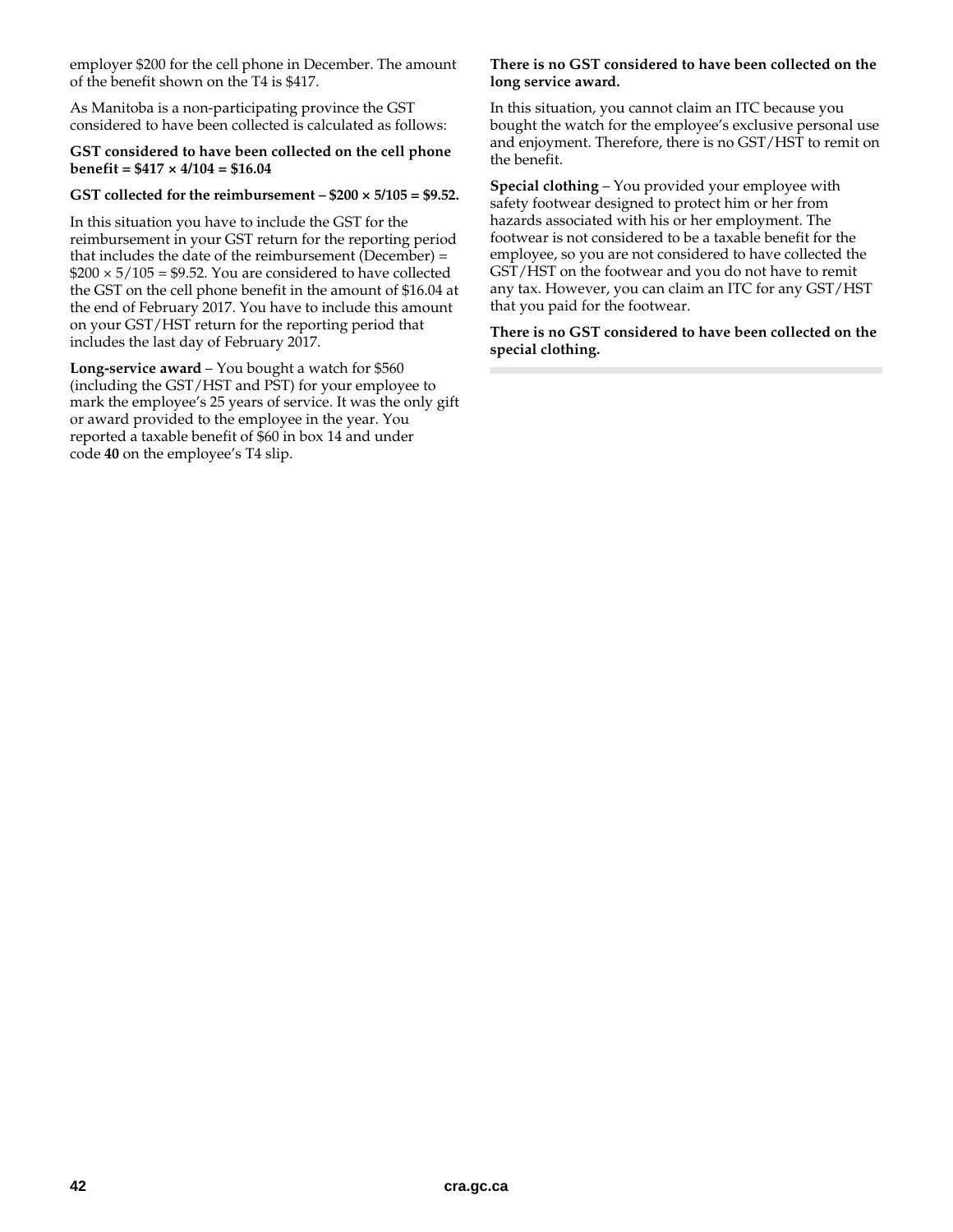employer $200 for the cell phone in December. The amount of the benefit shown on the T4 is $417.

As Manitoba is a non-participating province the GST considered to have been collected is calculated as follows:

**GST considered to have been collected on the cell phone benefit = $417 × 4/104 = $16.04**

**GST collected for the reimbursement – $200 × 5/105 = $9.52.**

In this situation you have to include the GST for the reimbursement in your GST return for the reporting period that includes the date of the reimbursement (December) = $200 × 5/105 = $9.52. You are considered to have collected the GST on the cell phone benefit in the amount of $16.04 at the end of February 2017. You have to include this amount on your GST/HST return for the reporting period that includes the last day of February 2017.

**Long-service award** – You bought a watch for $560 (including the GST/HST and PST) for your employee to mark the employee's 25 years of service. It was the only gift or award provided to the employee in the year. You reported a taxable benefit of $60 in box 14 and under code **40** on the employee's T4 slip.

**There is no GST considered to have been collected on the long service award.**

In this situation, you cannot claim an ITC because you bought the watch for the employee's exclusive personal use and enjoyment. Therefore, there is no GST/HST to remit on the benefit.

**Special clothing** – You provided your employee with safety footwear designed to protect him or her from hazards associated with his or her employment. The footwear is not considered to be a taxable benefit for the employee, so you are not considered to have collected the GST/HST on the footwear and you do not have to remit any tax. However, you can claim an ITC for any GST/HST that you paid for the footwear.

**There is no GST considered to have been collected on the special clothing.**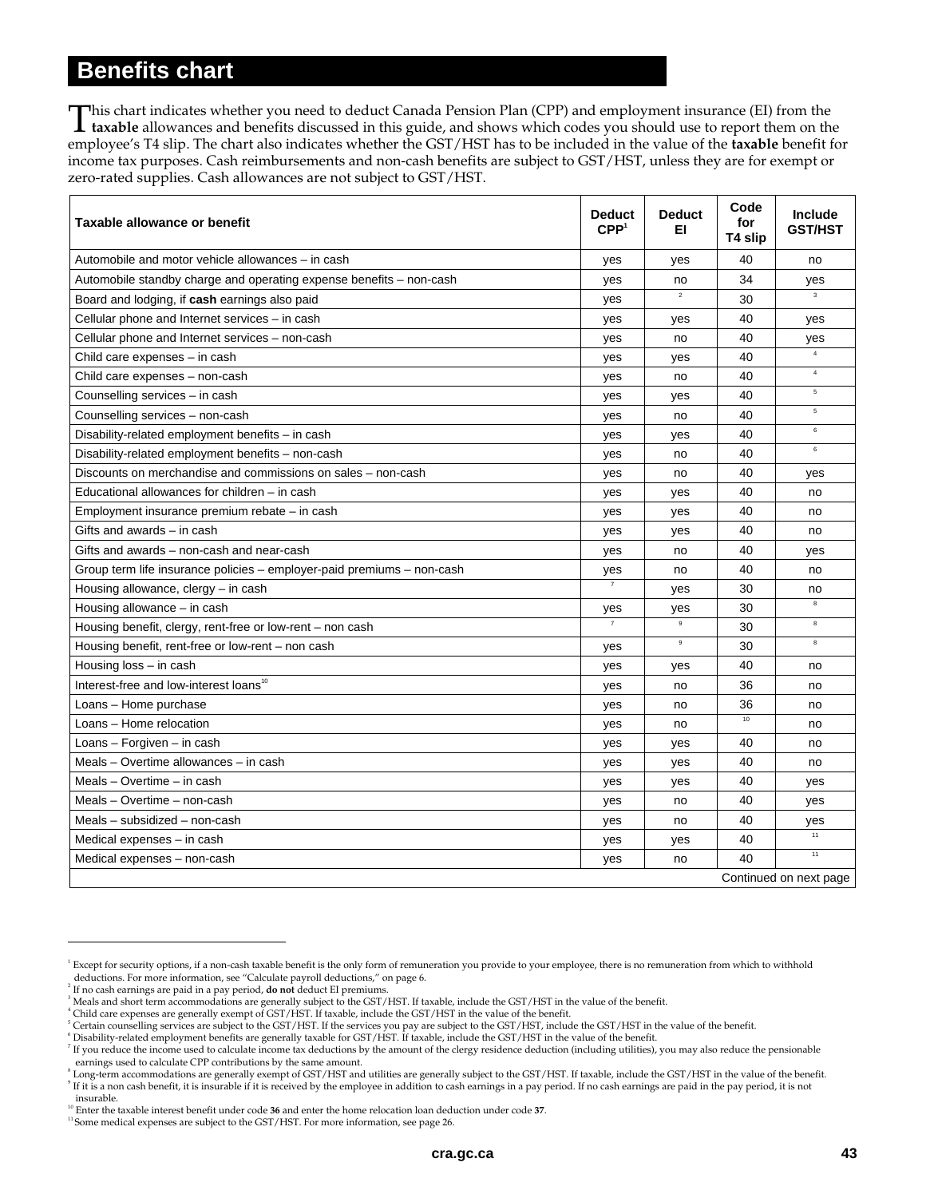## Benefits chart

This chart indicates whether you need to deduct Canada Pension Plan (CPP) and employment insurance (EI) from the **taxable** allowances and benefits discussed in this guide, and shows which codes you should use to report them on the employee's T4 slip. The chart also indicates whether the GST/HST has to be included in the value of the **taxable** benefit for income tax purposes. Cash reimbursements and non-cash benefits are subject to GST/HST, unless they are for exempt or zero-rated supplies. Cash allowances are not subject to GST/HST.

| Taxable allowance or benefit | Deduct CPP[1] | Deduct EI | Code for T4 slip | Include GST/HST |
|---|---|---|---|---|
| Automobile and motor vehicle allowances – in cash | yes | yes | 40 | no |
| Automobile standby charge and operating expense benefits – non-cash | yes | no | 34 | yes |
| Board and lodging, if **cash** earnings also paid | yes | [2] | 30 | [3] |
| Cellular phone and Internet services – in cash | yes | yes | 40 | yes |
| Cellular phone and Internet services – non-cash | yes | no | 40 | yes |
| Child care expenses – in cash | yes | yes | 40 | [4] |
| Child care expenses – non-cash | yes | no | 40 | [4] |
| Counselling services – in cash | yes | yes | 40 | [5] |
| Counselling services – non-cash | yes | no | 40 | [5] |
| Disability-related employment benefits – in cash | yes | yes | 40 | [6] |
| Disability-related employment benefits – non-cash | yes | no | 40 | [6] |
| Discounts on merchandise and commissions on sales – non-cash | yes | no | 40 | yes |
| Educational allowances for children – in cash | yes | yes | 40 | no |
| Employment insurance premium rebate – in cash | yes | yes | 40 | no |
| Gifts and awards – in cash | yes | yes | 40 | no |
| Gifts and awards – non-cash and near-cash | yes | no | 40 | yes |
| Group term life insurance policies – employer-paid premiums – non-cash | yes | no | 40 | no |
| Housing allowance, clergy – in cash | [7] | yes | 30 | no |
| Housing allowance – in cash | yes | yes | 30 | [8] |
| Housing benefit, clergy, rent-free or low-rent – non cash | [7] | [9] | 30 | [8] |
| Housing benefit, rent-free or low-rent – non cash | yes | [9] | 30 | [8] |
| Housing loss – in cash | yes | yes | 40 | no |
| Interest-free and low-interest loans[10] | yes | no | 36 | no |
| Loans – Home purchase | yes | no | 36 | no |
| Loans – Home relocation | yes | no | [10] | no |
| Loans – Forgiven – in cash | yes | yes | 40 | no |
| Meals – Overtime allowances – in cash | yes | yes | 40 | no |
| Meals – Overtime – in cash | yes | yes | 40 | yes |
| Meals – Overtime – non-cash | yes | no | 40 | yes |
| Meals – subsidized – non-cash | yes | no | 40 | yes |
| Medical expenses – in cash | yes | yes | 40 | [11] |
| Medical expenses – non-cash | yes | no | 40 | [11] |

Continued on next page

[1] Except for security options, if a non-cash taxable benefit is the only form of remuneration you provide to your employee, there is no remuneration from which to withhold deductions. For more information, see "Calculate payroll deductions," on page 6.
[2] If no cash earnings are paid in a pay period, **do not** deduct EI premiums.
[3] Meals and short term accommodations are generally subject to the GST/HST. If taxable, include the GST/HST in the value of the benefit.
[4] Child care expenses are generally exempt of GST/HST. If taxable, include the GST/HST in the value of the benefit.
[5] Certain counselling services are subject to the GST/HST. If the services you pay are subject to the GST/HST, include the GST/HST in the value of the benefit.
[6] Disability-related employment benefits are generally taxable for GST/HST. If taxable, include the GST/HST in the value of the benefit.
[7] If you reduce the income used to calculate income tax deductions by the amount of the clergy residence deduction (including utilities), you may also reduce the pensionable earnings used to calculate CPP contributions by the same amount.
[8] Long-term accommodations are generally exempt of GST/HST and utilities are generally subject to the GST/HST. If taxable, include the GST/HST in the value of the benefit.
[9] If it is a non cash benefit, it is insurable if it is received by the employee in addition to cash earnings in a pay period. If no cash earnings are paid in the pay period, it is not insurable.
[10] Enter the taxable interest benefit under code **36** and enter the home relocation loan deduction under code **37**.
[11] Some medical expenses are subject to the GST/HST. For more information, see page 26.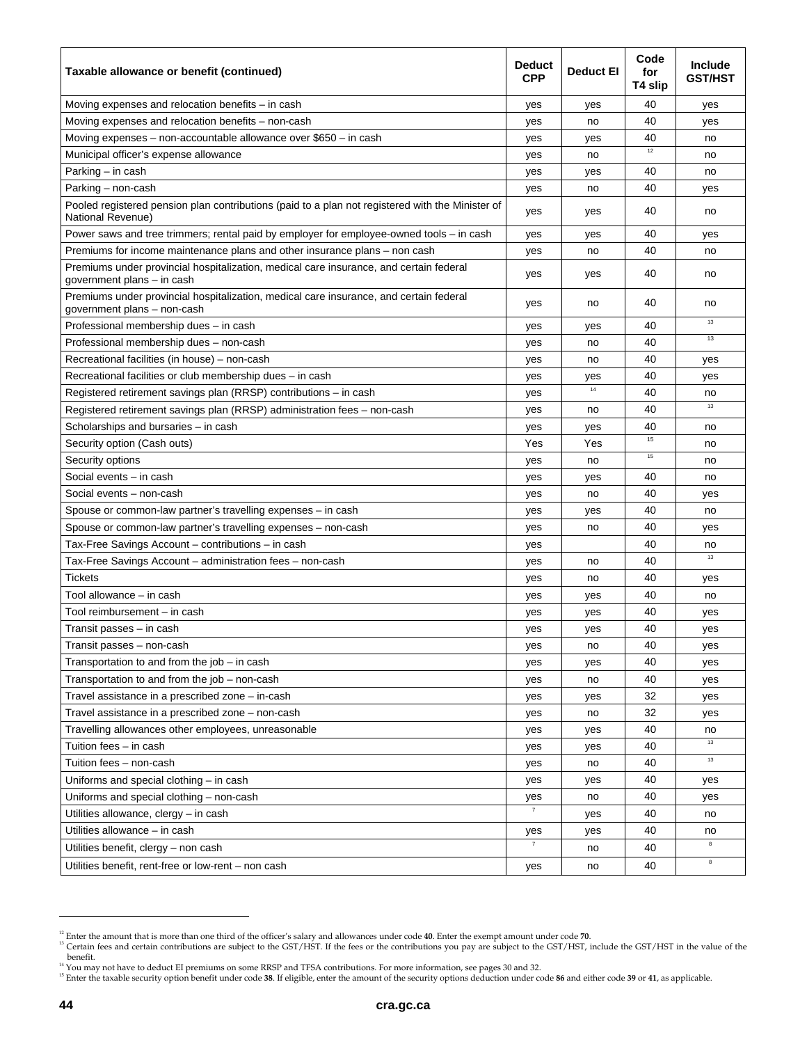| Taxable allowance or benefit (continued) | Deduct CPP | Deduct EI | Code for T4 slip | Include GST/HST |
|---|---|---|---|---|
| Moving expenses and relocation benefits – in cash | yes | yes | 40 | yes |
| Moving expenses and relocation benefits – non-cash | yes | no | 40 | yes |
| Moving expenses – non-accountable allowance over $650 – in cash | yes | yes | 40 | no |
| Municipal officer's expense allowance | yes | no | [12] | no |
| Parking – in cash | yes | yes | 40 | no |
| Parking – non-cash | yes | no | 40 | yes |
| Pooled registered pension plan contributions (paid to a plan not registered with the Minister of National Revenue) | yes | yes | 40 | no |
| Power saws and tree trimmers; rental paid by employer for employee-owned tools – in cash | yes | yes | 40 | yes |
| Premiums for income maintenance plans and other insurance plans – non cash | yes | no | 40 | no |
| Premiums under provincial hospitalization, medical care insurance, and certain federal government plans – in cash | yes | yes | 40 | no |
| Premiums under provincial hospitalization, medical care insurance, and certain federal government plans – non-cash | yes | no | 40 | no |
| Professional membership dues – in cash | yes | yes | 40 | [13] |
| Professional membership dues – non-cash | yes | no | 40 | [13] |
| Recreational facilities (in house) – non-cash | yes | no | 40 | yes |
| Recreational facilities or club membership dues – in cash | yes | yes | 40 | yes |
| Registered retirement savings plan (RRSP) contributions – in cash | yes | [14] | 40 | no |
| Registered retirement savings plan (RRSP) administration fees – non-cash | yes | no | 40 | [13] |
| Scholarships and bursaries – in cash | yes | yes | 40 | no |
| Security option (Cash outs) | Yes | Yes | [15] | no |
| Security options | yes | no | [15] | no |
| Social events – in cash | yes | yes | 40 | no |
| Social events – non-cash | yes | no | 40 | yes |
| Spouse or common-law partner's travelling expenses – in cash | yes | yes | 40 | no |
| Spouse or common-law partner's travelling expenses – non-cash | yes | no | 40 | yes |
| Tax-Free Savings Account – contributions – in cash | yes | | 40 | no |
| Tax-Free Savings Account – administration fees – non-cash | yes | no | 40 | [13] |
| Tickets | yes | no | 40 | yes |
| Tool allowance – in cash | yes | yes | 40 | no |
| Tool reimbursement – in cash | yes | yes | 40 | yes |
| Transit passes – in cash | yes | yes | 40 | yes |
| Transit passes – non-cash | yes | no | 40 | yes |
| Transportation to and from the job – in cash | yes | yes | 40 | yes |
| Transportation to and from the job – non-cash | yes | no | 40 | yes |
| Travel assistance in a prescribed zone – in-cash | yes | yes | 32 | yes |
| Travel assistance in a prescribed zone – non-cash | yes | no | 32 | yes |
| Travelling allowances other employees, unreasonable | yes | yes | 40 | no |
| Tuition fees – in cash | yes | yes | 40 | [13] |
| Tuition fees – non-cash | yes | no | 40 | [13] |
| Uniforms and special clothing – in cash | yes | yes | 40 | yes |
| Uniforms and special clothing – non-cash | yes | no | 40 | yes |
| Utilities allowance, clergy – in cash | [7] | yes | 40 | no |
| Utilities allowance – in cash | yes | yes | 40 | no |
| Utilities benefit, clergy – non cash | [7] | no | 40 | [8] |
| Utilities benefit, rent-free or low-rent – non cash | yes | no | 40 | [8] |

[12] Enter the amount that is more than one third of the officer's salary and allowances under code **40**. Enter the exempt amount under code **70**.

[13] Certain fees and certain contributions are subject to the GST/HST. If the fees or the contributions you pay are subject to the GST/HST, include the GST/HST in the value of the benefit.

[14] You may not have to deduct EI premiums on some RRSP and TFSA contributions. For more information, see pages 30 and 32.

[15] Enter the taxable security option benefit under code **38**. If eligible, enter the amount of the security options deduction under code **86** and either code **39** or **41**, as applicable.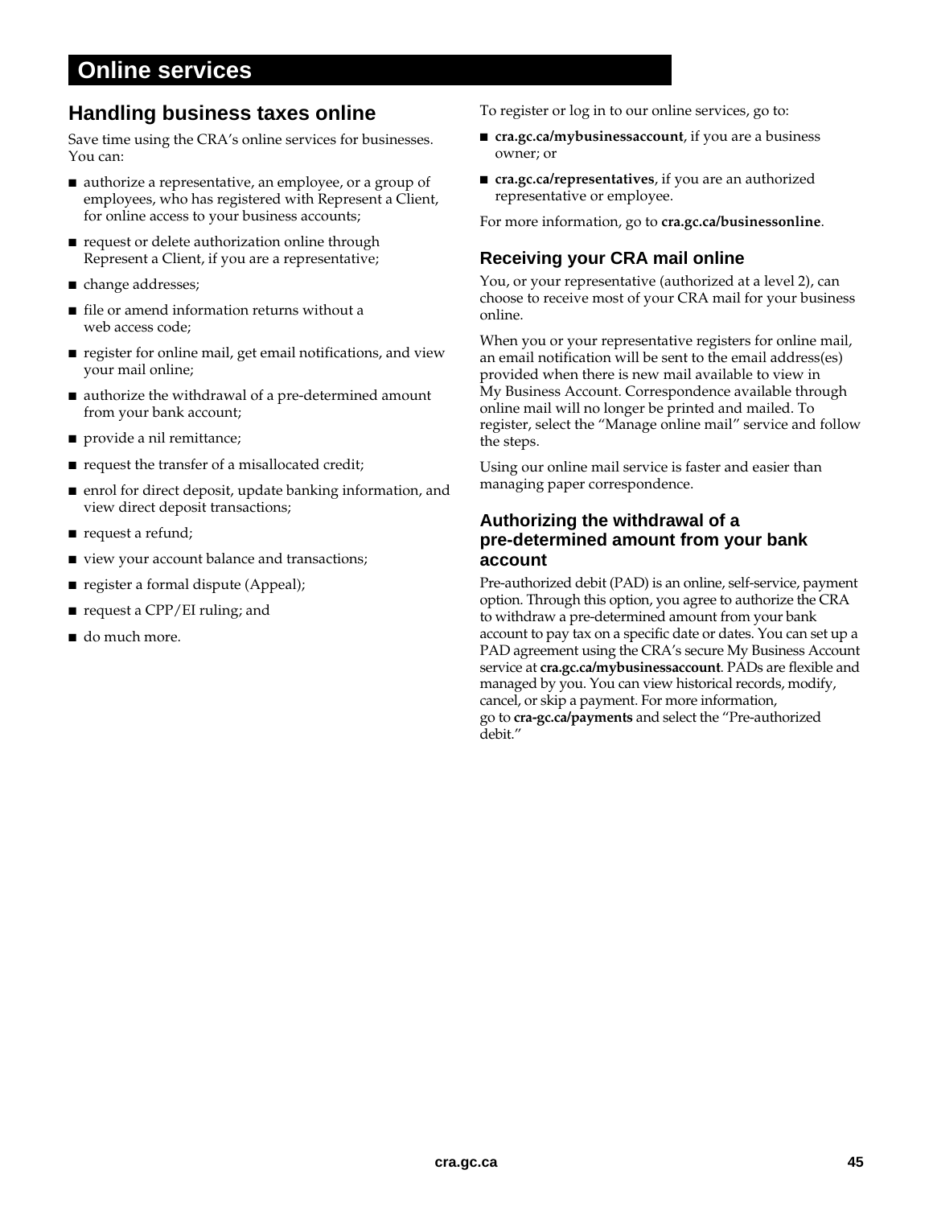# Online services

## Handling business taxes online

Save time using the CRA's online services for businesses. You can:

- authorize a representative, an employee, or a group of employees, who has registered with Represent a Client, for online access to your business accounts;
- request or delete authorization online through Represent a Client, if you are a representative;
- change addresses;
- file or amend information returns without a web access code;
- register for online mail, get email notifications, and view your mail online;
- authorize the withdrawal of a pre-determined amount from your bank account;
- provide a nil remittance;
- request the transfer of a misallocated credit;
- enrol for direct deposit, update banking information, and view direct deposit transactions;
- request a refund;
- view your account balance and transactions;
- register a formal dispute (Appeal);
- request a CPP/EI ruling; and
- do much more.

To register or log in to our online services, go to:

- **cra.gc.ca/mybusinessaccount**, if you are a business owner; or
- **cra.gc.ca/representatives**, if you are an authorized representative or employee.

For more information, go to **cra.gc.ca/businessonline**.

### Receiving your CRA mail online

You, or your representative (authorized at a level 2), can choose to receive most of your CRA mail for your business online.

When you or your representative registers for online mail, an email notification will be sent to the email address(es) provided when there is new mail available to view in My Business Account. Correspondence available through online mail will no longer be printed and mailed. To register, select the "Manage online mail" service and follow the steps.

Using our online mail service is faster and easier than managing paper correspondence.

### Authorizing the withdrawal of a pre-determined amount from your bank account

Pre-authorized debit (PAD) is an online, self-service, payment option. Through this option, you agree to authorize the CRA to withdraw a pre-determined amount from your bank account to pay tax on a specific date or dates. You can set up a PAD agreement using the CRA's secure My Business Account service at **cra.gc.ca/mybusinessaccount**. PADs are flexible and managed by you. You can view historical records, modify, cancel, or skip a payment. For more information, go to **cra-gc.ca/payments** and select the "Pre-authorized debit."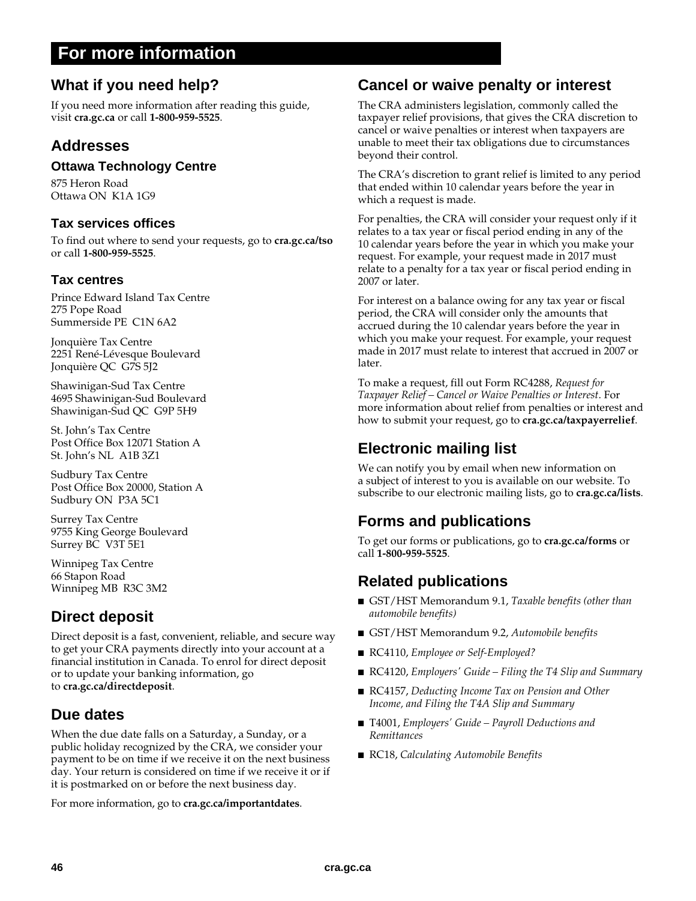# For more information

## What if you need help?

If you need more information after reading this guide, visit **cra.gc.ca** or call **1-800-959-5525**.

## Addresses

### Ottawa Technology Centre

875 Heron Road
Ottawa ON K1A 1G9

### Tax services offices

To find out where to send your requests, go to **cra.gc.ca/tso** or call **1-800-959-5525**.

### Tax centres

Prince Edward Island Tax Centre
275 Pope Road
Summerside PE C1N 6A2

Jonquière Tax Centre
2251 René-Lévesque Boulevard
Jonquière QC G7S 5J2

Shawinigan-Sud Tax Centre
4695 Shawinigan-Sud Boulevard
Shawinigan-Sud QC G9P 5H9

St. John's Tax Centre
Post Office Box 12071 Station A
St. John's NL A1B 3Z1

Sudbury Tax Centre
Post Office Box 20000, Station A
Sudbury ON P3A 5C1

Surrey Tax Centre
9755 King George Boulevard
Surrey BC V3T 5E1

Winnipeg Tax Centre
66 Stapon Road
Winnipeg MB R3C 3M2

## Direct deposit

Direct deposit is a fast, convenient, reliable, and secure way to get your CRA payments directly into your account at a financial institution in Canada. To enrol for direct deposit or to update your banking information, go to **cra.gc.ca/directdeposit**.

## Due dates

When the due date falls on a Saturday, a Sunday, or a public holiday recognized by the CRA, we consider your payment to be on time if we receive it on the next business day. Your return is considered on time if we receive it or if it is postmarked on or before the next business day.

For more information, go to **cra.gc.ca/importantdates**.

## Cancel or waive penalty or interest

The CRA administers legislation, commonly called the taxpayer relief provisions, that gives the CRA discretion to cancel or waive penalties or interest when taxpayers are unable to meet their tax obligations due to circumstances beyond their control.

The CRA's discretion to grant relief is limited to any period that ended within 10 calendar years before the year in which a request is made.

For penalties, the CRA will consider your request only if it relates to a tax year or fiscal period ending in any of the 10 calendar years before the year in which you make your request. For example, your request made in 2017 must relate to a penalty for a tax year or fiscal period ending in 2007 or later.

For interest on a balance owing for any tax year or fiscal period, the CRA will consider only the amounts that accrued during the 10 calendar years before the year in which you make your request. For example, your request made in 2017 must relate to interest that accrued in 2007 or later.

To make a request, fill out Form RC4288, *Request for Taxpayer Relief – Cancel or Waive Penalties or Interest*. For more information about relief from penalties or interest and how to submit your request, go to **cra.gc.ca/taxpayerrelief**.

## Electronic mailing list

We can notify you by email when new information on a subject of interest to you is available on our website. To subscribe to our electronic mailing lists, go to **cra.gc.ca/lists**.

## Forms and publications

To get our forms or publications, go to **cra.gc.ca/forms** or call **1-800-959-5525**.

## Related publications

- GST/HST Memorandum 9.1, *Taxable benefits (other than automobile benefits)*
- GST/HST Memorandum 9.2, *Automobile benefits*
- RC4110, *Employee or Self-Employed?*
- RC4120, *Employers' Guide – Filing the T4 Slip and Summary*
- RC4157, *Deducting Income Tax on Pension and Other Income, and Filing the T4A Slip and Summary*
- T4001, *Employers' Guide – Payroll Deductions and Remittances*
- RC18, *Calculating Automobile Benefits*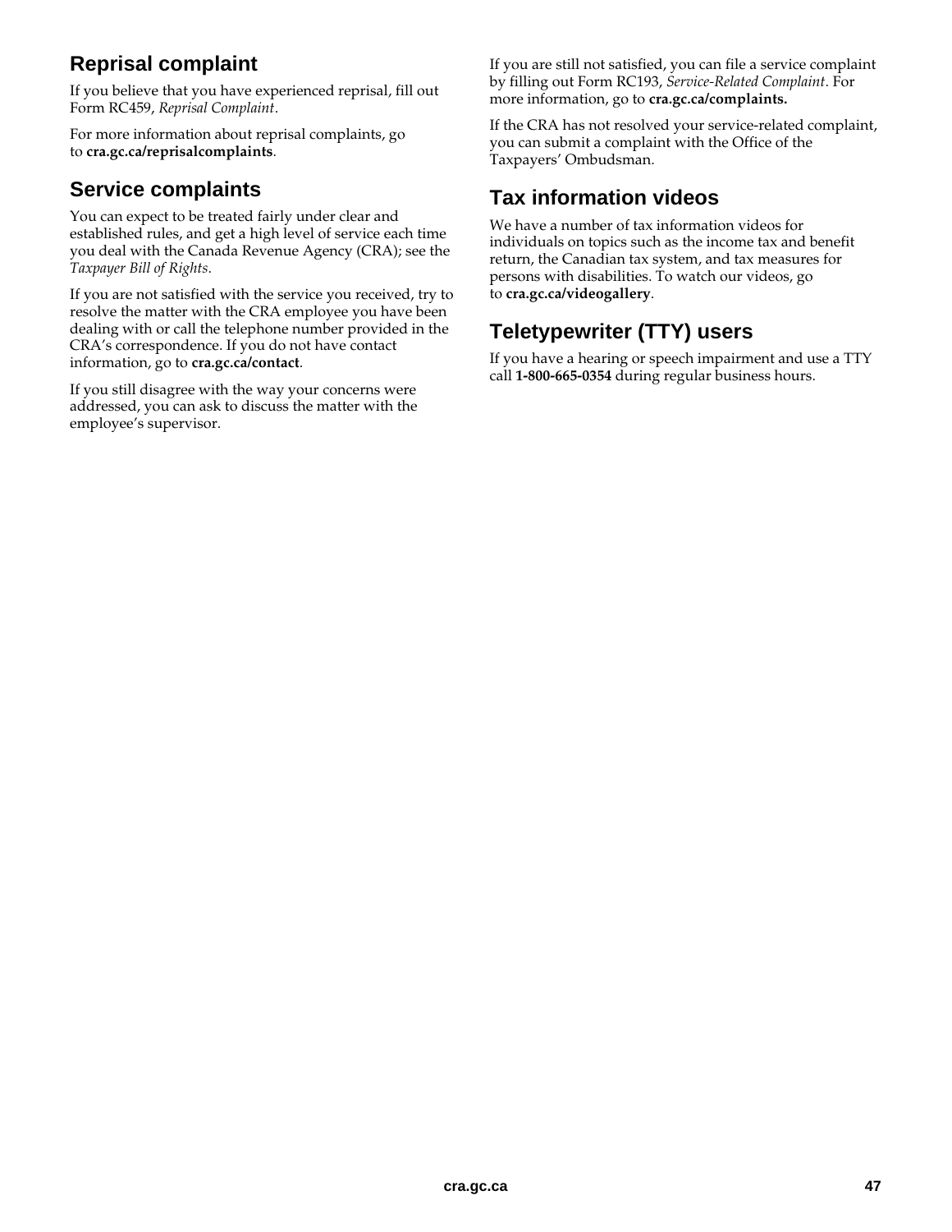## Reprisal complaint

If you believe that you have experienced reprisal, fill out Form RC459, *Reprisal Complaint*.

For more information about reprisal complaints, go to **cra.gc.ca/reprisalcomplaints**.

## Service complaints

You can expect to be treated fairly under clear and established rules, and get a high level of service each time you deal with the Canada Revenue Agency (CRA); see the *Taxpayer Bill of Rights*.

If you are not satisfied with the service you received, try to resolve the matter with the CRA employee you have been dealing with or call the telephone number provided in the CRA's correspondence. If you do not have contact information, go to **cra.gc.ca/contact**.

If you still disagree with the way your concerns were addressed, you can ask to discuss the matter with the employee's supervisor.

If you are still not satisfied, you can file a service complaint by filling out Form RC193, *Service-Related Complaint*. For more information, go to **cra.gc.ca/complaints.**

If the CRA has not resolved your service-related complaint, you can submit a complaint with the Office of the Taxpayers' Ombudsman.

## Tax information videos

We have a number of tax information videos for individuals on topics such as the income tax and benefit return, the Canadian tax system, and tax measures for persons with disabilities. To watch our videos, go to **cra.gc.ca/videogallery**.

## Teletypewriter (TTY) users

If you have a hearing or speech impairment and use a TTY call **1-800-665-0354** during regular business hours.